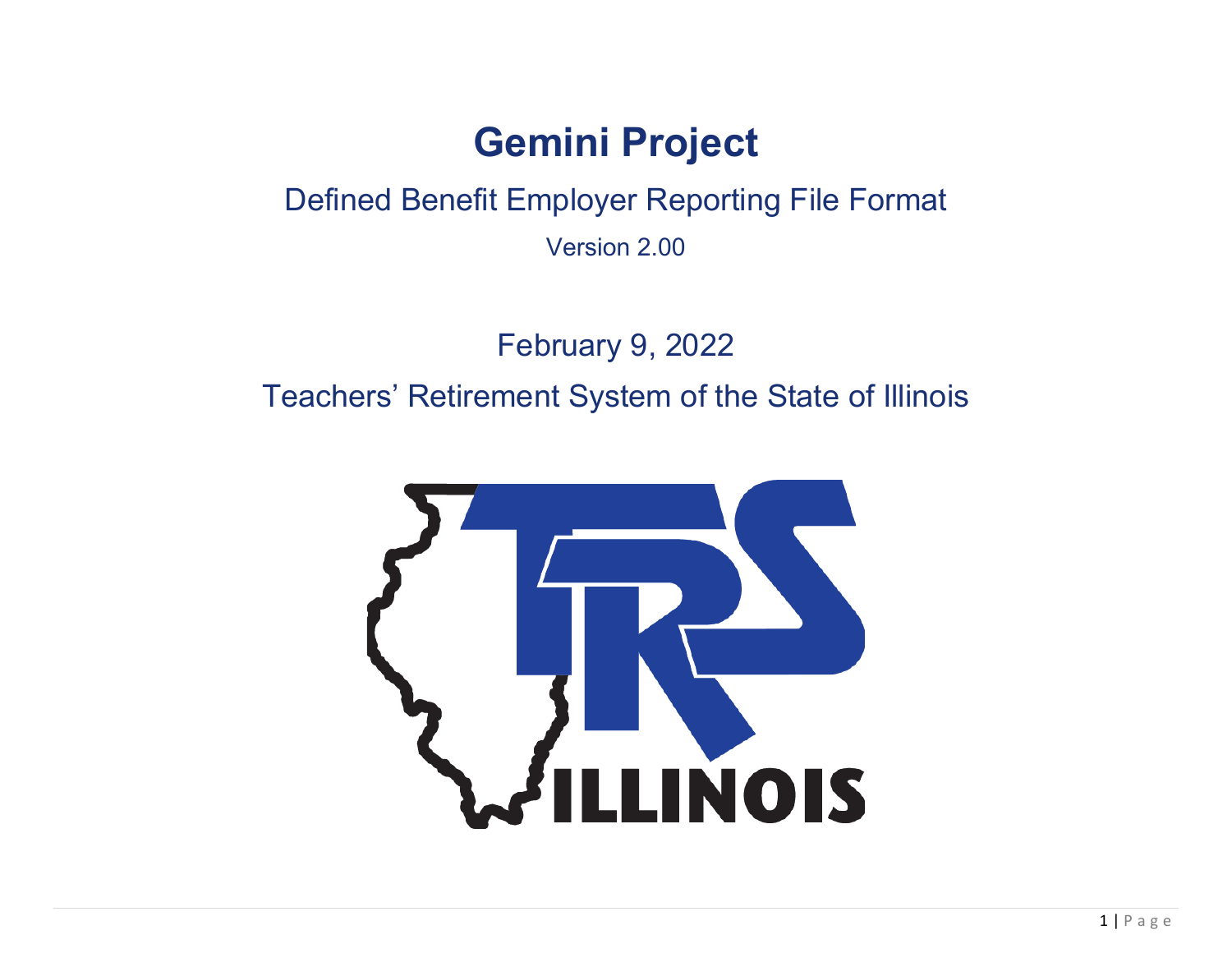# Gemini Project

Defined Benefit Employer Reporting File Format

Version 2.00

February 9, 2022

Teachers' Retirement System of the State of Illinois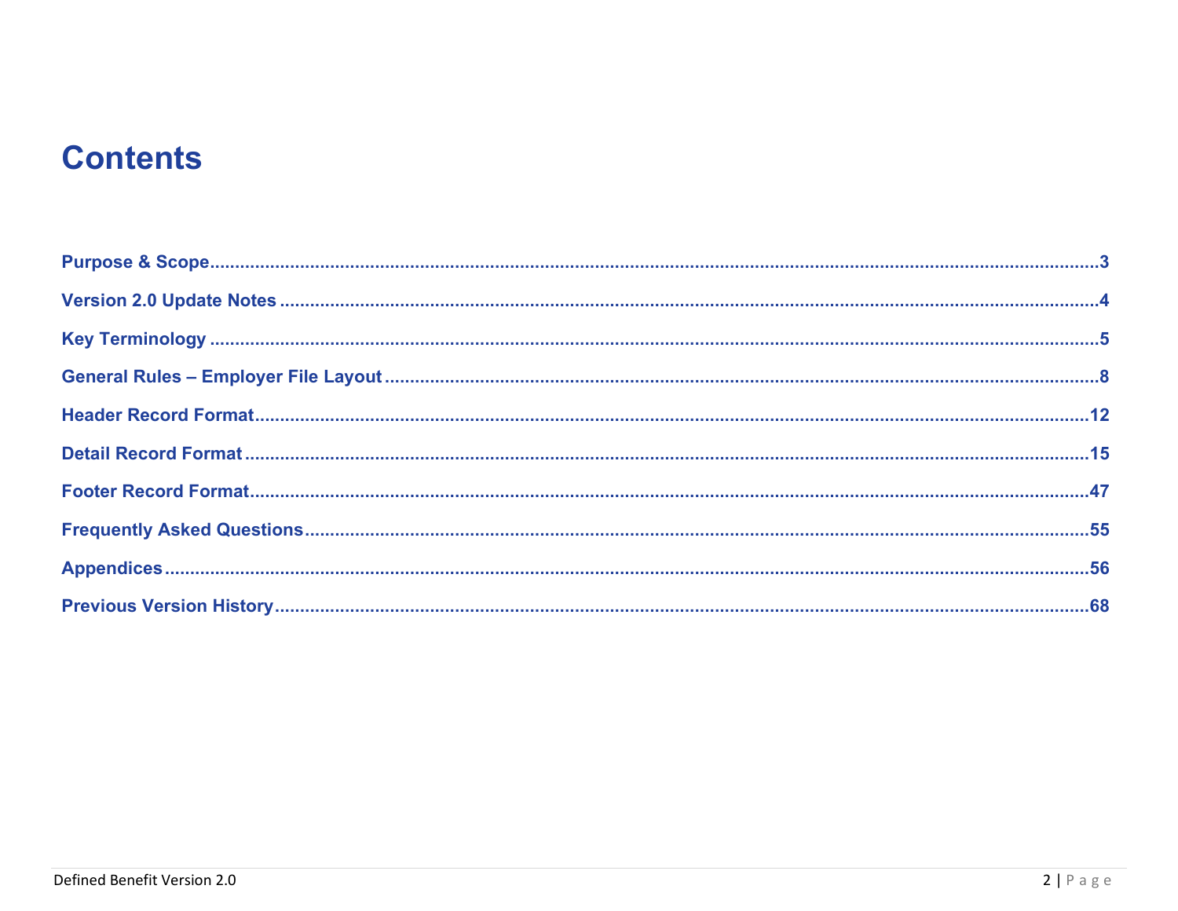# Contents

Purpose & Scope .......... 3

Version 2.0 Update Notes .......... 4

Key Terminology .......... 5

General Rules – Employer File Layout .......... 8

Header Record Format .......... 12

Detail Record Format .......... 15

Footer Record Format .......... 47

Frequently Asked Questions .......... 55

Appendices .......... 56

Previous Version History .......... 68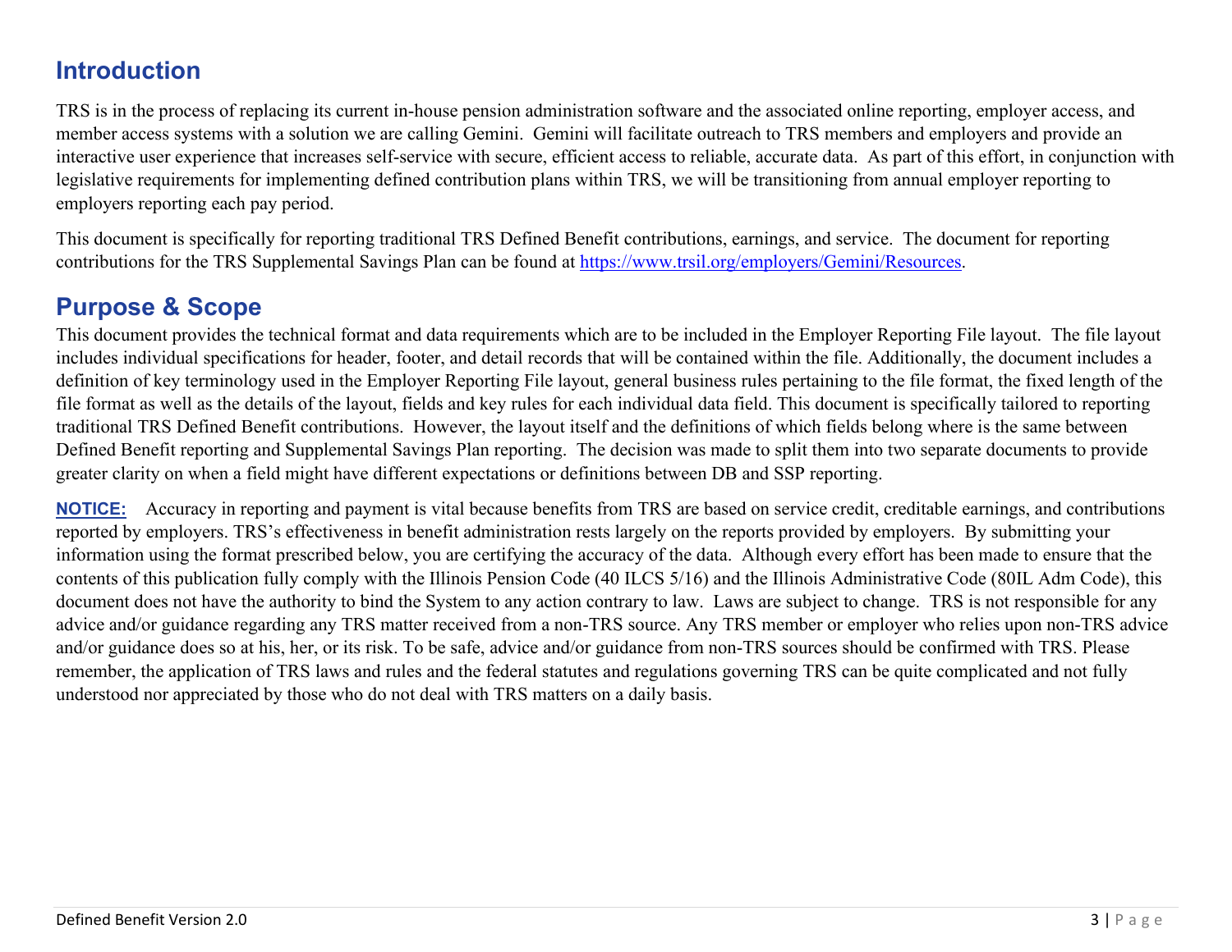## Introduction

TRS is in the process of replacing its current in-house pension administration software and the associated online reporting, employer access, and member access systems with a solution we are calling Gemini. Gemini will facilitate outreach to TRS members and employers and provide an interactive user experience that increases self-service with secure, efficient access to reliable, accurate data. As part of this effort, in conjunction with legislative requirements for implementing defined contribution plans within TRS, we will be transitioning from annual employer reporting to employers reporting each pay period.

This document is specifically for reporting traditional TRS Defined Benefit contributions, earnings, and service. The document for reporting contributions for the TRS Supplemental Savings Plan can be found at https://www.trsil.org/employers/Gemini/Resources.

## Purpose & Scope

This document provides the technical format and data requirements which are to be included in the Employer Reporting File layout. The file layout includes individual specifications for header, footer, and detail records that will be contained within the file. Additionally, the document includes a definition of key terminology used in the Employer Reporting File layout, general business rules pertaining to the file format, the fixed length of the file format as well as the details of the layout, fields and key rules for each individual data field. This document is specifically tailored to reporting traditional TRS Defined Benefit contributions. However, the layout itself and the definitions of which fields belong where is the same between Defined Benefit reporting and Supplemental Savings Plan reporting. The decision was made to split them into two separate documents to provide greater clarity on when a field might have different expectations or definitions between DB and SSP reporting.

**NOTICE:** Accuracy in reporting and payment is vital because benefits from TRS are based on service credit, creditable earnings, and contributions reported by employers. TRS's effectiveness in benefit administration rests largely on the reports provided by employers. By submitting your information using the format prescribed below, you are certifying the accuracy of the data. Although every effort has been made to ensure that the contents of this publication fully comply with the Illinois Pension Code (40 ILCS 5/16) and the Illinois Administrative Code (80IL Adm Code), this document does not have the authority to bind the System to any action contrary to law. Laws are subject to change. TRS is not responsible for any advice and/or guidance regarding any TRS matter received from a non-TRS source. Any TRS member or employer who relies upon non-TRS advice and/or guidance does so at his, her, or its risk. To be safe, advice and/or guidance from non-TRS sources should be confirmed with TRS. Please remember, the application of TRS laws and rules and the federal statutes and regulations governing TRS can be quite complicated and not fully understood nor appreciated by those who do not deal with TRS matters on a daily basis.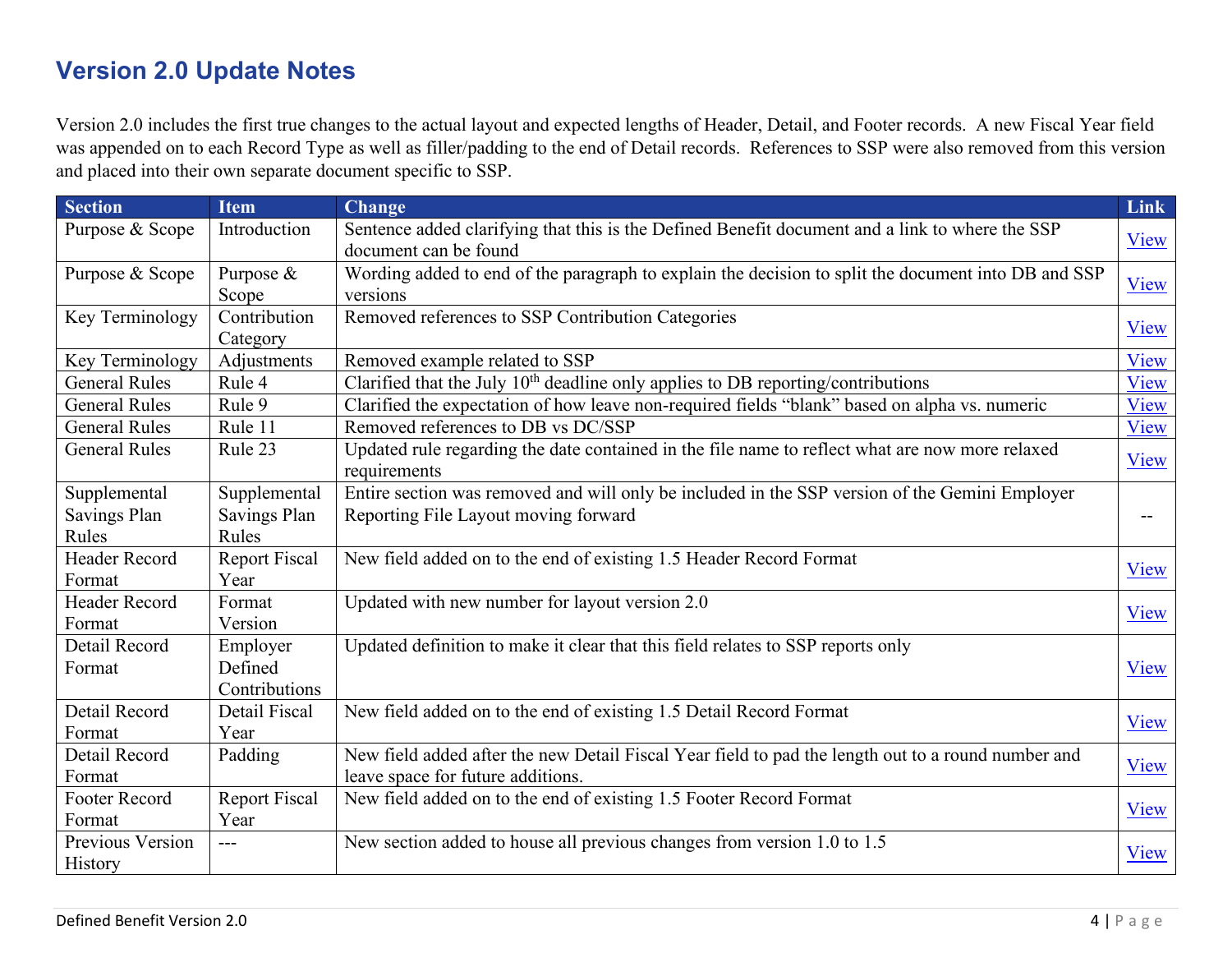## Version 2.0 Update Notes

Version 2.0 includes the first true changes to the actual layout and expected lengths of Header, Detail, and Footer records. A new Fiscal Year field was appended on to each Record Type as well as filler/padding to the end of Detail records. References to SSP were also removed from this version and placed into their own separate document specific to SSP.

| Section | Item | Change | Link |
|---|---|---|---|
| Purpose & Scope | Introduction | Sentence added clarifying that this is the Defined Benefit document and a link to where the SSP document can be found | View |
| Purpose & Scope | Purpose & Scope | Wording added to end of the paragraph to explain the decision to split the document into DB and SSP versions | View |
| Key Terminology | Contribution Category | Removed references to SSP Contribution Categories | View |
| Key Terminology | Adjustments | Removed example related to SSP | View |
| General Rules | Rule 4 | Clarified that the July 10th deadline only applies to DB reporting/contributions | View |
| General Rules | Rule 9 | Clarified the expectation of how leave non-required fields "blank" based on alpha vs. numeric | View |
| General Rules | Rule 11 | Removed references to DB vs DC/SSP | View |
| General Rules | Rule 23 | Updated rule regarding the date contained in the file name to reflect what are now more relaxed requirements | View |
| Supplemental Savings Plan Rules | Supplemental Savings Plan Rules | Entire section was removed and will only be included in the SSP version of the Gemini Employer Reporting File Layout moving forward | -- |
| Header Record Format | Report Fiscal Year | New field added on to the end of existing 1.5 Header Record Format | View |
| Header Record Format | Format Version | Updated with new number for layout version 2.0 | View |
| Detail Record Format | Employer Defined Contributions | Updated definition to make it clear that this field relates to SSP reports only | View |
| Detail Record Format | Detail Fiscal Year | New field added on to the end of existing 1.5 Detail Record Format | View |
| Detail Record Format | Padding | New field added after the new Detail Fiscal Year field to pad the length out to a round number and leave space for future additions. | View |
| Footer Record Format | Report Fiscal Year | New field added on to the end of existing 1.5 Footer Record Format | View |
| Previous Version History | --- | New section added to house all previous changes from version 1.0 to 1.5 | View |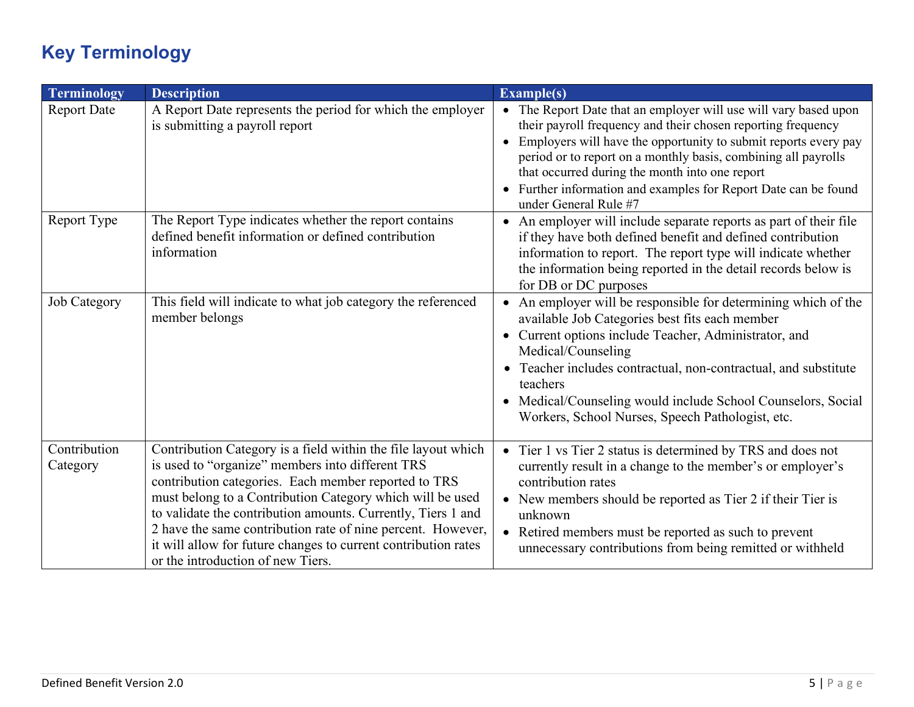## Key Terminology

| Terminology | Description | Example(s) |
|---|---|---|
| Report Date | A Report Date represents the period for which the employer is submitting a payroll report | • The Report Date that an employer will use will vary based upon their payroll frequency and their chosen reporting frequency<br>• Employers will have the opportunity to submit reports every pay period or to report on a monthly basis, combining all payrolls that occurred during the month into one report<br>• Further information and examples for Report Date can be found under General Rule #7 |
| Report Type | The Report Type indicates whether the report contains defined benefit information or defined contribution information | • An employer will include separate reports as part of their file if they have both defined benefit and defined contribution information to report. The report type will indicate whether the information being reported in the detail records below is for DB or DC purposes |
| Job Category | This field will indicate to what job category the referenced member belongs | • An employer will be responsible for determining which of the available Job Categories best fits each member<br>• Current options include Teacher, Administrator, and Medical/Counseling<br>• Teacher includes contractual, non-contractual, and substitute teachers<br>• Medical/Counseling would include School Counselors, Social Workers, School Nurses, Speech Pathologist, etc. |
| Contribution Category | Contribution Category is a field within the file layout which is used to "organize" members into different TRS contribution categories. Each member reported to TRS must belong to a Contribution Category which will be used to validate the contribution amounts. Currently, Tiers 1 and 2 have the same contribution rate of nine percent. However, it will allow for future changes to current contribution rates or the introduction of new Tiers. | • Tier 1 vs Tier 2 status is determined by TRS and does not currently result in a change to the member's or employer's contribution rates<br>• New members should be reported as Tier 2 if their Tier is unknown<br>• Retired members must be reported as such to prevent unnecessary contributions from being remitted or withheld |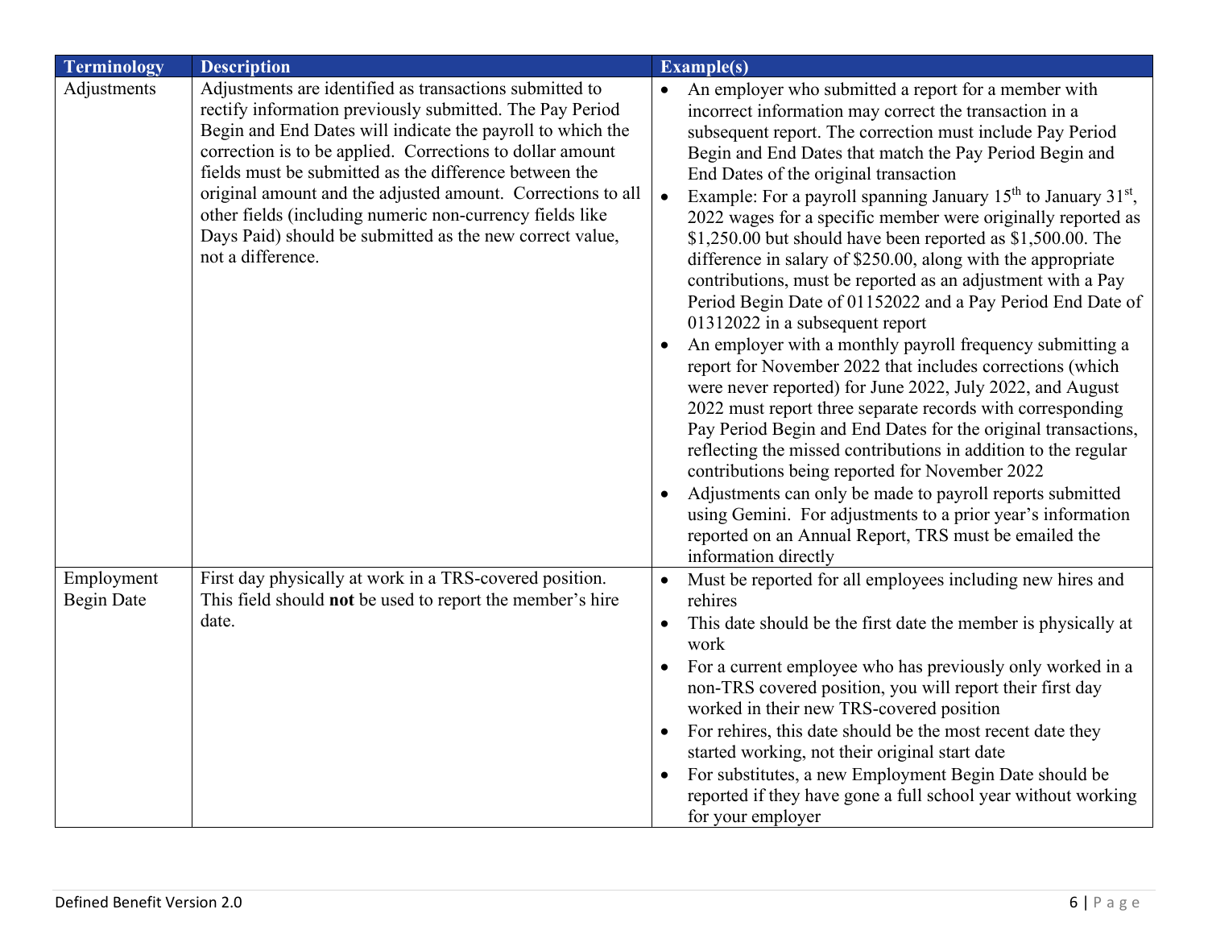| Terminology | Description | Example(s) |
|---|---|---|
| Adjustments | Adjustments are identified as transactions submitted to rectify information previously submitted. The Pay Period Begin and End Dates will indicate the payroll to which the correction is to be applied. Corrections to dollar amount fields must be submitted as the difference between the original amount and the adjusted amount. Corrections to all other fields (including numeric non-currency fields like Days Paid) should be submitted as the new correct value, not a difference. | • An employer who submitted a report for a member with incorrect information may correct the transaction in a subsequent report. The correction must include Pay Period Begin and End Dates that match the Pay Period Begin and End Dates of the original transaction<br>• Example: For a payroll spanning January 15th to January 31st, 2022 wages for a specific member were originally reported as $1,250.00 but should have been reported as $1,500.00. The difference in salary of $250.00, along with the appropriate contributions, must be reported as an adjustment with a Pay Period Begin Date of 01152022 and a Pay Period End Date of 01312022 in a subsequent report<br>• An employer with a monthly payroll frequency submitting a report for November 2022 that includes corrections (which were never reported) for June 2022, July 2022, and August 2022 must report three separate records with corresponding Pay Period Begin and End Dates for the original transactions, reflecting the missed contributions in addition to the regular contributions being reported for November 2022<br>• Adjustments can only be made to payroll reports submitted using Gemini. For adjustments to a prior year's information reported on an Annual Report, TRS must be emailed the information directly |
| Employment Begin Date | First day physically at work in a TRS-covered position. This field should **not** be used to report the member's hire date. | • Must be reported for all employees including new hires and rehires<br>• This date should be the first date the member is physically at work<br>• For a current employee who has previously only worked in a non-TRS covered position, you will report their first day worked in their new TRS-covered position<br>• For rehires, this date should be the most recent date they started working, not their original start date<br>• For substitutes, a new Employment Begin Date should be reported if they have gone a full school year without working for your employer |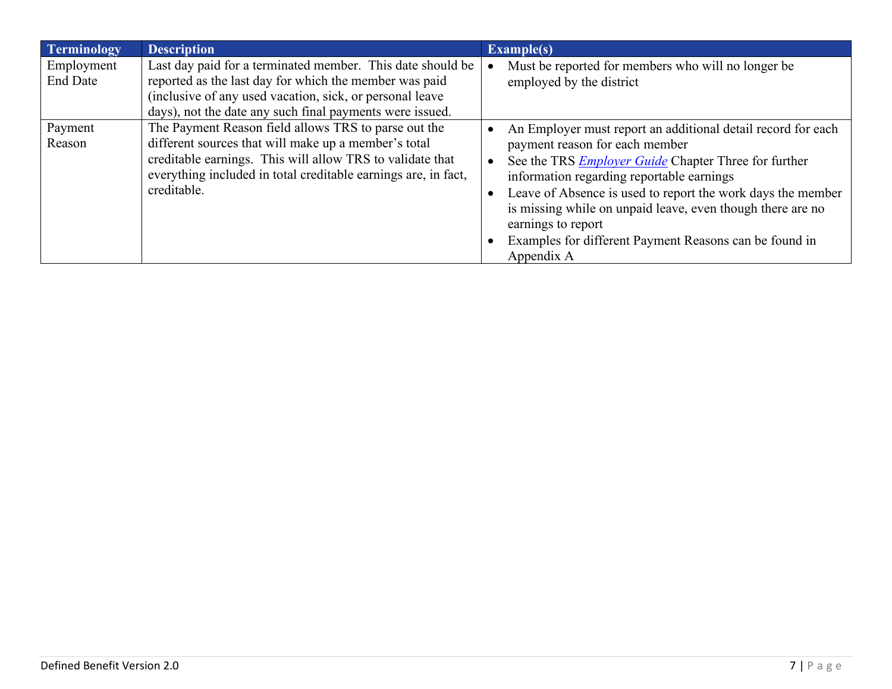| Terminology | Description | Example(s) |
|---|---|---|
| Employment End Date | Last day paid for a terminated member. This date should be reported as the last day for which the member was paid (inclusive of any used vacation, sick, or personal leave days), not the date any such final payments were issued. | • Must be reported for members who will no longer be employed by the district |
| Payment Reason | The Payment Reason field allows TRS to parse out the different sources that will make up a member's total creditable earnings. This will allow TRS to validate that everything included in total creditable earnings are, in fact, creditable. | • An Employer must report an additional detail record for each payment reason for each member<br>• See the TRS *Employer Guide* Chapter Three for further information regarding reportable earnings<br>• Leave of Absence is used to report the work days the member is missing while on unpaid leave, even though there are no earnings to report<br>• Examples for different Payment Reasons can be found in Appendix A |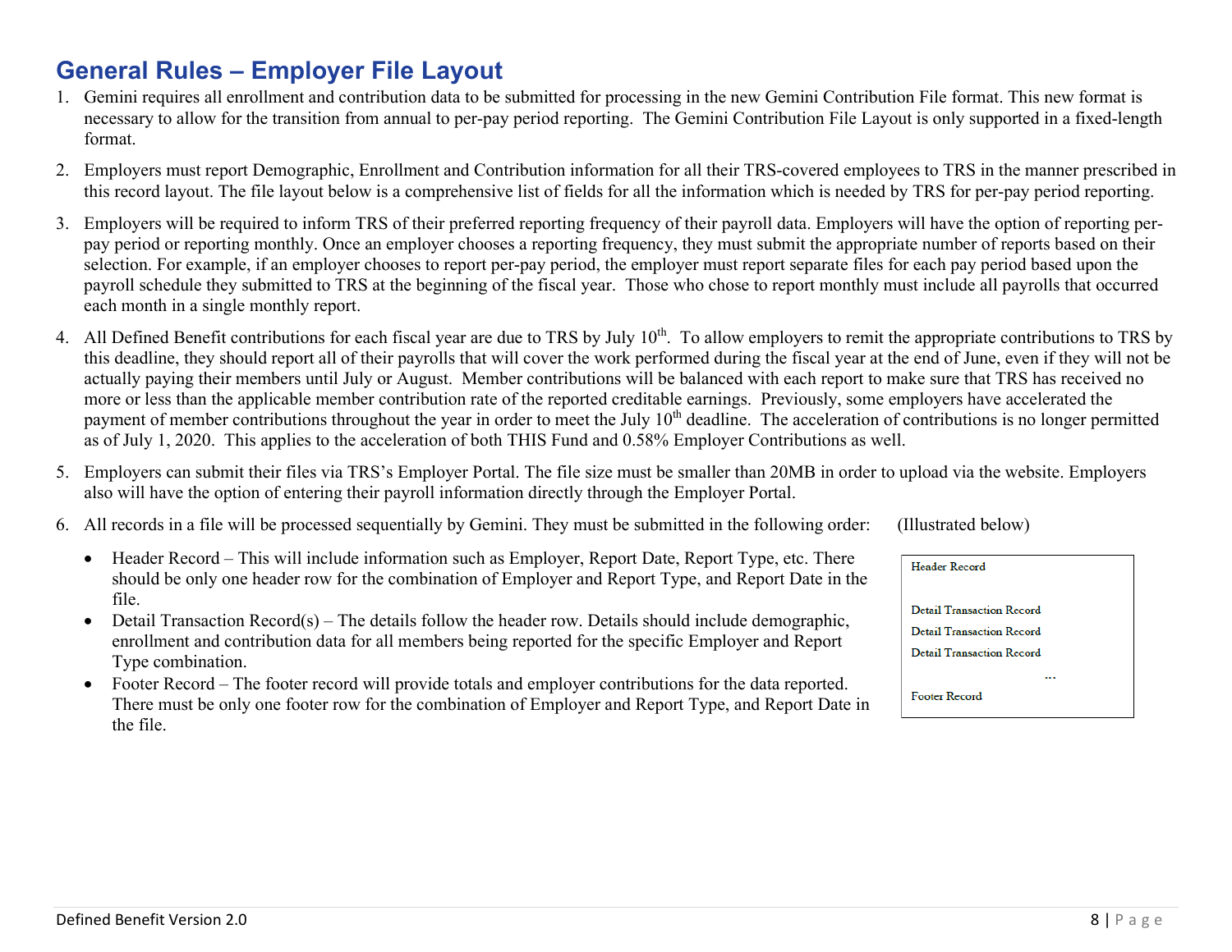## General Rules – Employer File Layout

1. Gemini requires all enrollment and contribution data to be submitted for processing in the new Gemini Contribution File format. This new format is necessary to allow for the transition from annual to per-pay period reporting. The Gemini Contribution File Layout is only supported in a fixed-length format.

2. Employers must report Demographic, Enrollment and Contribution information for all their TRS-covered employees to TRS in the manner prescribed in this record layout. The file layout below is a comprehensive list of fields for all the information which is needed by TRS for per-pay period reporting.

3. Employers will be required to inform TRS of their preferred reporting frequency of their payroll data. Employers will have the option of reporting per-pay period or reporting monthly. Once an employer chooses a reporting frequency, they must submit the appropriate number of reports based on their selection. For example, if an employer chooses to report per-pay period, the employer must report separate files for each pay period based upon the payroll schedule they submitted to TRS at the beginning of the fiscal year. Those who chose to report monthly must include all payrolls that occurred each month in a single monthly report.

4. All Defined Benefit contributions for each fiscal year are due to TRS by July 10th. To allow employers to remit the appropriate contributions to TRS by this deadline, they should report all of their payrolls that will cover the work performed during the fiscal year at the end of June, even if they will not be actually paying their members until July or August. Member contributions will be balanced with each report to make sure that TRS has received no more or less than the applicable member contribution rate of the reported creditable earnings. Previously, some employers have accelerated the payment of member contributions throughout the year in order to meet the July 10th deadline. The acceleration of contributions is no longer permitted as of July 1, 2020. This applies to the acceleration of both THIS Fund and 0.58% Employer Contributions as well.

5. Employers can submit their files via TRS's Employer Portal. The file size must be smaller than 20MB in order to upload via the website. Employers also will have the option of entering their payroll information directly through the Employer Portal.

6. All records in a file will be processed sequentially by Gemini. They must be submitted in the following order: (Illustrated below)

   - Header Record – This will include information such as Employer, Report Date, Report Type, etc. There should be only one header row for the combination of Employer and Report Type, and Report Date in the file.
   - Detail Transaction Record(s) – The details follow the header row. Details should include demographic, enrollment and contribution data for all members being reported for the specific Employer and Report Type combination.
   - Footer Record – The footer record will provide totals and employer contributions for the data reported. There must be only one footer row for the combination of Employer and Report Type, and Report Date in the file.

```
Header Record

Detail Transaction Record
Detail Transaction Record
Detail Transaction Record
...
Footer Record
```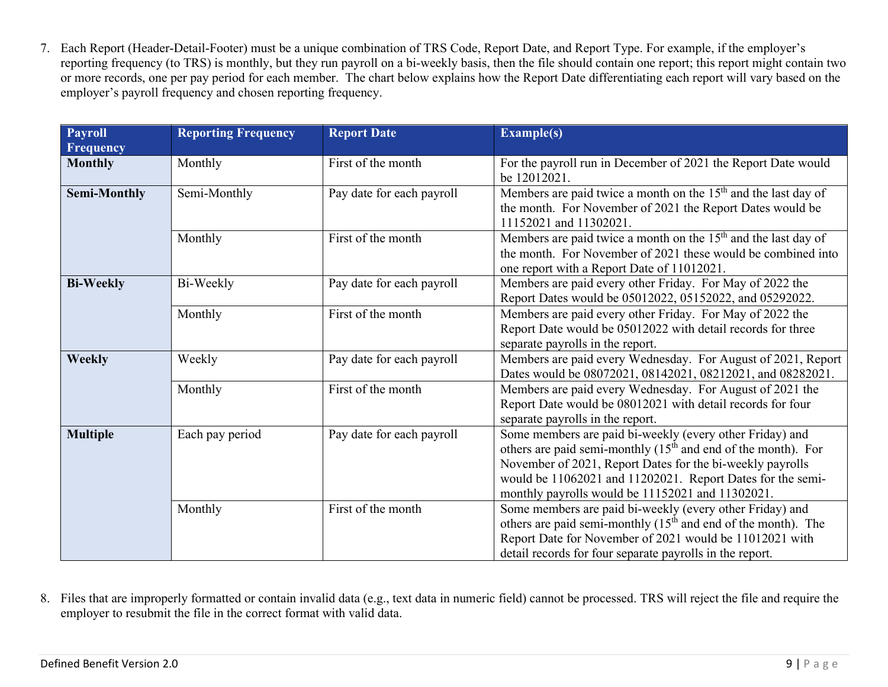7. Each Report (Header-Detail-Footer) must be a unique combination of TRS Code, Report Date, and Report Type. For example, if the employer's reporting frequency (to TRS) is monthly, but they run payroll on a bi-weekly basis, then the file should contain one report; this report might contain two or more records, one per pay period for each member. The chart below explains how the Report Date differentiating each report will vary based on the employer's payroll frequency and chosen reporting frequency.

| Payroll Frequency | Reporting Frequency | Report Date | Example(s) |
|---|---|---|---|
| **Monthly** | Monthly | First of the month | For the payroll run in December of 2021 the Report Date would be 12012021. |
| **Semi-Monthly** | Semi-Monthly | Pay date for each payroll | Members are paid twice a month on the 15th and the last day of the month. For November of 2021 the Report Dates would be 11152021 and 11302021. |
| | Monthly | First of the month | Members are paid twice a month on the 15th and the last day of the month. For November of 2021 these would be combined into one report with a Report Date of 11012021. |
| **Bi-Weekly** | Bi-Weekly | Pay date for each payroll | Members are paid every other Friday. For May of 2022 the Report Dates would be 05012022, 05152022, and 05292022. |
| | Monthly | First of the month | Members are paid every other Friday. For May of 2022 the Report Date would be 05012022 with detail records for three separate payrolls in the report. |
| **Weekly** | Weekly | Pay date for each payroll | Members are paid every Wednesday. For August of 2021, Report Dates would be 08072021, 08142021, 08212021, and 08282021. |
| | Monthly | First of the month | Members are paid every Wednesday. For August of 2021 the Report Date would be 08012021 with detail records for four separate payrolls in the report. |
| **Multiple** | Each pay period | Pay date for each payroll | Some members are paid bi-weekly (every other Friday) and others are paid semi-monthly (15th and end of the month). For November of 2021, Report Dates for the bi-weekly payrolls would be 11062021 and 11202021. Report Dates for the semi-monthly payrolls would be 11152021 and 11302021. |
| | Monthly | First of the month | Some members are paid bi-weekly (every other Friday) and others are paid semi-monthly (15th and end of the month). The Report Date for November of 2021 would be 11012021 with detail records for four separate payrolls in the report. |

8. Files that are improperly formatted or contain invalid data (e.g., text data in numeric field) cannot be processed. TRS will reject the file and require the employer to resubmit the file in the correct format with valid data.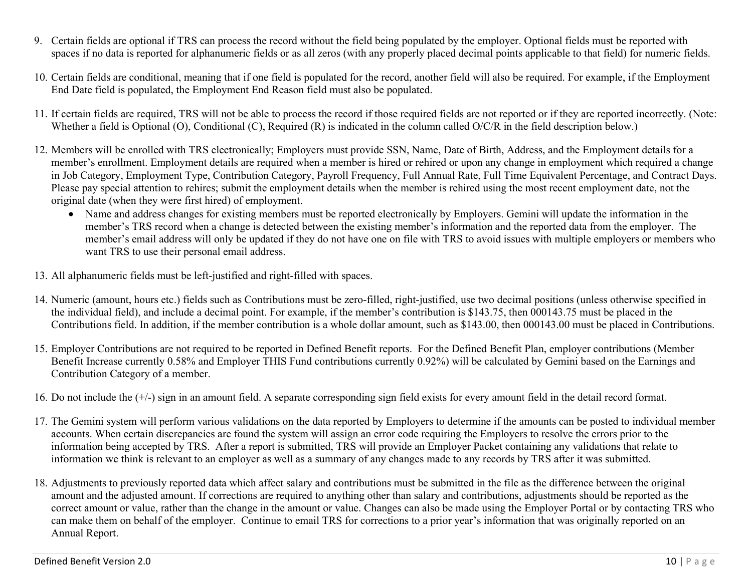9. Certain fields are optional if TRS can process the record without the field being populated by the employer. Optional fields must be reported with spaces if no data is reported for alphanumeric fields or as all zeros (with any properly placed decimal points applicable to that field) for numeric fields.

10. Certain fields are conditional, meaning that if one field is populated for the record, another field will also be required. For example, if the Employment End Date field is populated, the Employment End Reason field must also be populated.

11. If certain fields are required, TRS will not be able to process the record if those required fields are not reported or if they are reported incorrectly. (Note: Whether a field is Optional (O), Conditional (C), Required (R) is indicated in the column called O/C/R in the field description below.)

12. Members will be enrolled with TRS electronically; Employers must provide SSN, Name, Date of Birth, Address, and the Employment details for a member's enrollment. Employment details are required when a member is hired or rehired or upon any change in employment which required a change in Job Category, Employment Type, Contribution Category, Payroll Frequency, Full Annual Rate, Full Time Equivalent Percentage, and Contract Days. Please pay special attention to rehires; submit the employment details when the member is rehired using the most recent employment date, not the original date (when they were first hired) of employment.
    - Name and address changes for existing members must be reported electronically by Employers. Gemini will update the information in the member's TRS record when a change is detected between the existing member's information and the reported data from the employer. The member's email address will only be updated if they do not have one on file with TRS to avoid issues with multiple employers or members who want TRS to use their personal email address.

13. All alphanumeric fields must be left-justified and right-filled with spaces.

14. Numeric (amount, hours etc.) fields such as Contributions must be zero-filled, right-justified, use two decimal positions (unless otherwise specified in the individual field), and include a decimal point. For example, if the member's contribution is $143.75, then 000143.75 must be placed in the Contributions field. In addition, if the member contribution is a whole dollar amount, such as $143.00, then 000143.00 must be placed in Contributions.

15. Employer Contributions are not required to be reported in Defined Benefit reports. For the Defined Benefit Plan, employer contributions (Member Benefit Increase currently 0.58% and Employer THIS Fund contributions currently 0.92%) will be calculated by Gemini based on the Earnings and Contribution Category of a member.

16. Do not include the (+/-) sign in an amount field. A separate corresponding sign field exists for every amount field in the detail record format.

17. The Gemini system will perform various validations on the data reported by Employers to determine if the amounts can be posted to individual member accounts. When certain discrepancies are found the system will assign an error code requiring the Employers to resolve the errors prior to the information being accepted by TRS. After a report is submitted, TRS will provide an Employer Packet containing any validations that relate to information we think is relevant to an employer as well as a summary of any changes made to any records by TRS after it was submitted.

18. Adjustments to previously reported data which affect salary and contributions must be submitted in the file as the difference between the original amount and the adjusted amount. If corrections are required to anything other than salary and contributions, adjustments should be reported as the correct amount or value, rather than the change in the amount or value. Changes can also be made using the Employer Portal or by contacting TRS who can make them on behalf of the employer. Continue to email TRS for corrections to a prior year's information that was originally reported on an Annual Report.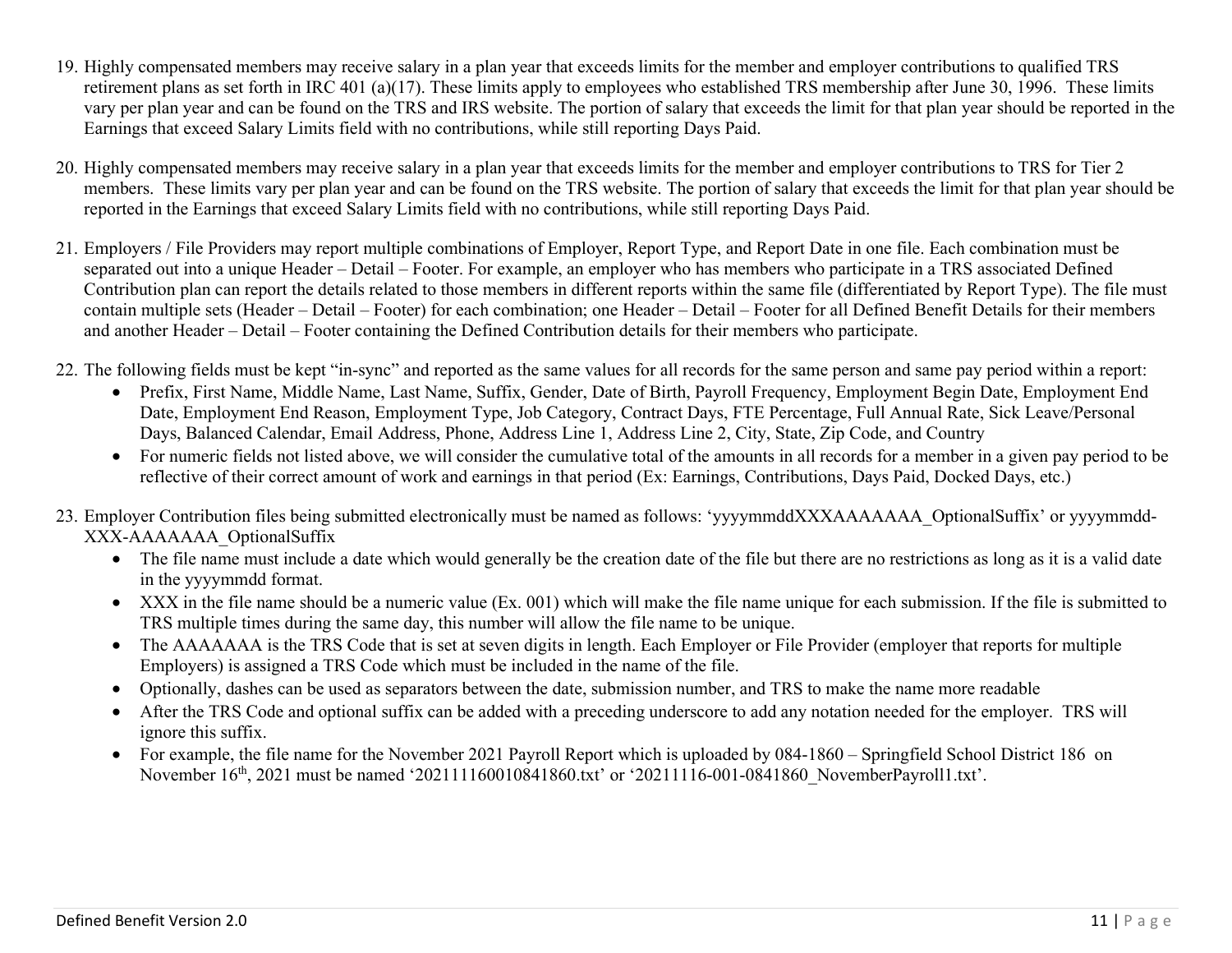19. Highly compensated members may receive salary in a plan year that exceeds limits for the member and employer contributions to qualified TRS retirement plans as set forth in IRC 401 (a)(17). These limits apply to employees who established TRS membership after June 30, 1996. These limits vary per plan year and can be found on the TRS and IRS website. The portion of salary that exceeds the limit for that plan year should be reported in the Earnings that exceed Salary Limits field with no contributions, while still reporting Days Paid.

20. Highly compensated members may receive salary in a plan year that exceeds limits for the member and employer contributions to TRS for Tier 2 members. These limits vary per plan year and can be found on the TRS website. The portion of salary that exceeds the limit for that plan year should be reported in the Earnings that exceed Salary Limits field with no contributions, while still reporting Days Paid.

21. Employers / File Providers may report multiple combinations of Employer, Report Type, and Report Date in one file. Each combination must be separated out into a unique Header – Detail – Footer. For example, an employer who has members who participate in a TRS associated Defined Contribution plan can report the details related to those members in different reports within the same file (differentiated by Report Type). The file must contain multiple sets (Header – Detail – Footer) for each combination; one Header – Detail – Footer for all Defined Benefit Details for their members and another Header – Detail – Footer containing the Defined Contribution details for their members who participate.

22. The following fields must be kept "in-sync" and reported as the same values for all records for the same person and same pay period within a report:
    - Prefix, First Name, Middle Name, Last Name, Suffix, Gender, Date of Birth, Payroll Frequency, Employment Begin Date, Employment End Date, Employment End Reason, Employment Type, Job Category, Contract Days, FTE Percentage, Full Annual Rate, Sick Leave/Personal Days, Balanced Calendar, Email Address, Phone, Address Line 1, Address Line 2, City, State, Zip Code, and Country
    - For numeric fields not listed above, we will consider the cumulative total of the amounts in all records for a member in a given pay period to be reflective of their correct amount of work and earnings in that period (Ex: Earnings, Contributions, Days Paid, Docked Days, etc.)

23. Employer Contribution files being submitted electronically must be named as follows: 'yyyymmddXXXAAAAAAA_OptionalSuffix' or yyyymmdd-XXX-AAAAAAA_OptionalSuffix
    - The file name must include a date which would generally be the creation date of the file but there are no restrictions as long as it is a valid date in the yyyymmdd format.
    - XXX in the file name should be a numeric value (Ex. 001) which will make the file name unique for each submission. If the file is submitted to TRS multiple times during the same day, this number will allow the file name to be unique.
    - The AAAAAAA is the TRS Code that is set at seven digits in length. Each Employer or File Provider (employer that reports for multiple Employers) is assigned a TRS Code which must be included in the name of the file.
    - Optionally, dashes can be used as separators between the date, submission number, and TRS to make the name more readable
    - After the TRS Code and optional suffix can be added with a preceding underscore to add any notation needed for the employer. TRS will ignore this suffix.
    - For example, the file name for the November 2021 Payroll Report which is uploaded by 084-1860 – Springfield School District 186 on November 16th, 2021 must be named '202111160010841860.txt' or '20211116-001-0841860_NovemberPayroll1.txt'.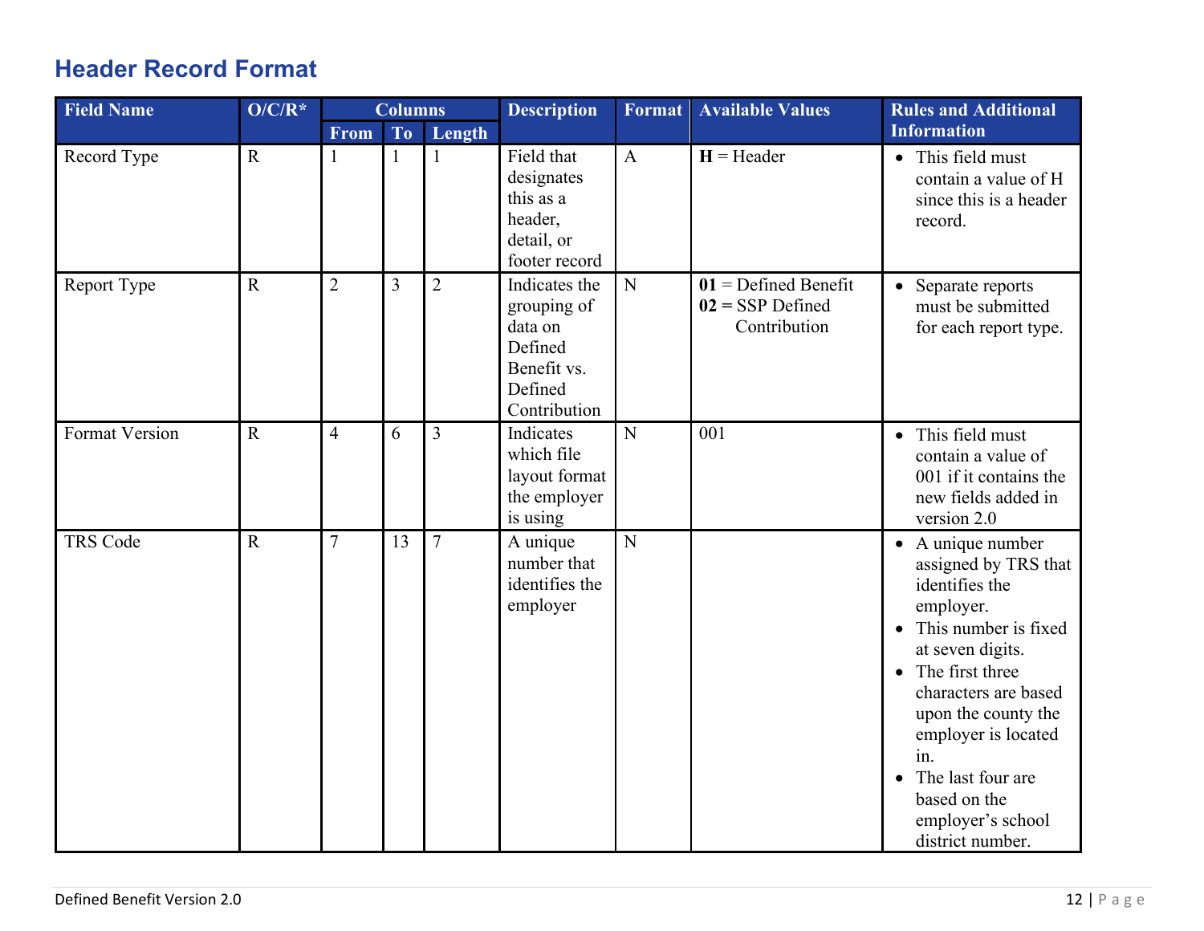## Header Record Format

| Field Name | O/C/R* | Columns | | | Description | Format | Available Values | Rules and Additional Information |
|---|---|---|---|---|---|---|---|---|
| | | From | To | Length | | | | |
| Record Type | R | 1 | 1 | 1 | Field that designates this as a header, detail, or footer record | A | **H** = Header | • This field must contain a value of H since this is a header record. |
| Report Type | R | 2 | 3 | 2 | Indicates the grouping of data on Defined Benefit vs. Defined Contribution | N | **01** = Defined Benefit<br>**02 =** SSP Defined Contribution | • Separate reports must be submitted for each report type. |
| Format Version | R | 4 | 6 | 3 | Indicates which file layout format the employer is using | N | 001 | • This field must contain a value of 001 if it contains the new fields added in version 2.0 |
| TRS Code | R | 7 | 13 | 7 | A unique number that identifies the employer | N | | • A unique number assigned by TRS that identifies the employer.<br>• This number is fixed at seven digits.<br>• The first three characters are based upon the county the employer is located in.<br>• The last four are based on the employer's school district number. |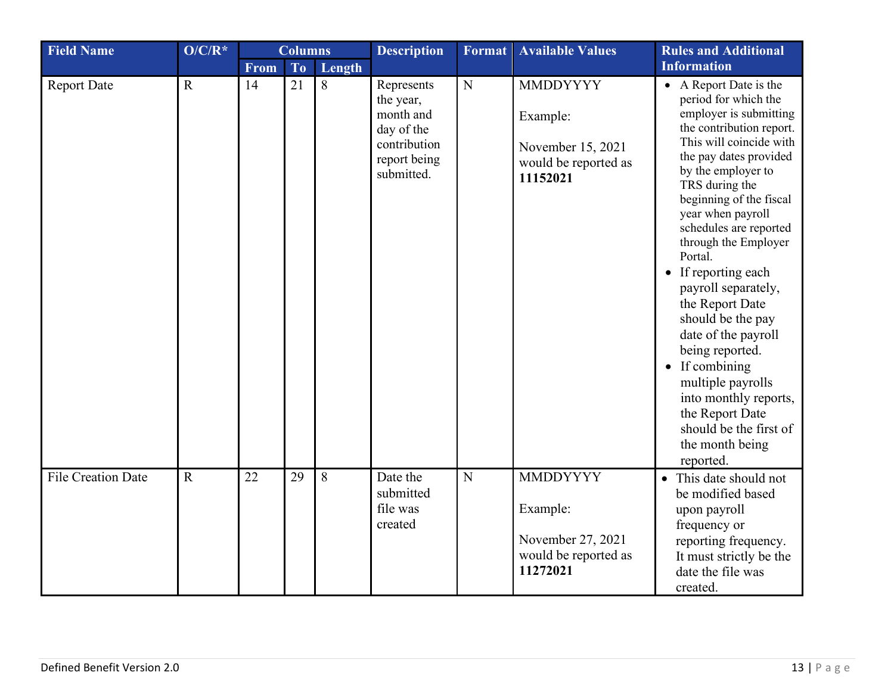| Field Name | O/C/R* | Columns | | | Description | Format | Available Values | Rules and Additional Information |
|---|---|---|---|---|---|---|---|---|
| | | From | To | Length | | | | |
| Report Date | R | 14 | 21 | 8 | Represents the year, month and day of the contribution report being submitted. | N | MMDDYYYY<br><br>Example:<br><br>November 15, 2021 would be reported as **11152021** | • A Report Date is the period for which the employer is submitting the contribution report. This will coincide with the pay dates provided by the employer to TRS during the beginning of the fiscal year when payroll schedules are reported through the Employer Portal.<br>• If reporting each payroll separately, the Report Date should be the pay date of the payroll being reported.<br>• If combining multiple payrolls into monthly reports, the Report Date should be the first of the month being reported. |
| File Creation Date | R | 22 | 29 | 8 | Date the submitted file was created | N | MMDDYYYY<br><br>Example:<br><br>November 27, 2021 would be reported as **11272021** | • This date should not be modified based upon payroll frequency or reporting frequency. It must strictly be the date the file was created. |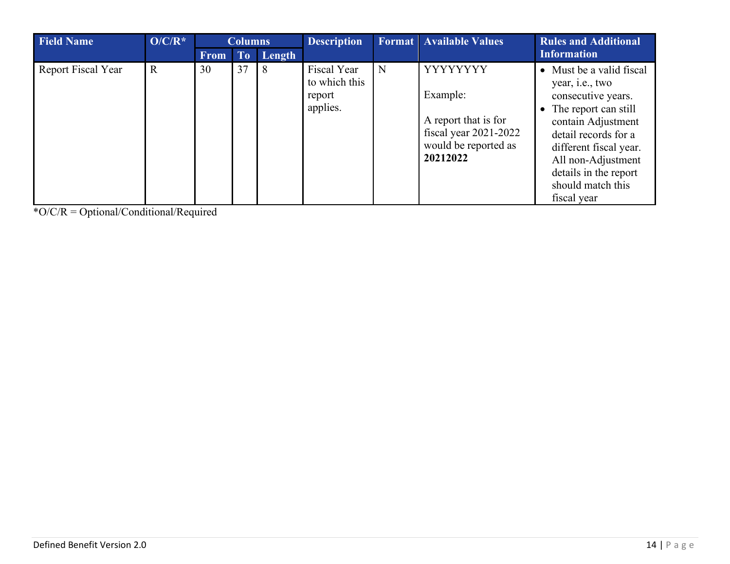| Field Name | O/C/R* | Columns | | | Description | Format | Available Values | Rules and Additional Information |
|---|---|---|---|---|---|---|---|---|
| | | From | To | Length | | | | |
| Report Fiscal Year | R | 30 | 37 | 8 | Fiscal Year to which this report applies. | N | YYYYYYYY<br><br>Example:<br><br>A report that is for fiscal year 2021-2022 would be reported as **20212022** | • Must be a valid fiscal year, i.e., two consecutive years.<br>• The report can still contain Adjustment detail records for a different fiscal year. All non-Adjustment details in the report should match this fiscal year |

*O/C/R = Optional/Conditional/Required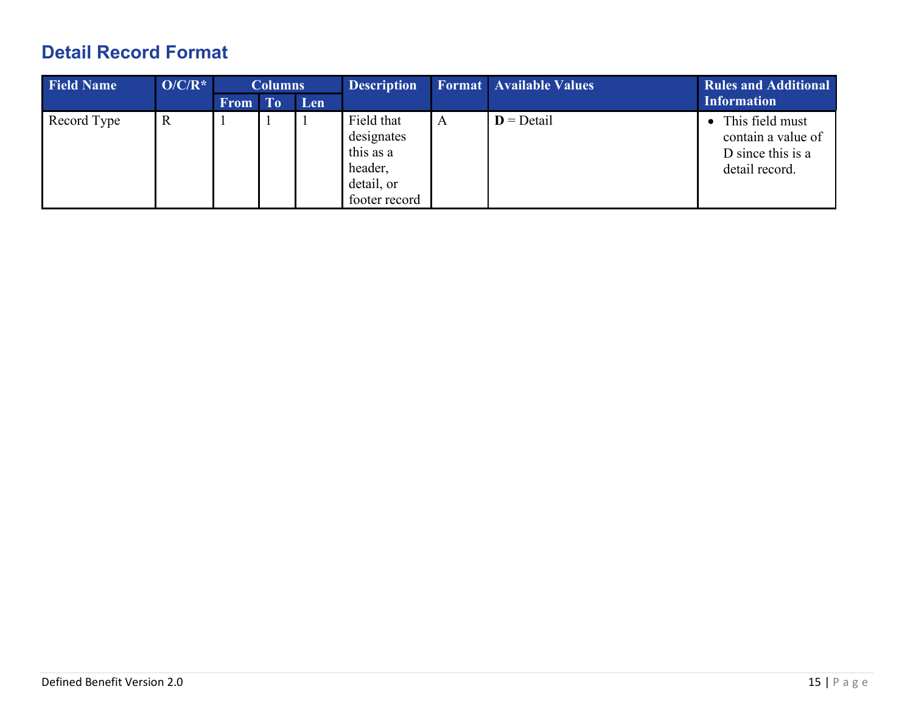## Detail Record Format

| Field Name | O/C/R* | Columns | | | Description | Format | Available Values | Rules and Additional Information |
|---|---|---|---|---|---|---|---|---|
| | | From | To | Len | | | | |
| Record Type | R | 1 | 1 | 1 | Field that designates this as a header, detail, or footer record | A | **D** = Detail | • This field must contain a value of D since this is a detail record. |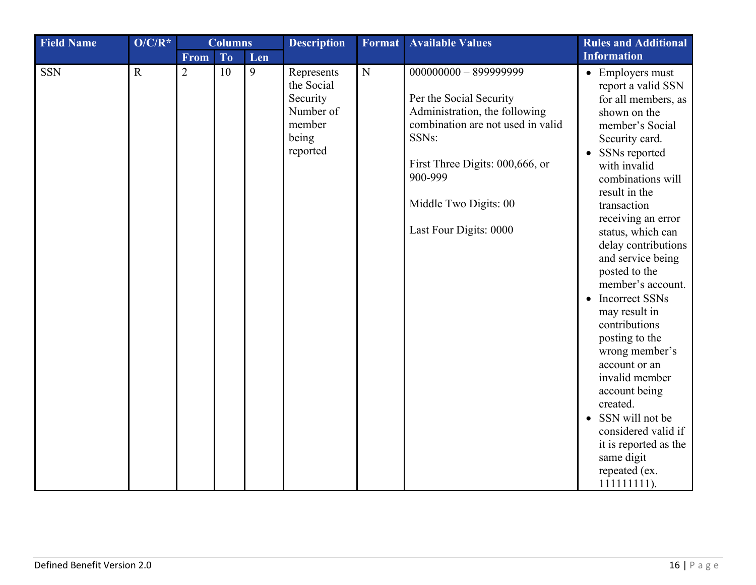| Field Name | O/C/R* | Columns | | | Description | Format | Available Values | Rules and Additional Information |
|---|---|---|---|---|---|---|---|---|
| | | From | To | Len | | | | |
| SSN | R | 2 | 10 | 9 | Represents the Social Security Number of member being reported | N | 000000000 – 899999999<br><br>Per the Social Security Administration, the following combination are not used in valid SSNs:<br><br>First Three Digits: 000,666, or 900-999<br><br>Middle Two Digits: 00<br><br>Last Four Digits: 0000 | • Employers must report a valid SSN for all members, as shown on the member's Social Security card.<br>• SSNs reported with invalid combinations will result in the transaction receiving an error status, which can delay contributions and service being posted to the member's account.<br>• Incorrect SSNs may result in contributions posting to the wrong member's account or an invalid member account being created.<br>• SSN will not be considered valid if it is reported as the same digit repeated (ex. 111111111). |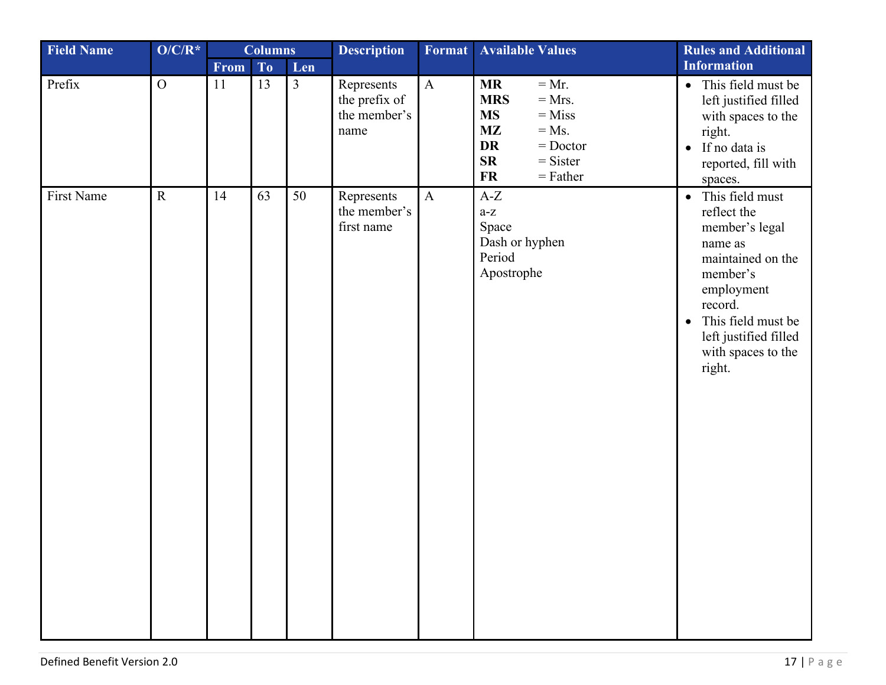| Field Name | O/C/R* | Columns | | | Description | Format | Available Values | Rules and Additional Information |
|---|---|---|---|---|---|---|---|---|
| | | From | To | Len | | | | |
| Prefix | O | 11 | 13 | 3 | Represents the prefix of the member's name | A | **MR** = Mr.<br>**MRS** = Mrs.<br>**MS** = Miss<br>**MZ** = Ms.<br>**DR** = Doctor<br>**SR** = Sister<br>**FR** = Father | • This field must be left justified filled with spaces to the right.<br>• If no data is reported, fill with spaces. |
| First Name | R | 14 | 63 | 50 | Represents the member's first name | A | A-Z<br>a-z<br>Space<br>Dash or hyphen<br>Period<br>Apostrophe | • This field must reflect the member's legal name as maintained on the member's employment record.<br>• This field must be left justified filled with spaces to the right. |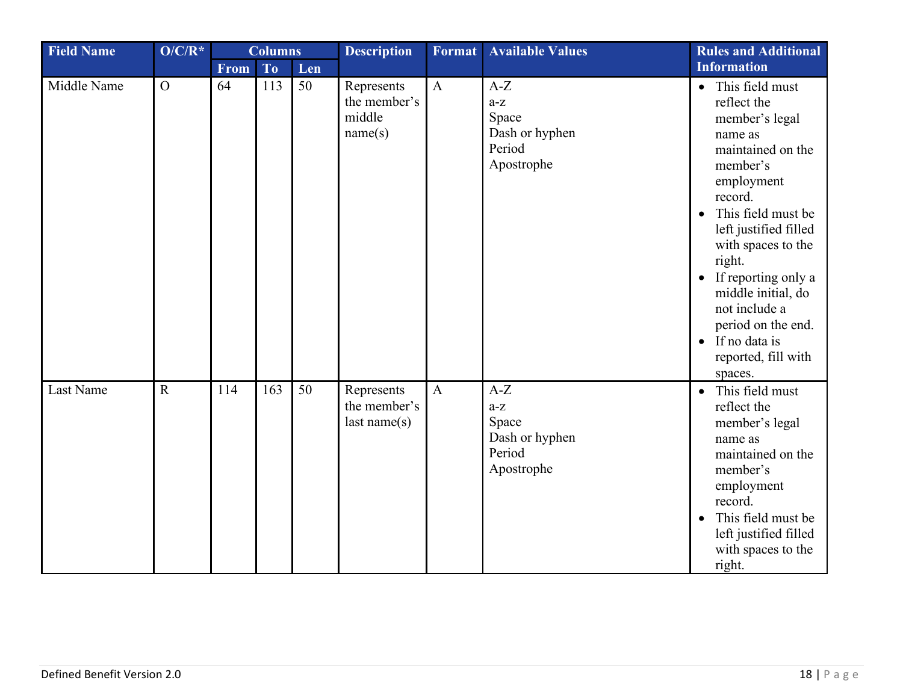| Field Name | O/C/R* | Columns | | | Description | Format | Available Values | Rules and Additional Information |
|---|---|---|---|---|---|---|---|---|
| | | From | To | Len | | | | |
| Middle Name | O | 64 | 113 | 50 | Represents the member's middle name(s) | A | A-Z<br>a-z<br>Space<br>Dash or hyphen<br>Period<br>Apostrophe | • This field must reflect the member's legal name as maintained on the member's employment record.<br>• This field must be left justified filled with spaces to the right.<br>• If reporting only a middle initial, do not include a period on the end.<br>• If no data is reported, fill with spaces. |
| Last Name | R | 114 | 163 | 50 | Represents the member's last name(s) | A | A-Z<br>a-z<br>Space<br>Dash or hyphen<br>Period<br>Apostrophe | • This field must reflect the member's legal name as maintained on the member's employment record.<br>• This field must be left justified filled with spaces to the right. |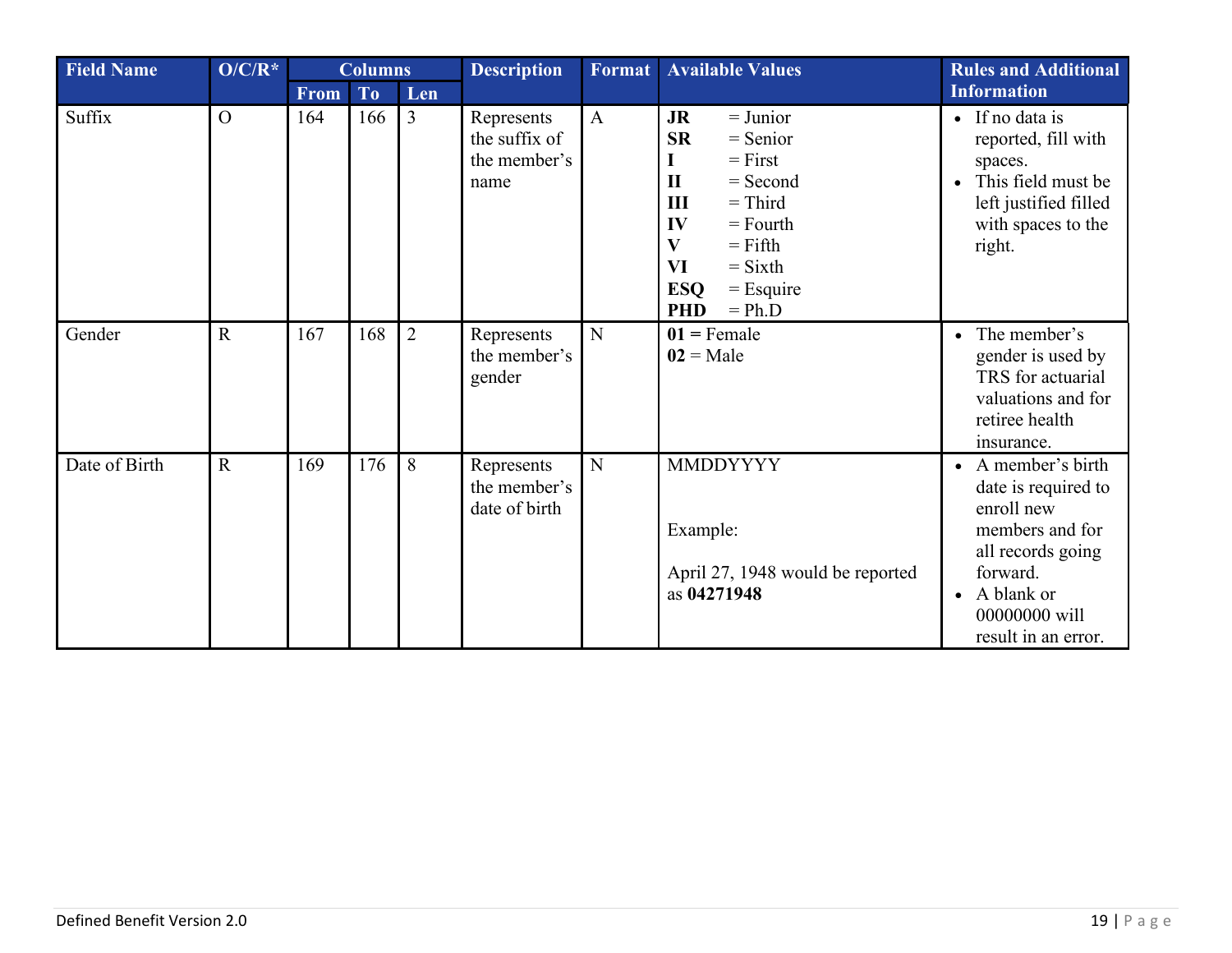| Field Name | O/C/R* | Columns | | | Description | Format | Available Values | Rules and Additional Information |
|---|---|---|---|---|---|---|---|---|
| | | From | To | Len | | | | |
| Suffix | O | 164 | 166 | 3 | Represents the suffix of the member's name | A | **JR** = Junior<br>**SR** = Senior<br>**I** = First<br>**II** = Second<br>**III** = Third<br>**IV** = Fourth<br>**V** = Fifth<br>**VI** = Sixth<br>**ESQ** = Esquire<br>**PHD** = Ph.D | • If no data is reported, fill with spaces.<br>• This field must be left justified filled with spaces to the right. |
| Gender | R | 167 | 168 | 2 | Represents the member's gender | N | **01 =** Female<br>**02** = Male | • The member's gender is used by TRS for actuarial valuations and for retiree health insurance. |
| Date of Birth | R | 169 | 176 | 8 | Represents the member's date of birth | N | MMDDYYYY<br><br>Example:<br><br>April 27, 1948 would be reported as **04271948** | • A member's birth date is required to enroll new members and for all records going forward.<br>• A blank or 00000000 will result in an error. |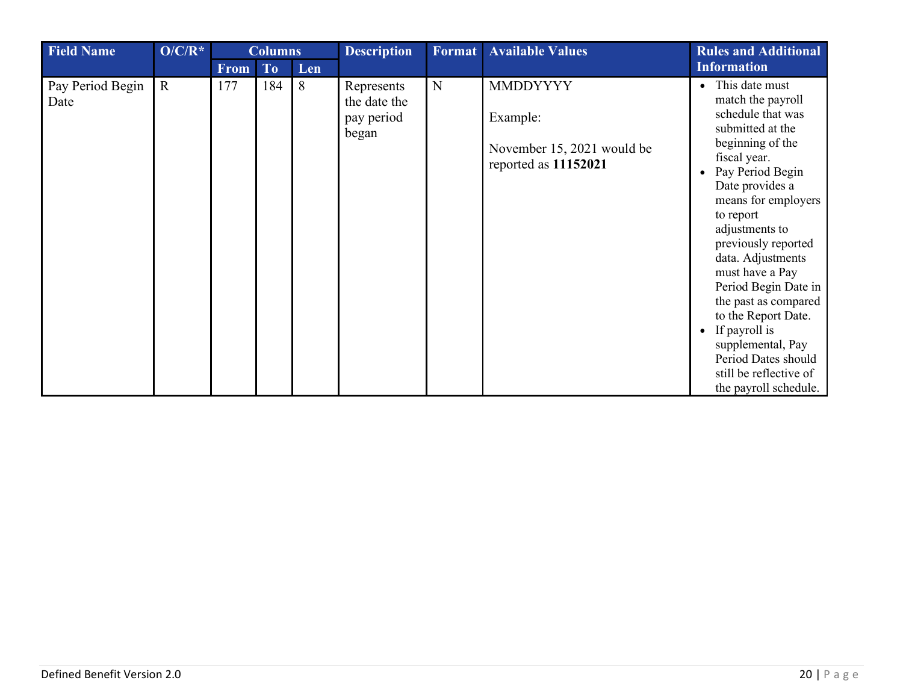| Field Name | O/C/R* | Columns | | | Description | Format | Available Values | Rules and Additional Information |
|---|---|---|---|---|---|---|---|---|
| | | From | To | Len | | | | |
| Pay Period Begin Date | R | 177 | 184 | 8 | Represents the date the pay period began | N | MMDDYYYY<br><br>Example:<br><br>November 15, 2021 would be reported as **11152021** | • This date must match the payroll schedule that was submitted at the beginning of the fiscal year.<br>• Pay Period Begin Date provides a means for employers to report adjustments to previously reported data. Adjustments must have a Pay Period Begin Date in the past as compared to the Report Date.<br>• If payroll is supplemental, Pay Period Dates should still be reflective of the payroll schedule. |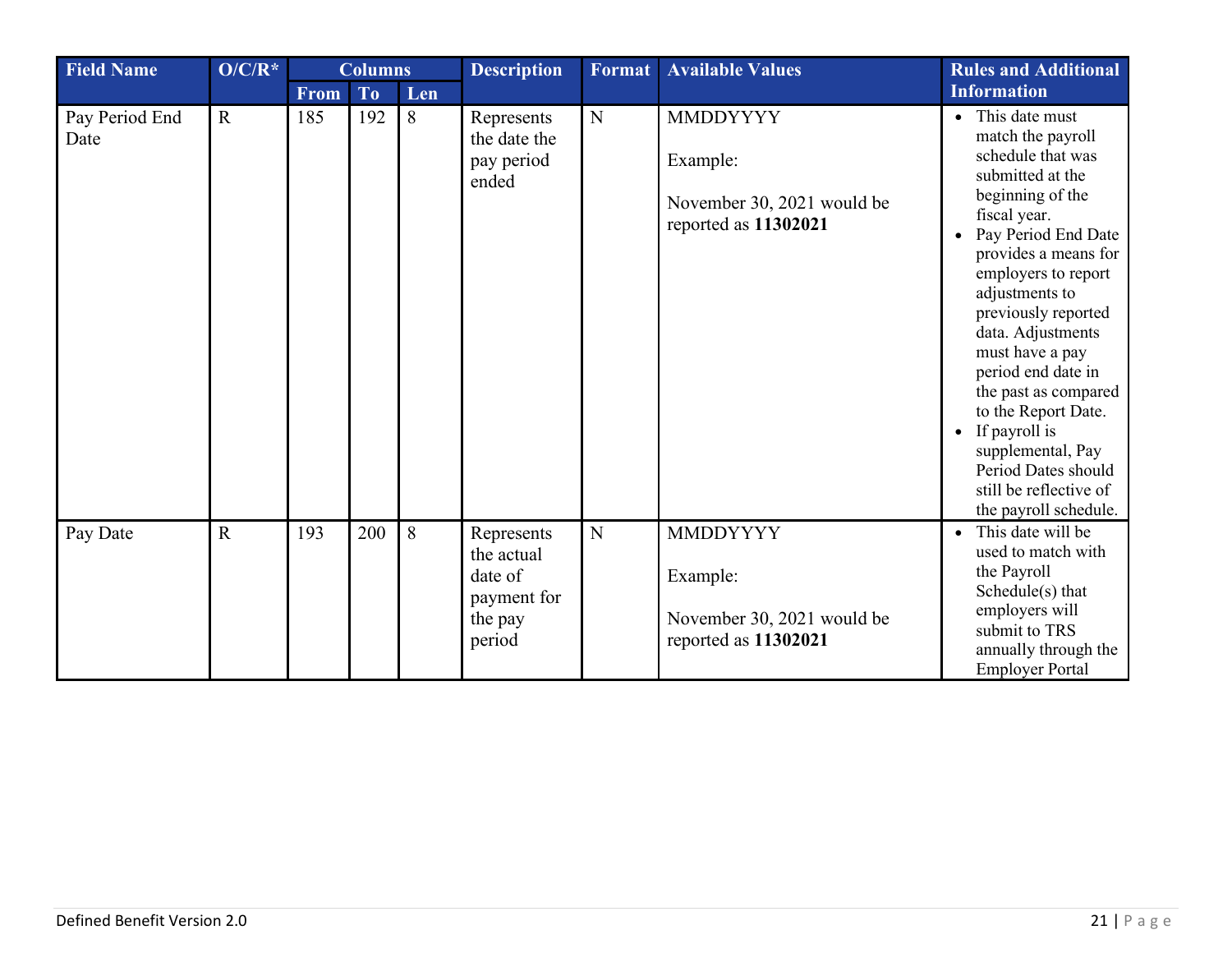| Field Name | O/C/R* | Columns | | | Description | Format | Available Values | Rules and Additional Information |
|---|---|---|---|---|---|---|---|---|
| | | From | To | Len | | | | |
| Pay Period End Date | R | 185 | 192 | 8 | Represents the date the pay period ended | N | MMDDYYYY<br><br>Example:<br><br>November 30, 2021 would be reported as **11302021** | • This date must match the payroll schedule that was submitted at the beginning of the fiscal year.<br>• Pay Period End Date provides a means for employers to report adjustments to previously reported data. Adjustments must have a pay period end date in the past as compared to the Report Date.<br>• If payroll is supplemental, Pay Period Dates should still be reflective of the payroll schedule. |
| Pay Date | R | 193 | 200 | 8 | Represents the actual date of payment for the pay period | N | MMDDYYYY<br><br>Example:<br><br>November 30, 2021 would be reported as **11302021** | • This date will be used to match with the Payroll Schedule(s) that employers will submit to TRS annually through the Employer Portal |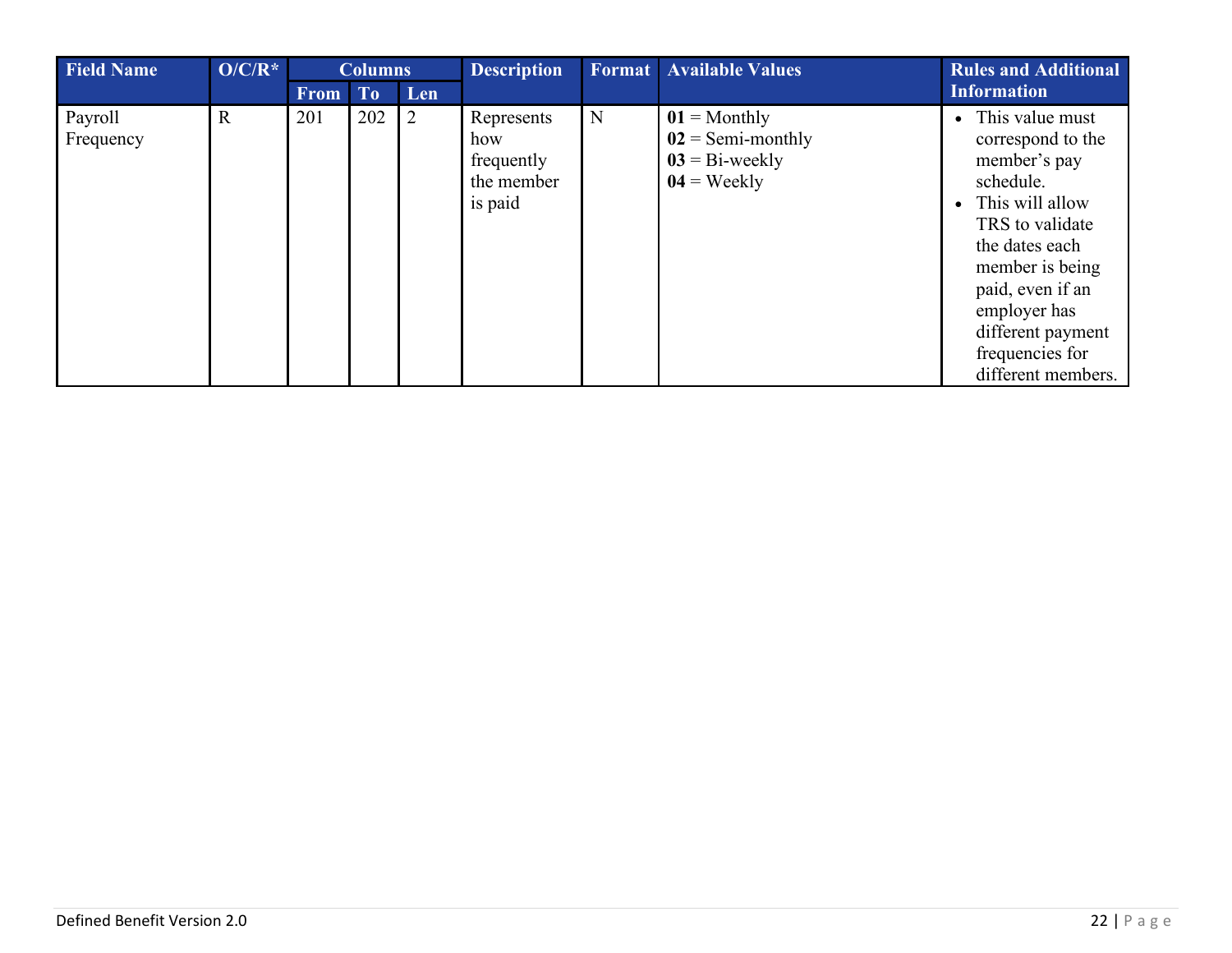| Field Name | O/C/R* | Columns | | | Description | Format | Available Values | Rules and Additional Information |
|---|---|---|---|---|---|---|---|---|
| | | From | To | Len | | | | |
| Payroll Frequency | R | 201 | 202 | 2 | Represents how frequently the member is paid | N | **01** = Monthly<br>**02** = Semi-monthly<br>**03** = Bi-weekly<br>**04** = Weekly | • This value must correspond to the member's pay schedule.<br>• This will allow TRS to validate the dates each member is being paid, even if an employer has different payment frequencies for different members. |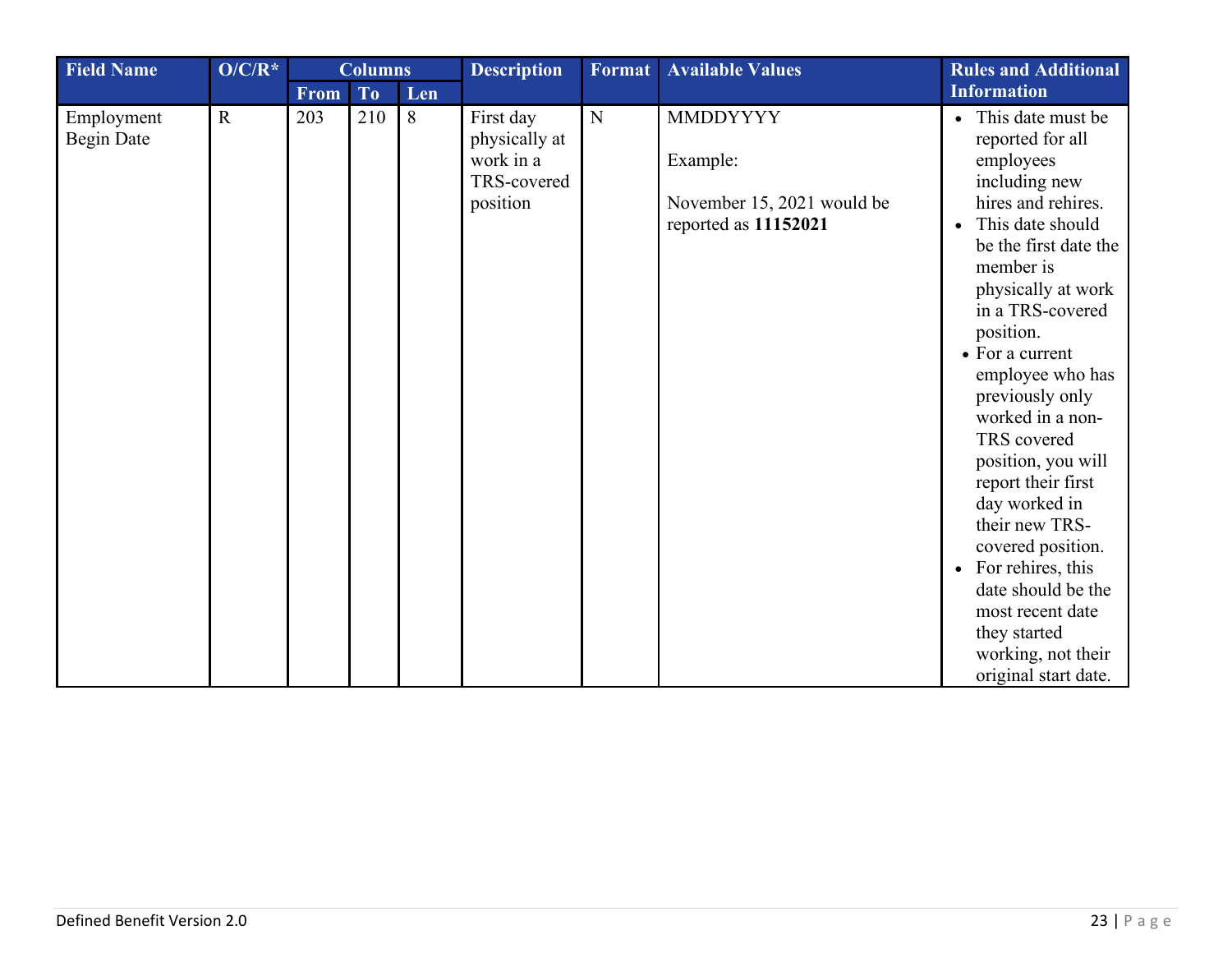| Field Name | O/C/R* | Columns | | | Description | Format | Available Values | Rules and Additional Information |
|---|---|---|---|---|---|---|---|---|
| | | From | To | Len | | | | |
| Employment Begin Date | R | 203 | 210 | 8 | First day physically at work in a TRS-covered position | N | MMDDYYYY<br><br>Example:<br><br>November 15, 2021 would be reported as **11152021** | • This date must be reported for all employees including new hires and rehires.<br>• This date should be the first date the member is physically at work in a TRS-covered position.<br>• For a current employee who has previously only worked in a non-TRS covered position, you will report their first day worked in their new TRS-covered position.<br>• For rehires, this date should be the most recent date they started working, not their original start date. |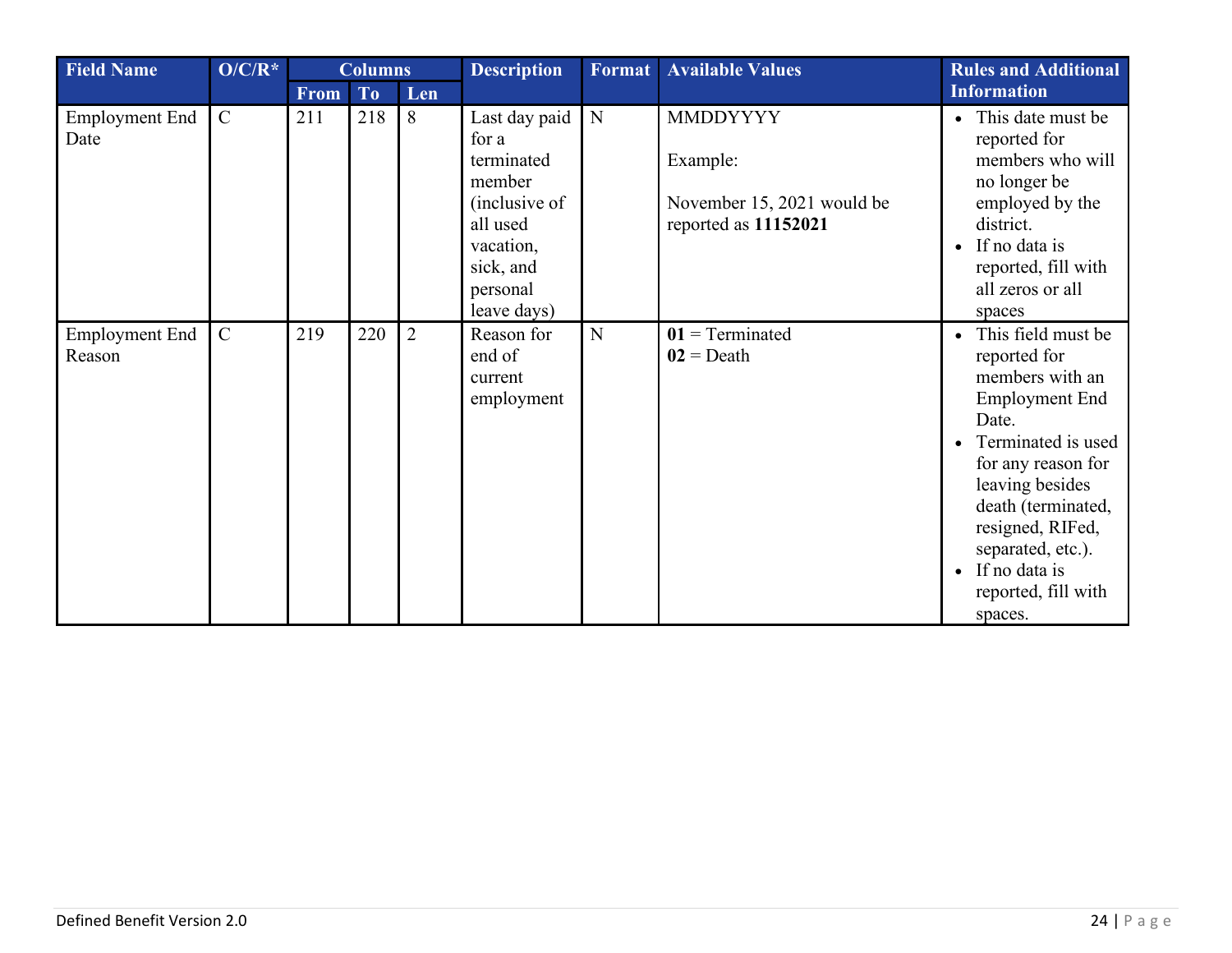| Field Name | O/C/R* | Columns | | | Description | Format | Available Values | Rules and Additional Information |
|---|---|---|---|---|---|---|---|---|
| | | From | To | Len | | | | |
| Employment End Date | C | 211 | 218 | 8 | Last day paid for a terminated member (inclusive of all used vacation, sick, and personal leave days) | N | MMDDYYYY<br><br>Example:<br><br>November 15, 2021 would be reported as **11152021** | • This date must be reported for members who will no longer be employed by the district.<br>• If no data is reported, fill with all zeros or all spaces |
| Employment End Reason | C | 219 | 220 | 2 | Reason for end of current employment | N | **01** = Terminated<br>**02** = Death | • This field must be reported for members with an Employment End Date.<br>• Terminated is used for any reason for leaving besides death (terminated, resigned, RIFed, separated, etc.).<br>• If no data is reported, fill with spaces. |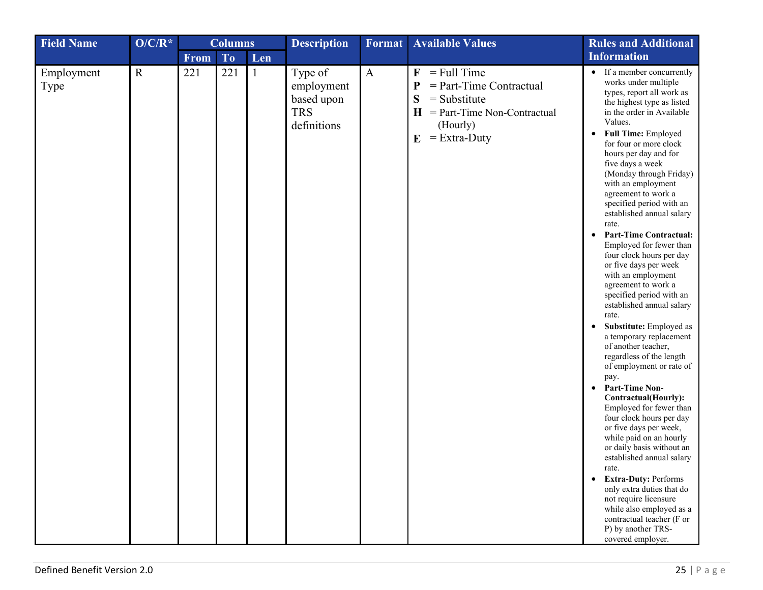| Field Name | O/C/R* | Columns | | | Description | Format | Available Values | Rules and Additional Information |
|---|---|---|---|---|---|---|---|---|
| | | From | To | Len | | | | |
| Employment Type | R | 221 | 221 | 1 | Type of employment based upon TRS definitions | A | **F** = Full Time<br>**P** = Part-Time Contractual<br>**S** = Substitute<br>**H** = Part-Time Non-Contractual (Hourly)<br>**E** = Extra-Duty | • If a member concurrently works under multiple types, report all work as the highest type as listed in the order in Available Values.<br>• **Full Time:** Employed for four or more clock hours per day and for five days a week (Monday through Friday) with an employment agreement to work a specified period with an established annual salary rate.<br>• **Part-Time Contractual:** Employed for fewer than four clock hours per day or five days per week with an employment agreement to work a specified period with an established annual salary rate.<br>• **Substitute:** Employed as a temporary replacement of another teacher, regardless of the length of employment or rate of pay.<br>• **Part-Time Non-Contractual(Hourly):** Employed for fewer than four clock hours per day or five days per week, while paid on an hourly or daily basis without an established annual salary rate.<br>• **Extra-Duty:** Performs only extra duties that do not require licensure while also employed as a contractual teacher (F or P) by another TRS-covered employer. |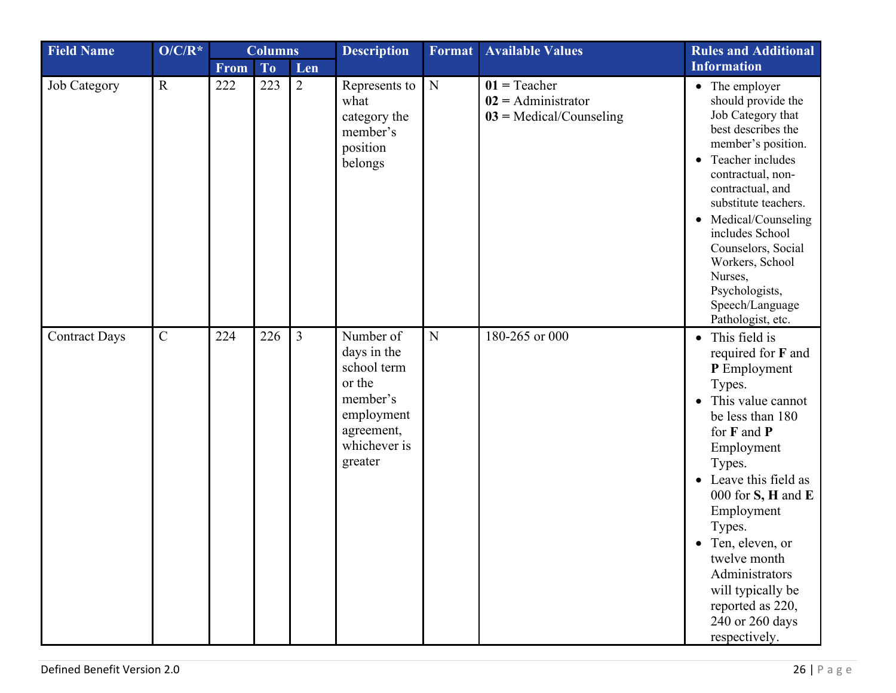| Field Name | O/C/R* | Columns | | | Description | Format | Available Values | Rules and Additional Information |
|---|---|---|---|---|---|---|---|---|
| | | From | To | Len | | | | |
| Job Category | R | 222 | 223 | 2 | Represents to what category the member's position belongs | N | **01** = Teacher<br>**02** = Administrator<br>**03** = Medical/Counseling | • The employer should provide the Job Category that best describes the member's position.<br>• Teacher includes contractual, non-contractual, and substitute teachers.<br>• Medical/Counseling includes School Counselors, Social Workers, School Nurses, Psychologists, Speech/Language Pathologist, etc. |
| Contract Days | C | 224 | 226 | 3 | Number of days in the school term or the member's employment agreement, whichever is greater | N | 180-265 or 000 | • This field is required for **F** and **P** Employment Types.<br>• This value cannot be less than 180 for **F** and **P** Employment Types.<br>• Leave this field as 000 for **S, H** and **E** Employment Types.<br>• Ten, eleven, or twelve month Administrators will typically be reported as 220, 240 or 260 days respectively. |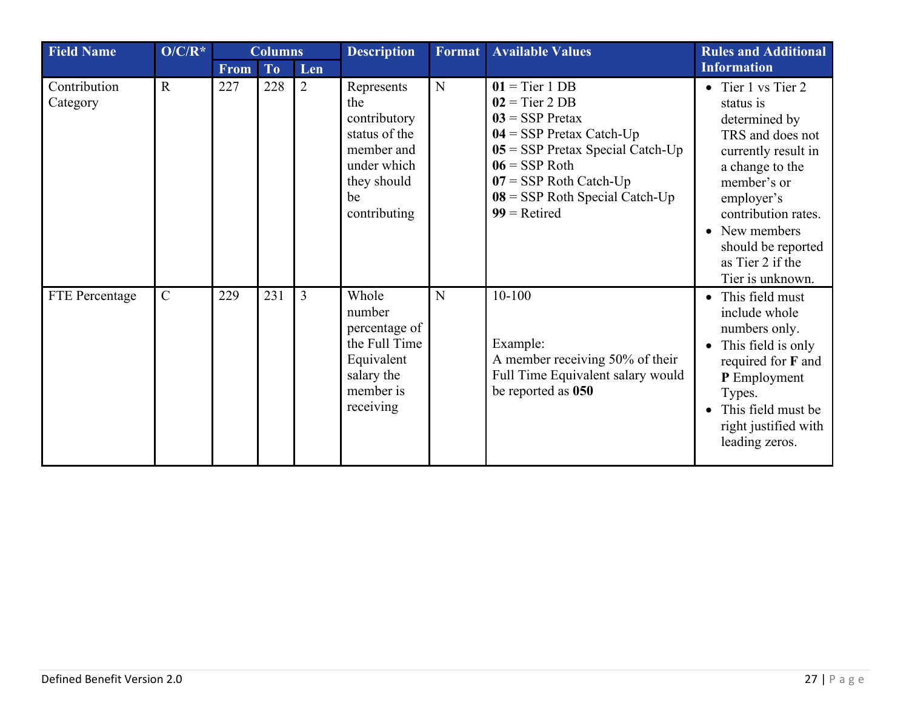| Field Name | O/C/R* | Columns | | | Description | Format | Available Values | Rules and Additional Information |
|---|---|---|---|---|---|---|---|---|
| | | From | To | Len | | | | |
| Contribution Category | R | 227 | 228 | 2 | Represents the contributory status of the member and under which they should be contributing | N | **01** = Tier 1 DB<br>**02** = Tier 2 DB<br>**03** = SSP Pretax<br>**04** = SSP Pretax Catch-Up<br>**05** = SSP Pretax Special Catch-Up<br>**06** = SSP Roth<br>**07** = SSP Roth Catch-Up<br>**08** = SSP Roth Special Catch-Up<br>**99** = Retired | • Tier 1 vs Tier 2 status is determined by TRS and does not currently result in a change to the member's or employer's contribution rates.<br>• New members should be reported as Tier 2 if the Tier is unknown. |
| FTE Percentage | C | 229 | 231 | 3 | Whole number percentage of the Full Time Equivalent salary the member is receiving | N | 10-100<br><br>Example:<br>A member receiving 50% of their Full Time Equivalent salary would be reported as **050** | • This field must include whole numbers only.<br>• This field is only required for **F** and **P** Employment Types.<br>• This field must be right justified with leading zeros. |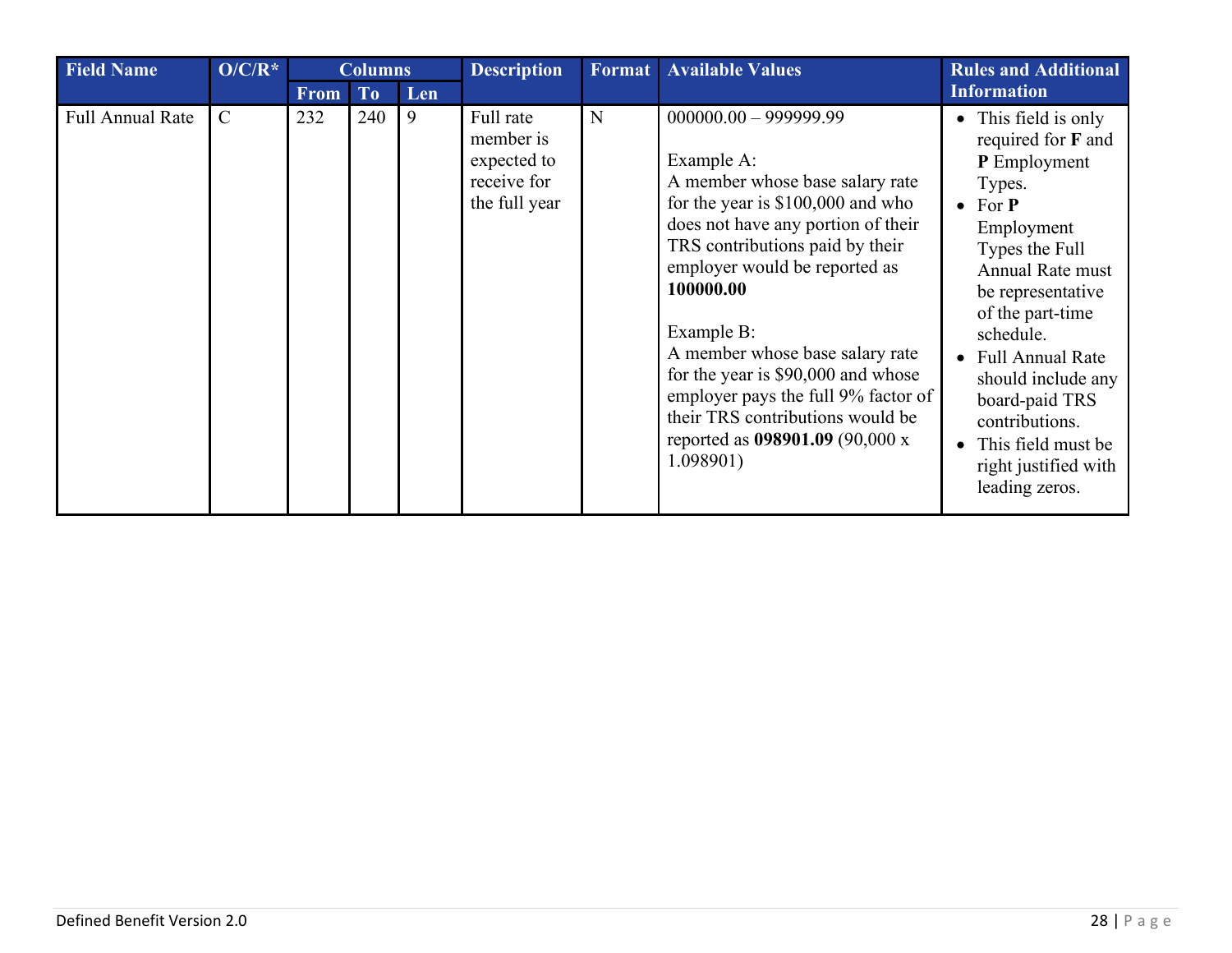| Field Name | O/C/R* | Columns | | | Description | Format | Available Values | Rules and Additional Information |
|---|---|---|---|---|---|---|---|---|
| | | From | To | Len | | | | |
| Full Annual Rate | C | 232 | 240 | 9 | Full rate member is expected to receive for the full year | N | 000000.00 – 999999.99<br><br>Example A:<br>A member whose base salary rate for the year is $100,000 and who does not have any portion of their TRS contributions paid by their employer would be reported as **100000.00**<br><br>Example B:<br>A member whose base salary rate for the year is $90,000 and whose employer pays the full 9% factor of their TRS contributions would be reported as **098901.09** (90,000 x 1.098901) | • This field is only required for **F** and **P** Employment Types.<br>• For **P** Employment Types the Full Annual Rate must be representative of the part-time schedule.<br>• Full Annual Rate should include any board-paid TRS contributions.<br>• This field must be right justified with leading zeros. |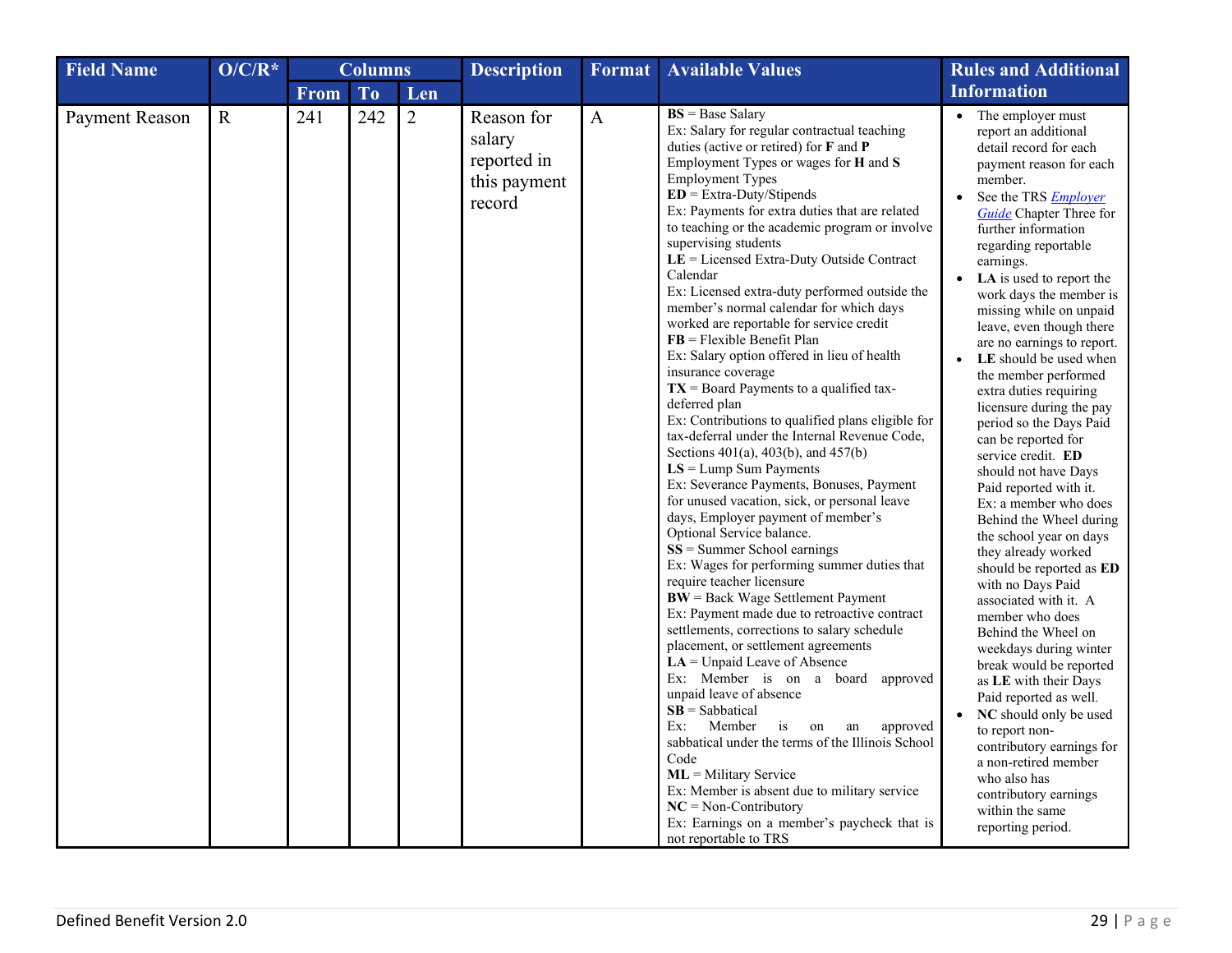| Field Name | O/C/R* | Columns | | | Description | Format | Available Values | Rules and Additional Information |
|---|---|---|---|---|---|---|---|---|
| | | From | To | Len | | | | |
| Payment Reason | R | 241 | 242 | 2 | Reason for salary reported in this payment record | A | **BS** = Base Salary<br>Ex: Salary for regular contractual teaching duties (active or retired) for **F** and **P** Employment Types or wages for **H** and **S** Employment Types<br>**ED** = Extra-Duty/Stipends<br>Ex: Payments for extra duties that are related to teaching or the academic program or involve supervising students<br>**LE** = Licensed Extra-Duty Outside Contract Calendar<br>Ex: Licensed extra-duty performed outside the member's normal calendar for which days worked are reportable for service credit<br>**FB** = Flexible Benefit Plan<br>Ex: Salary option offered in lieu of health insurance coverage<br>**TX** = Board Payments to a qualified tax-deferred plan<br>Ex: Contributions to qualified plans eligible for tax-deferral under the Internal Revenue Code, Sections 401(a), 403(b), and 457(b)<br>**LS** = Lump Sum Payments<br>Ex: Severance Payments, Bonuses, Payment for unused vacation, sick, or personal leave days, Employer payment of member's Optional Service balance.<br>**SS** = Summer School earnings<br>Ex: Wages for performing summer duties that require teacher licensure<br>**BW** = Back Wage Settlement Payment<br>Ex: Payment made due to retroactive contract settlements, corrections to salary schedule placement, or settlement agreements<br>**LA** = Unpaid Leave of Absence<br>Ex: Member is on a board approved unpaid leave of absence<br>**SB** = Sabbatical<br>Ex: Member is on an approved sabbatical under the terms of the Illinois School Code<br>**ML** = Military Service<br>Ex: Member is absent due to military service<br>**NC** = Non-Contributory<br>Ex: Earnings on a member's paycheck that is not reportable to TRS | • The employer must report an additional detail record for each payment reason for each member.<br>• See the TRS *Employer Guide* Chapter Three for further information regarding reportable earnings.<br>• **LA** is used to report the work days the member is missing while on unpaid leave, even though there are no earnings to report.<br>• **LE** should be used when the member performed extra duties requiring licensure during the pay period so the Days Paid can be reported for service credit. **ED** should not have Days Paid reported with it. Ex: a member who does Behind the Wheel during the school year on days they already worked should be reported as **ED** with no Days Paid associated with it. A member who does Behind the Wheel on weekdays during winter break would be reported as **LE** with their Days Paid reported as well.<br>• **NC** should only be used to report non-contributory earnings for a non-retired member who also has contributory earnings within the same reporting period. |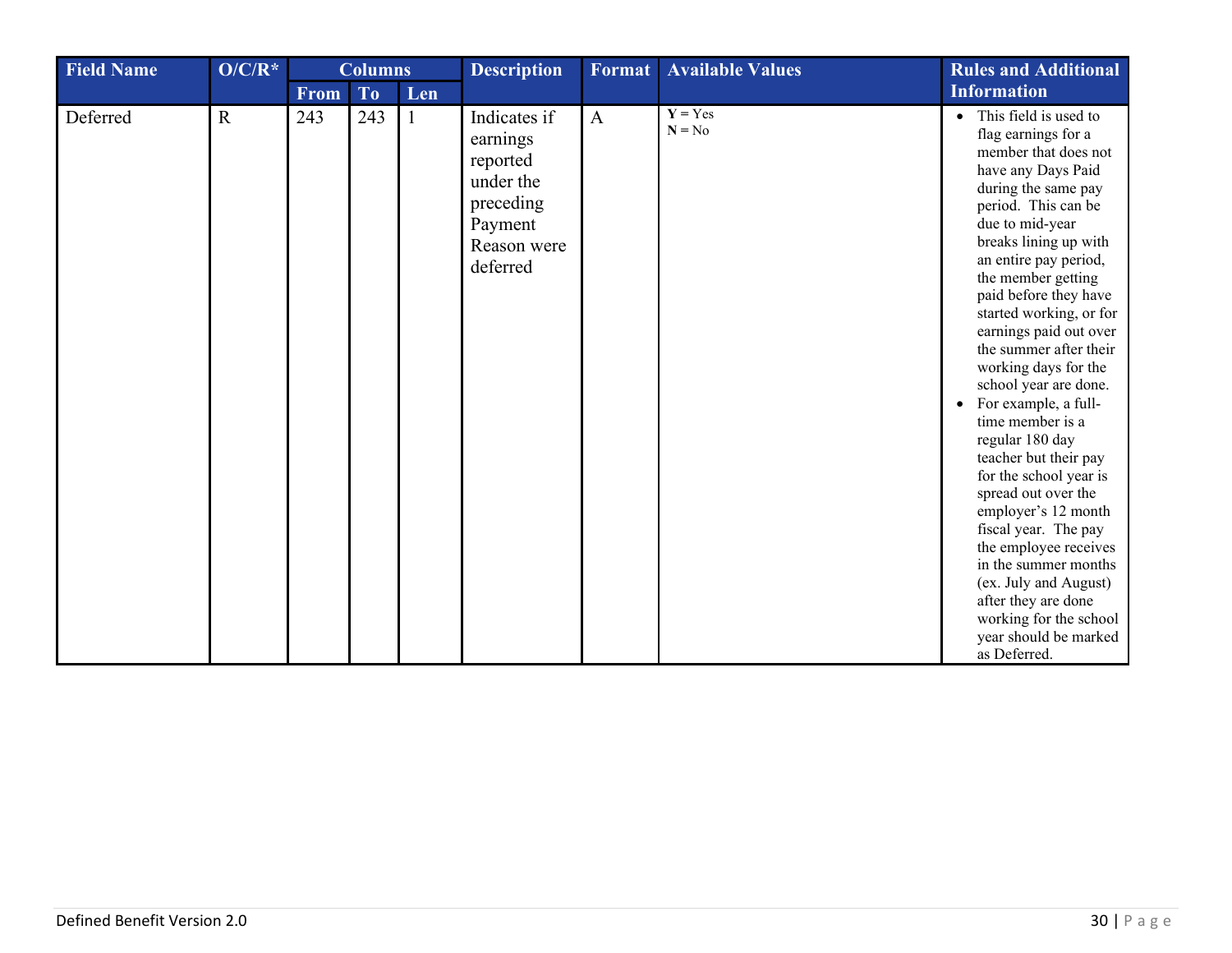| Field Name | O/C/R* | Columns | | | Description | Format | Available Values | Rules and Additional Information |
|---|---|---|---|---|---|---|---|---|
| | | From | To | Len | | | | |
| Deferred | R | 243 | 243 | 1 | Indicates if earnings reported under the preceding Payment Reason were deferred | A | **Y** = Yes<br>**N** = No | • This field is used to flag earnings for a member that does not have any Days Paid during the same pay period. This can be due to mid-year breaks lining up with an entire pay period, the member getting paid before they have started working, or for earnings paid out over the summer after their working days for the school year are done.<br>• For example, a full-time member is a regular 180 day teacher but their pay for the school year is spread out over the employer's 12 month fiscal year. The pay the employee receives in the summer months (ex. July and August) after they are done working for the school year should be marked as Deferred. |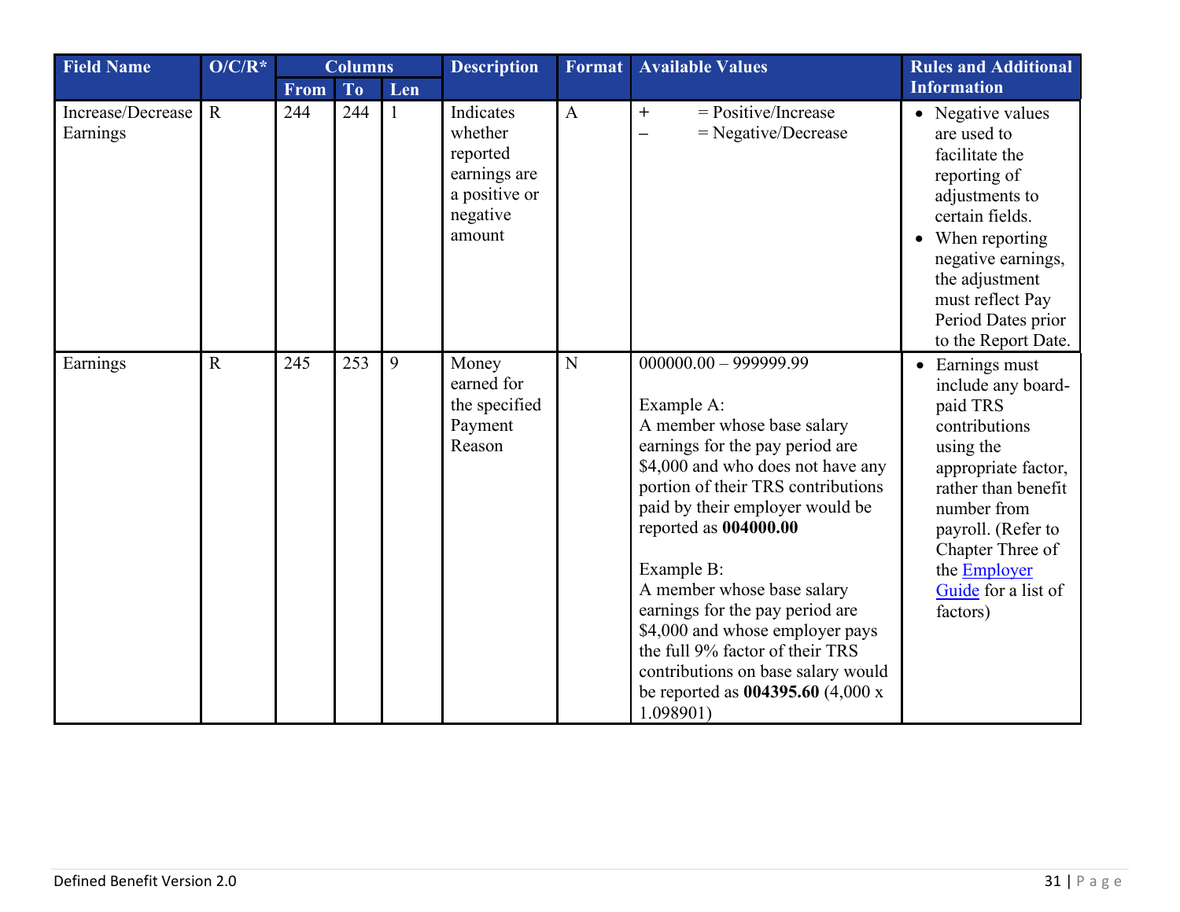| Field Name | O/C/R* | Columns | | | Description | Format | Available Values | Rules and Additional Information |
|---|---|---|---|---|---|---|---|---|
| | | From | To | Len | | | | |
| Increase/Decrease Earnings | R | 244 | 244 | 1 | Indicates whether reported earnings are a positive or negative amount | A | + = Positive/Increase<br>– = Negative/Decrease | • Negative values are used to facilitate the reporting of adjustments to certain fields.<br>• When reporting negative earnings, the adjustment must reflect Pay Period Dates prior to the Report Date. |
| Earnings | R | 245 | 253 | 9 | Money earned for the specified Payment Reason | N | 000000.00 – 999999.99<br><br>Example A:<br>A member whose base salary earnings for the pay period are $4,000 and who does not have any portion of their TRS contributions paid by their employer would be reported as **004000.00**<br><br>Example B:<br>A member whose base salary earnings for the pay period are $4,000 and whose employer pays the full 9% factor of their TRS contributions on base salary would be reported as **004395.60** (4,000 x 1.098901) | • Earnings must include any board-paid TRS contributions using the appropriate factor, rather than benefit number from payroll. (Refer to Chapter Three of the Employer Guide for a list of factors) |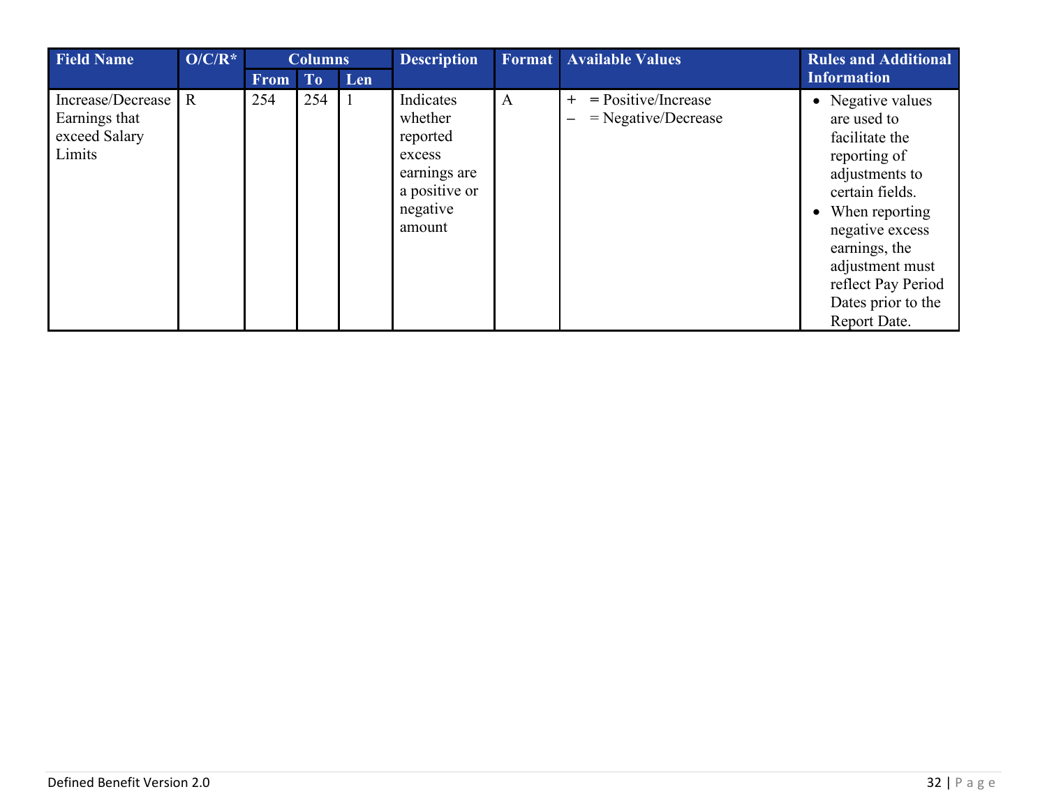| Field Name | O/C/R* | Columns | | | Description | Format | Available Values | Rules and Additional Information |
|---|---|---|---|---|---|---|---|---|
| | | From | To | Len | | | | |
| Increase/Decrease Earnings that exceed Salary Limits | R | 254 | 254 | 1 | Indicates whether reported excess earnings are a positive or negative amount | A | + = Positive/Increase<br>– = Negative/Decrease | • Negative values are used to facilitate the reporting of adjustments to certain fields.<br>• When reporting negative excess earnings, the adjustment must reflect Pay Period Dates prior to the Report Date. |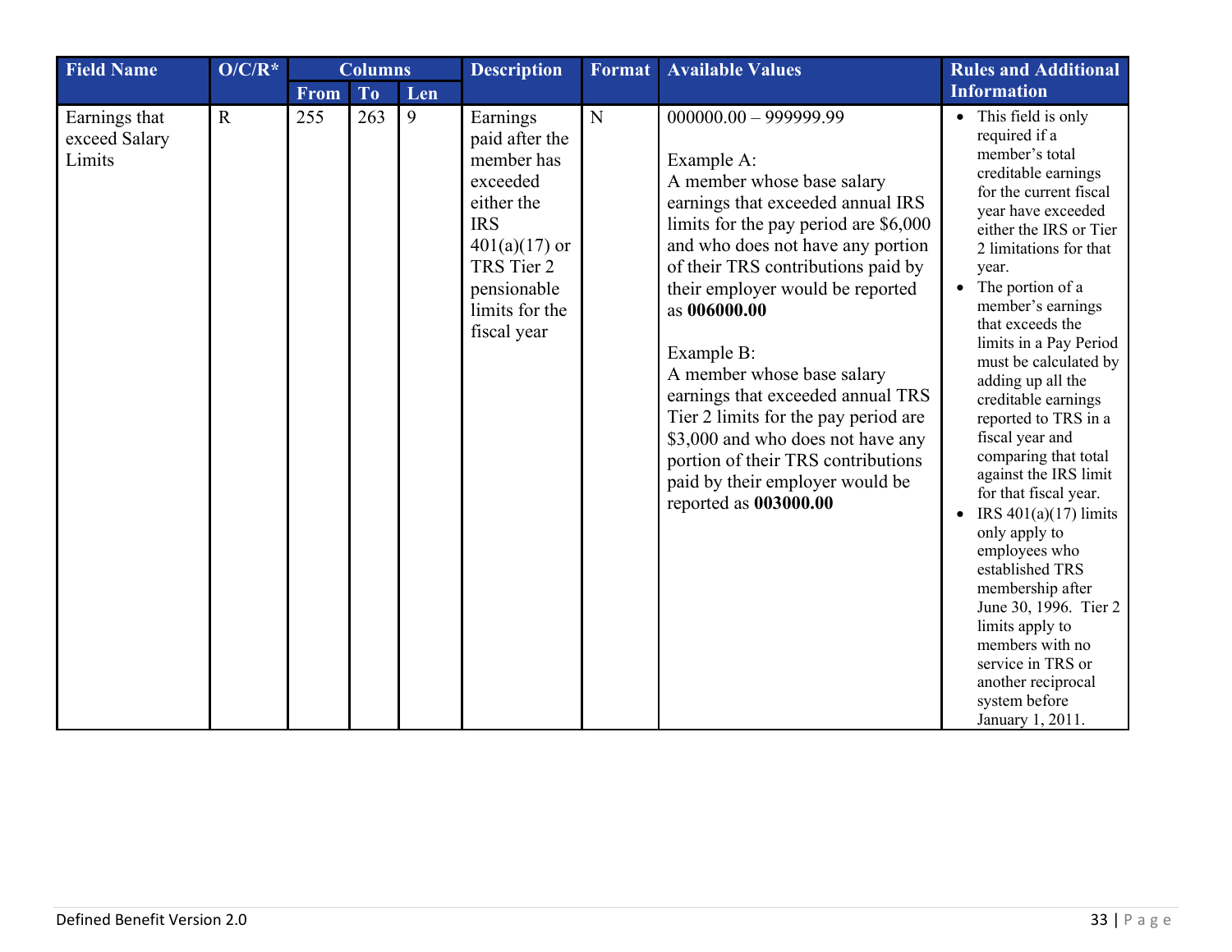| Field Name | O/C/R* | Columns | | | Description | Format | Available Values | Rules and Additional Information |
|---|---|---|---|---|---|---|---|---|
| | | From | To | Len | | | | |
| Earnings that exceed Salary Limits | R | 255 | 263 | 9 | Earnings paid after the member has exceeded either the IRS 401(a)(17) or TRS Tier 2 pensionable limits for the fiscal year | N | 000000.00 – 999999.99<br><br>Example A:<br>A member whose base salary earnings that exceeded annual IRS limits for the pay period are $6,000 and who does not have any portion of their TRS contributions paid by their employer would be reported as **006000.00**<br><br>Example B:<br>A member whose base salary earnings that exceeded annual TRS Tier 2 limits for the pay period are $3,000 and who does not have any portion of their TRS contributions paid by their employer would be reported as **003000.00** | • This field is only required if a member's total creditable earnings for the current fiscal year have exceeded either the IRS or Tier 2 limitations for that year.<br>• The portion of a member's earnings that exceeds the limits in a Pay Period must be calculated by adding up all the creditable earnings reported to TRS in a fiscal year and comparing that total against the IRS limit for that fiscal year.<br>• IRS 401(a)(17) limits only apply to employees who established TRS membership after June 30, 1996. Tier 2 limits apply to members with no service in TRS or another reciprocal system before January 1, 2011. |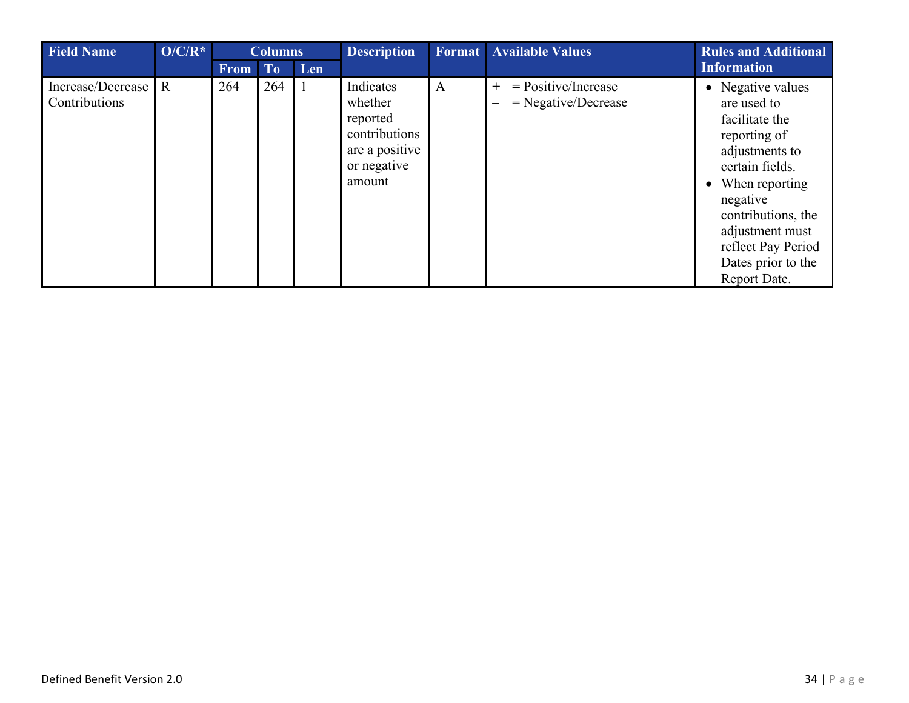| Field Name | O/C/R* | Columns | | | Description | Format | Available Values | Rules and Additional Information |
|---|---|---|---|---|---|---|---|---|
| | | From | To | Len | | | | |
| Increase/Decrease Contributions | R | 264 | 264 | 1 | Indicates whether reported contributions are a positive or negative amount | A | + = Positive/Increase<br>– = Negative/Decrease | • Negative values are used to facilitate the reporting of adjustments to certain fields.<br>• When reporting negative contributions, the adjustment must reflect Pay Period Dates prior to the Report Date. |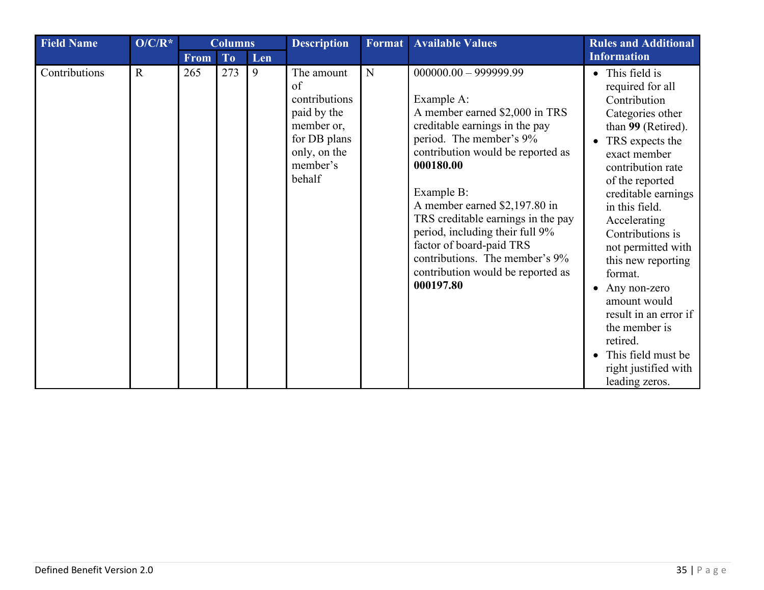| Field Name | O/C/R* | Columns | | | Description | Format | Available Values | Rules and Additional Information |
|---|---|---|---|---|---|---|---|---|
| | | From | To | Len | | | | |
| Contributions | R | 265 | 273 | 9 | The amount of contributions paid by the member or, for DB plans only, on the member's behalf | N | 000000.00 – 999999.99<br><br>Example A:<br>A member earned $2,000 in TRS creditable earnings in the pay period. The member's 9% contribution would be reported as **000180.00**<br><br>Example B:<br>A member earned $2,197.80 in TRS creditable earnings in the pay period, including their full 9% factor of board-paid TRS contributions. The member's 9% contribution would be reported as **000197.80** | • This field is required for all Contribution Categories other than **99** (Retired).<br>• TRS expects the exact member contribution rate of the reported creditable earnings in this field. Accelerating Contributions is not permitted with this new reporting format.<br>• Any non-zero amount would result in an error if the member is retired.<br>• This field must be right justified with leading zeros. |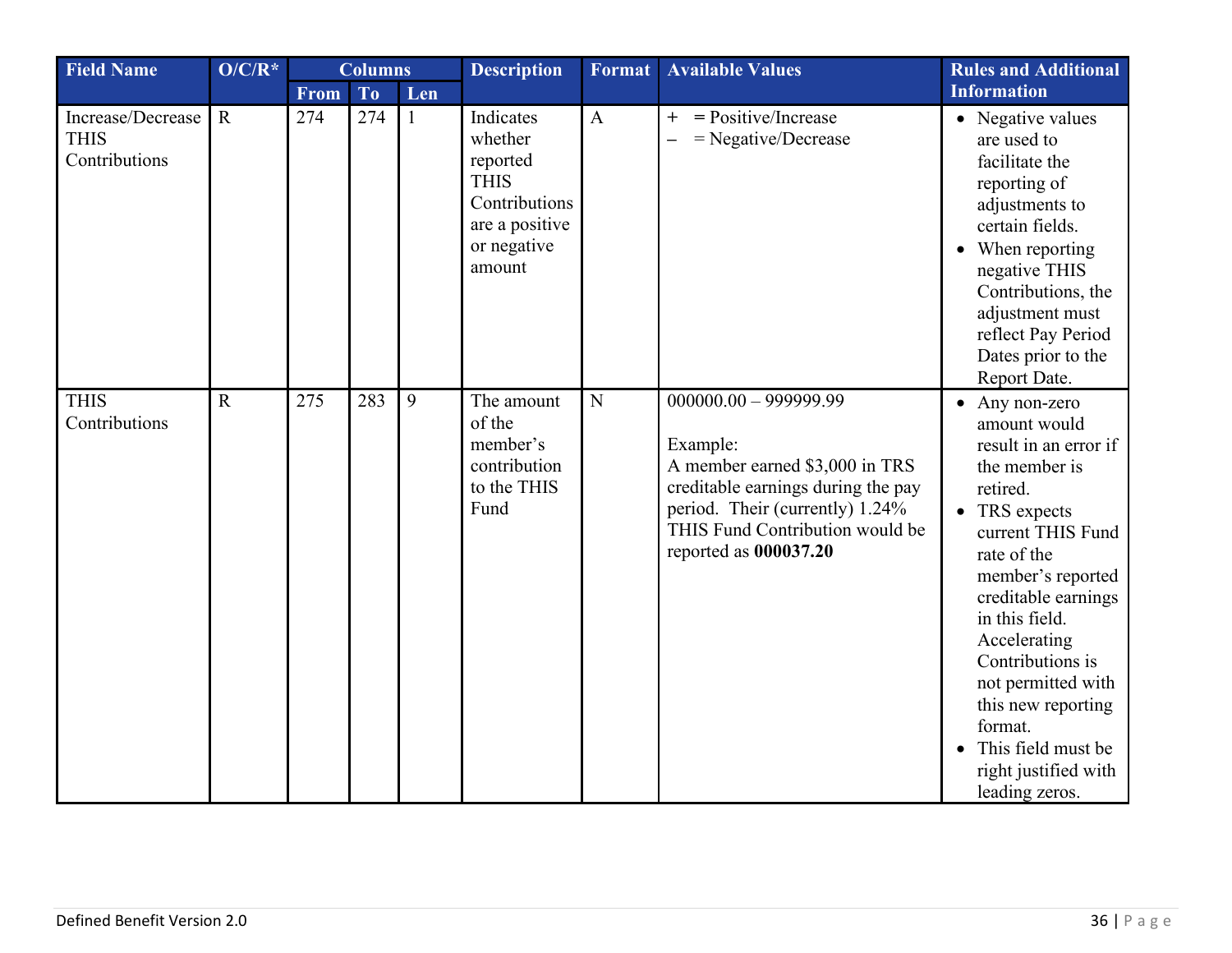| Field Name | O/C/R* | Columns | | | Description | Format | Available Values | Rules and Additional Information |
|---|---|---|---|---|---|---|---|---|
| | | From | To | Len | | | | |
| Increase/Decrease THIS Contributions | R | 274 | 274 | 1 | Indicates whether reported THIS Contributions are a positive or negative amount | A | + = Positive/Increase<br>– = Negative/Decrease | • Negative values are used to facilitate the reporting of adjustments to certain fields.<br>• When reporting negative THIS Contributions, the adjustment must reflect Pay Period Dates prior to the Report Date. |
| THIS Contributions | R | 275 | 283 | 9 | The amount of the member's contribution to the THIS Fund | N | 000000.00 – 999999.99<br><br>Example:<br>A member earned $3,000 in TRS creditable earnings during the pay period. Their (currently) 1.24% THIS Fund Contribution would be reported as **000037.20** | • Any non-zero amount would result in an error if the member is retired.<br>• TRS expects current THIS Fund rate of the member's reported creditable earnings in this field. Accelerating Contributions is not permitted with this new reporting format.<br>• This field must be right justified with leading zeros. |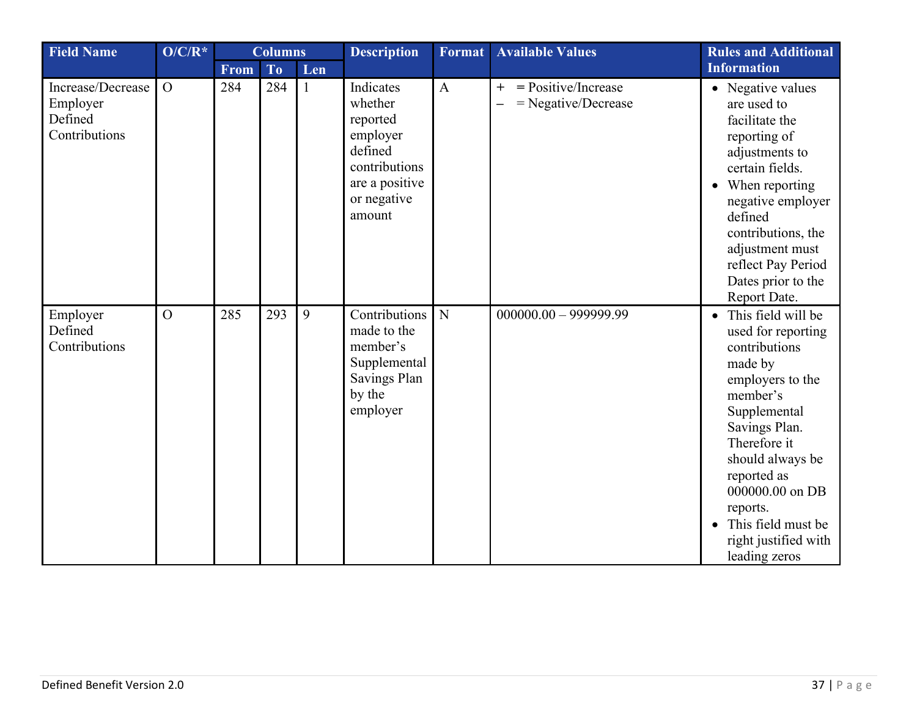| Field Name | O/C/R* | Columns | | | Description | Format | Available Values | Rules and Additional Information |
|---|---|---|---|---|---|---|---|---|
| | | From | To | Len | | | | |
| Increase/Decrease Employer Defined Contributions | O | 284 | 284 | 1 | Indicates whether reported employer defined contributions are a positive or negative amount | A | + = Positive/Increase<br>– = Negative/Decrease | • Negative values are used to facilitate the reporting of adjustments to certain fields.<br>• When reporting negative employer defined contributions, the adjustment must reflect Pay Period Dates prior to the Report Date. |
| Employer Defined Contributions | O | 285 | 293 | 9 | Contributions made to the member's Supplemental Savings Plan by the employer | N | 000000.00 – 999999.99 | • This field will be used for reporting contributions made by employers to the member's Supplemental Savings Plan. Therefore it should always be reported as 000000.00 on DB reports.<br>• This field must be right justified with leading zeros |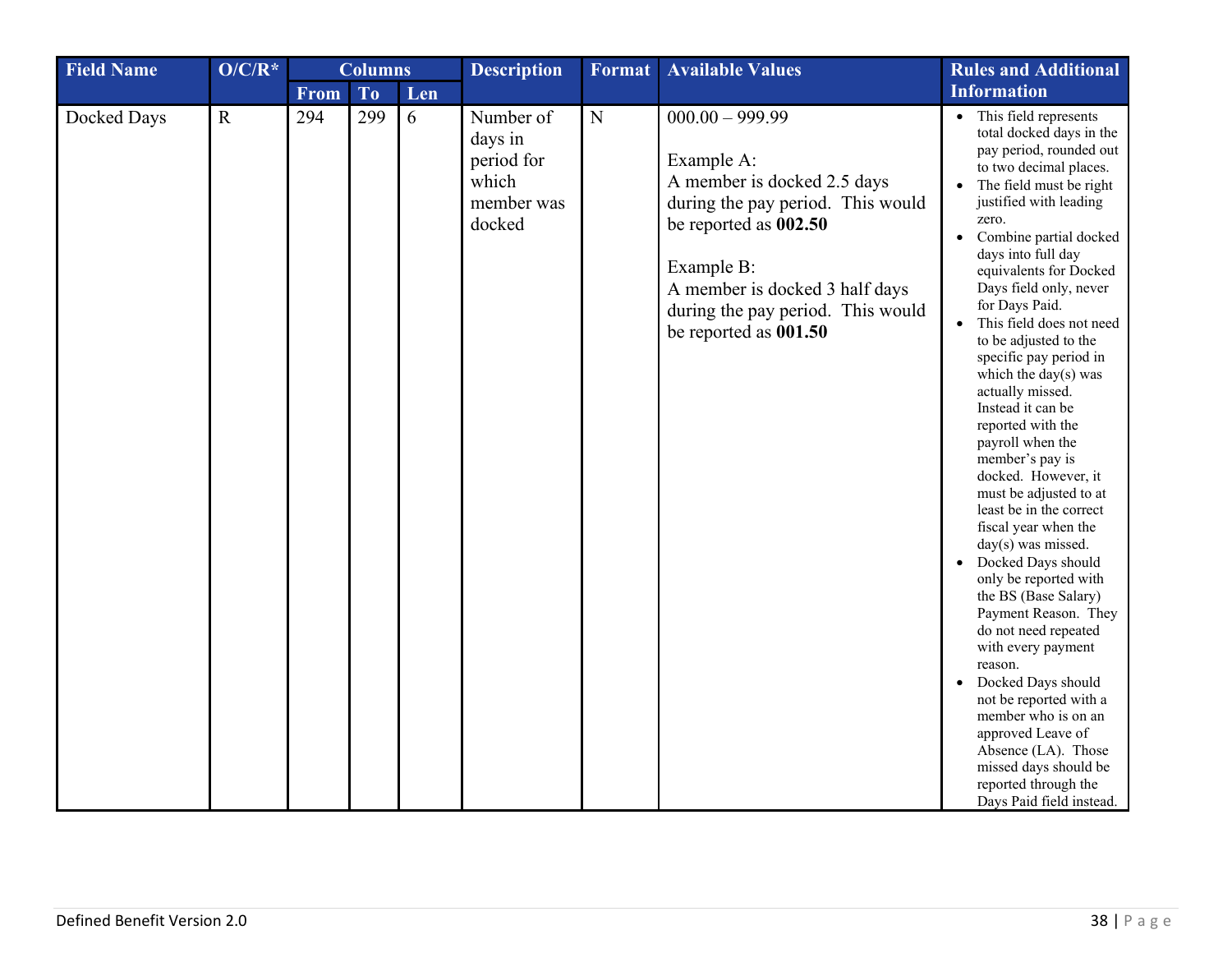| Field Name | O/C/R* | Columns | | | Description | Format | Available Values | Rules and Additional Information |
|---|---|---|---|---|---|---|---|---|
| | | From | To | Len | | | | |
| Docked Days | R | 294 | 299 | 6 | Number of days in period for which member was docked | N | 000.00 – 999.99<br><br>Example A:<br>A member is docked 2.5 days during the pay period. This would be reported as **002.50**<br><br>Example B:<br>A member is docked 3 half days during the pay period. This would be reported as **001.50** | • This field represents total docked days in the pay period, rounded out to two decimal places.<br>• The field must be right justified with leading zero.<br>• Combine partial docked days into full day equivalents for Docked Days field only, never for Days Paid.<br>• This field does not need to be adjusted to the specific pay period in which the day(s) was actually missed. Instead it can be reported with the payroll when the member's pay is docked. However, it must be adjusted to at least be in the correct fiscal year when the day(s) was missed.<br>• Docked Days should only be reported with the BS (Base Salary) Payment Reason. They do not need repeated with every payment reason.<br>• Docked Days should not be reported with a member who is on an approved Leave of Absence (LA). Those missed days should be reported through the Days Paid field instead. |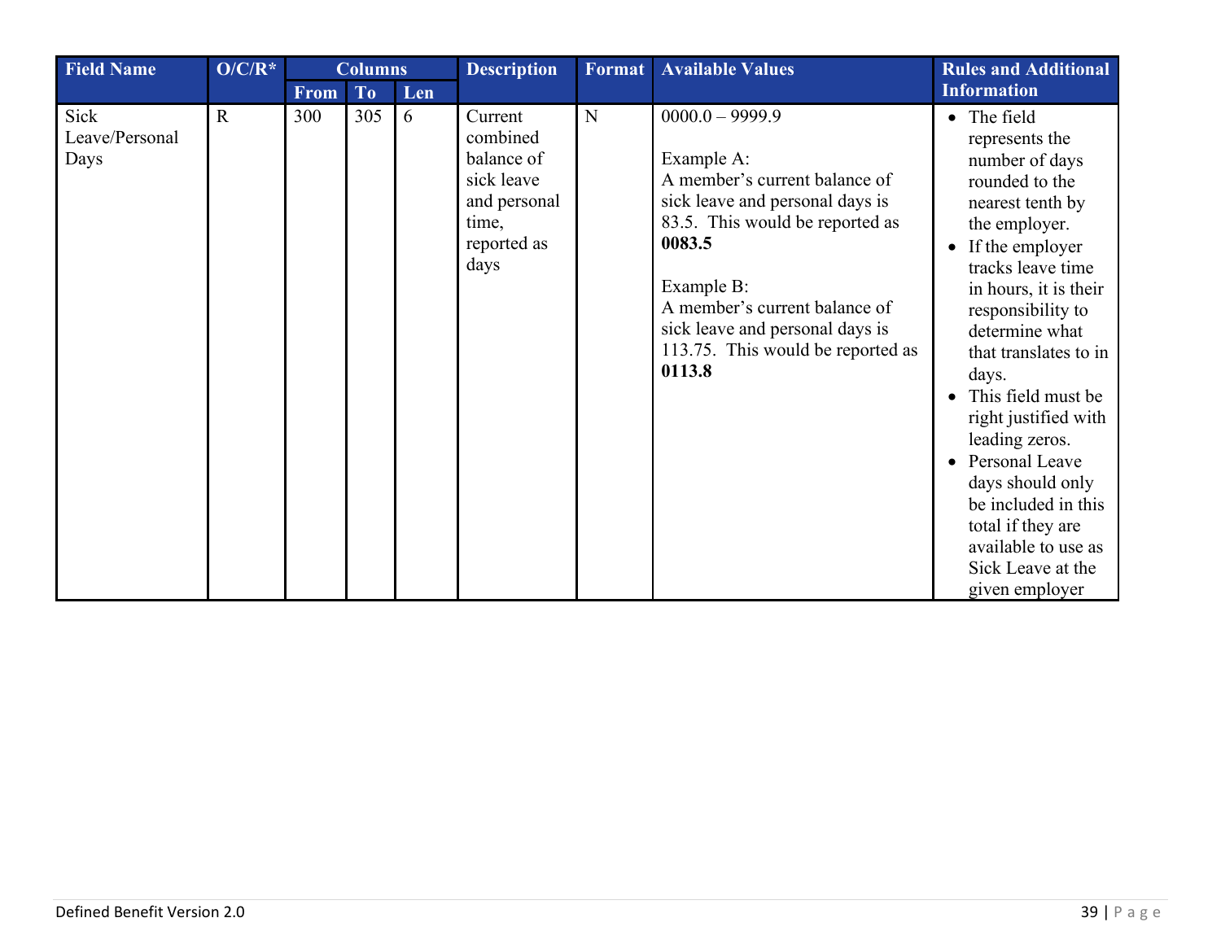| Field Name | O/C/R* | Columns | | | Description | Format | Available Values | Rules and Additional Information |
|---|---|---|---|---|---|---|---|---|
| | | From | To | Len | | | | |
| Sick Leave/Personal Days | R | 300 | 305 | 6 | Current combined balance of sick leave and personal time, reported as days | N | 0000.0 – 9999.9<br><br>Example A:<br>A member's current balance of sick leave and personal days is 83.5. This would be reported as **0083.5**<br><br>Example B:<br>A member's current balance of sick leave and personal days is 113.75. This would be reported as **0113.8** | • The field represents the number of days rounded to the nearest tenth by the employer.<br>• If the employer tracks leave time in hours, it is their responsibility to determine what that translates to in days.<br>• This field must be right justified with leading zeros.<br>• Personal Leave days should only be included in this total if they are available to use as Sick Leave at the given employer |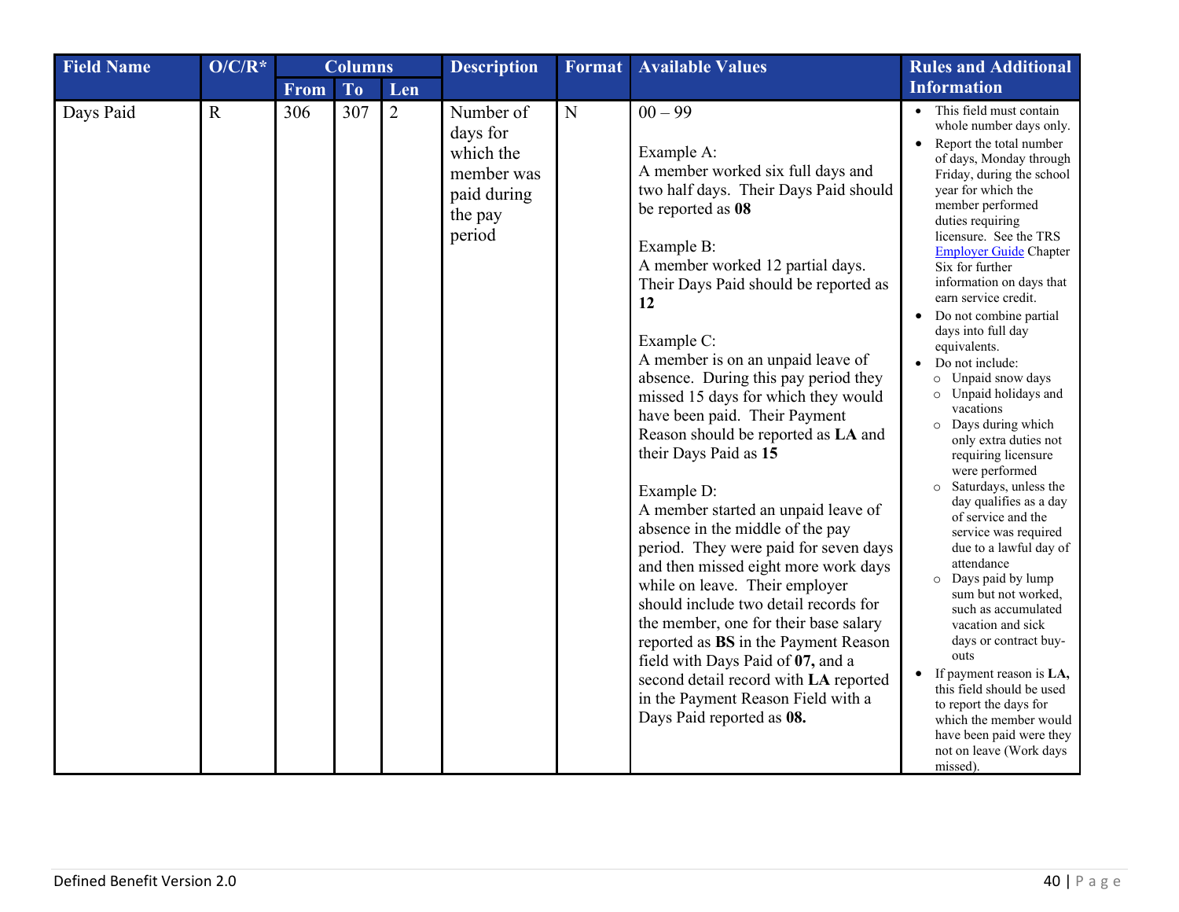| Field Name | O/C/R* | Columns | | | Description | Format | Available Values | Rules and Additional Information |
|---|---|---|---|---|---|---|---|---|
| | | From | To | Len | | | | |
| Days Paid | R | 306 | 307 | 2 | Number of days for which the member was paid during the pay period | N | 00 – 99<br><br>Example A:<br>A member worked six full days and two half days. Their Days Paid should be reported as **08**<br><br>Example B:<br>A member worked 12 partial days. Their Days Paid should be reported as **12**<br><br>Example C:<br>A member is on an unpaid leave of absence. During this pay period they missed 15 days for which they would have been paid. Their Payment Reason should be reported as **LA** and their Days Paid as **15**<br><br>Example D:<br>A member started an unpaid leave of absence in the middle of the pay period. They were paid for seven days and then missed eight more work days while on leave. Their employer should include two detail records for the member, one for their base salary reported as **BS** in the Payment Reason field with Days Paid of **07,** and a second detail record with **LA** reported in the Payment Reason Field with a Days Paid reported as **08.** | • This field must contain whole number days only.<br>• Report the total number of days, Monday through Friday, during the school year for which the member performed duties requiring licensure. See the TRS Employer Guide Chapter Six for further information on days that earn service credit.<br>• Do not combine partial days into full day equivalents.<br>• Do not include:<br>  ○ Unpaid snow days<br>  ○ Unpaid holidays and vacations<br>  ○ Days during which only extra duties not requiring licensure were performed<br>  ○ Saturdays, unless the day qualifies as a day of service and the service was required due to a lawful day of attendance<br>  ○ Days paid by lump sum but not worked, such as accumulated vacation and sick days or contract buy-outs<br>• If payment reason is **LA,** this field should be used to report the days for which the member would have been paid were they not on leave (Work days missed). |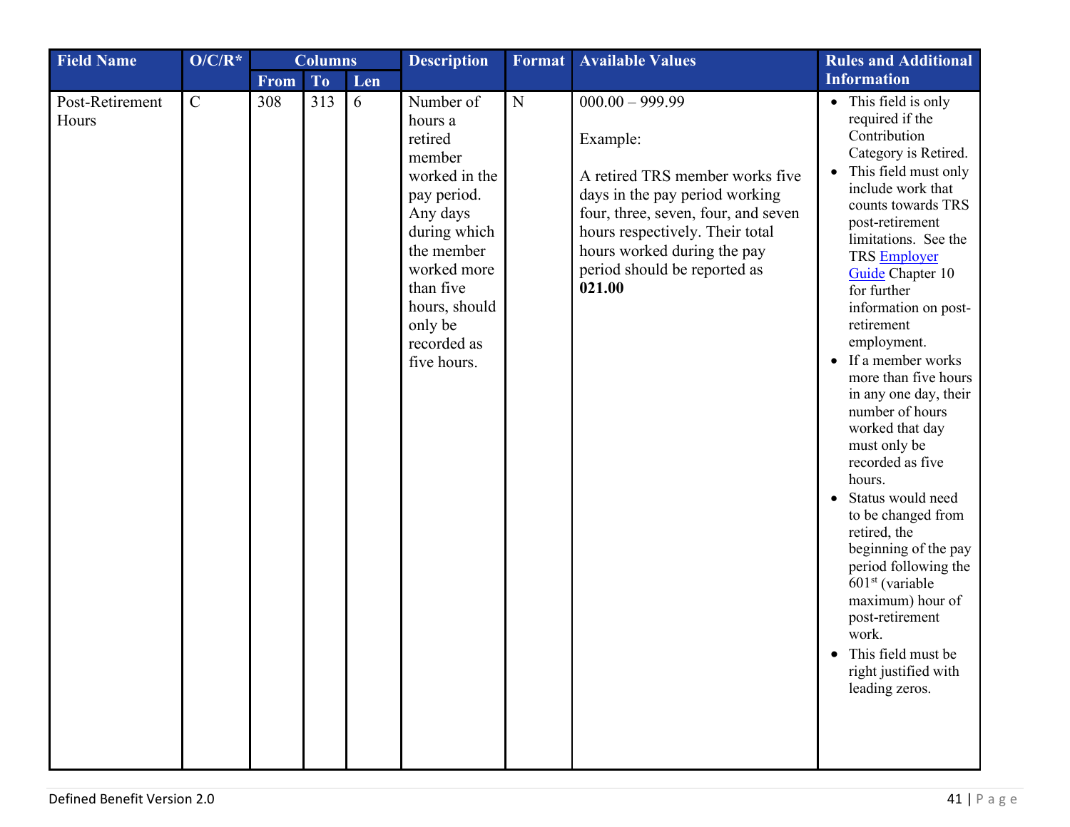| Field Name | O/C/R* | Columns | | | Description | Format | Available Values | Rules and Additional Information |
|---|---|---|---|---|---|---|---|---|
| | | From | To | Len | | | | |
| Post-Retirement Hours | C | 308 | 313 | 6 | Number of hours a retired member worked in the pay period. Any days during which the member worked more than five hours, should only be recorded as five hours. | N | 000.00 – 999.99<br><br>Example:<br><br>A retired TRS member works five days in the pay period working four, three, seven, four, and seven hours respectively. Their total hours worked during the pay period should be reported as **021.00** | • This field is only required if the Contribution Category is Retired.<br>• This field must only include work that counts towards TRS post-retirement limitations. See the TRS Employer Guide Chapter 10 for further information on post-retirement employment.<br>• If a member works more than five hours in any one day, their number of hours worked that day must only be recorded as five hours.<br>• Status would need to be changed from retired, the beginning of the pay period following the 601st (variable maximum) hour of post-retirement work.<br>• This field must be right justified with leading zeros. |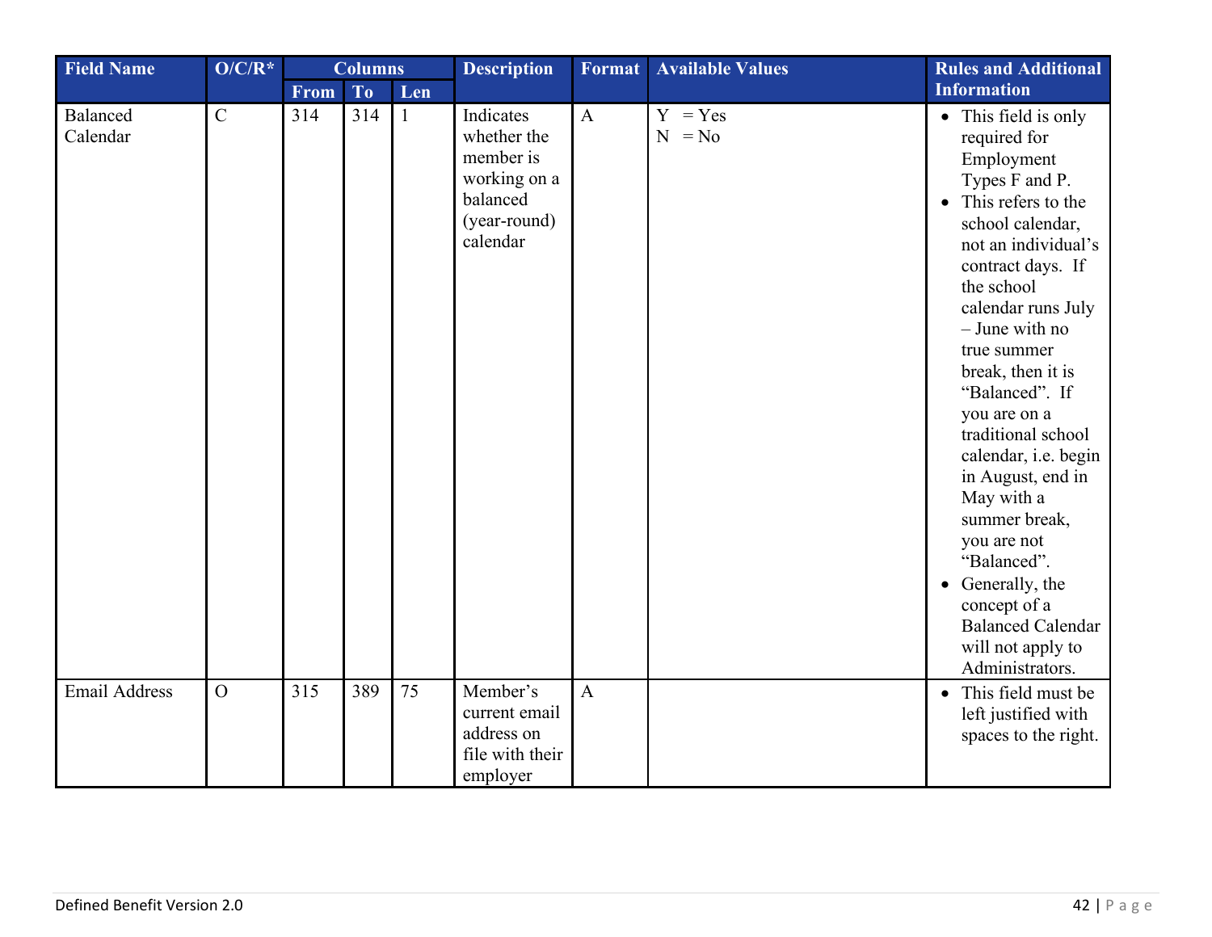| Field Name | O/C/R* | Columns | | | Description | Format | Available Values | Rules and Additional Information |
|---|---|---|---|---|---|---|---|---|
| | | From | To | Len | | | | |
| Balanced Calendar | C | 314 | 314 | 1 | Indicates whether the member is working on a balanced (year-round) calendar | A | Y = Yes<br>N = No | • This field is only required for Employment Types F and P.<br>• This refers to the school calendar, not an individual's contract days. If the school calendar runs July – June with no true summer break, then it is "Balanced". If you are on a traditional school calendar, i.e. begin in August, end in May with a summer break, you are not "Balanced".<br>• Generally, the concept of a Balanced Calendar will not apply to Administrators. |
| Email Address | O | 315 | 389 | 75 | Member's current email address on file with their employer | A | | • This field must be left justified with spaces to the right. |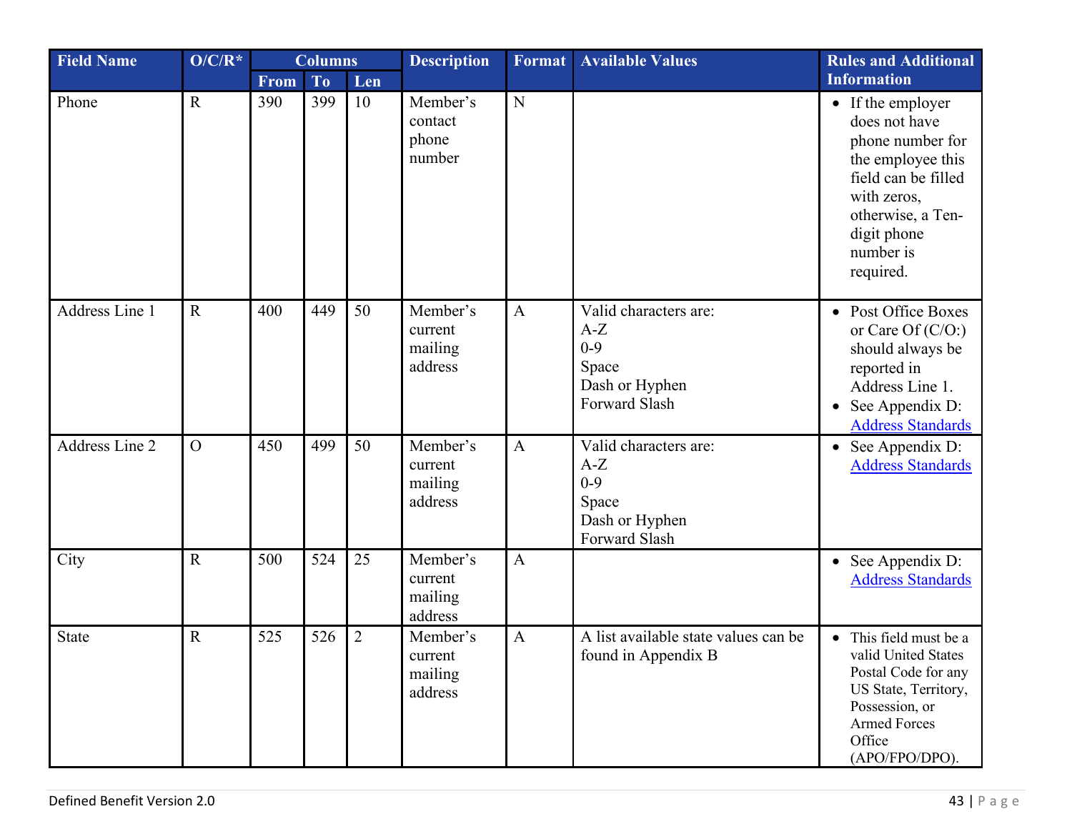| Field Name | O/C/R* | Columns | | | Description | Format | Available Values | Rules and Additional Information |
|---|---|---|---|---|---|---|---|---|
| | | From | To | Len | | | | |
| Phone | R | 390 | 399 | 10 | Member's contact phone number | N | | • If the employer does not have phone number for the employee this field can be filled with zeros, otherwise, a Ten-digit phone number is required. |
| Address Line 1 | R | 400 | 449 | 50 | Member's current mailing address | A | Valid characters are:<br>A-Z<br>0-9<br>Space<br>Dash or Hyphen<br>Forward Slash | • Post Office Boxes or Care Of (C/O:) should always be reported in Address Line 1.<br>• See Appendix D: Address Standards |
| Address Line 2 | O | 450 | 499 | 50 | Member's current mailing address | A | Valid characters are:<br>A-Z<br>0-9<br>Space<br>Dash or Hyphen<br>Forward Slash | • See Appendix D: Address Standards |
| City | R | 500 | 524 | 25 | Member's current mailing address | A | | • See Appendix D: Address Standards |
| State | R | 525 | 526 | 2 | Member's current mailing address | A | A list available state values can be found in Appendix B | • This field must be a valid United States Postal Code for any US State, Territory, Possession, or Armed Forces Office (APO/FPO/DPO). |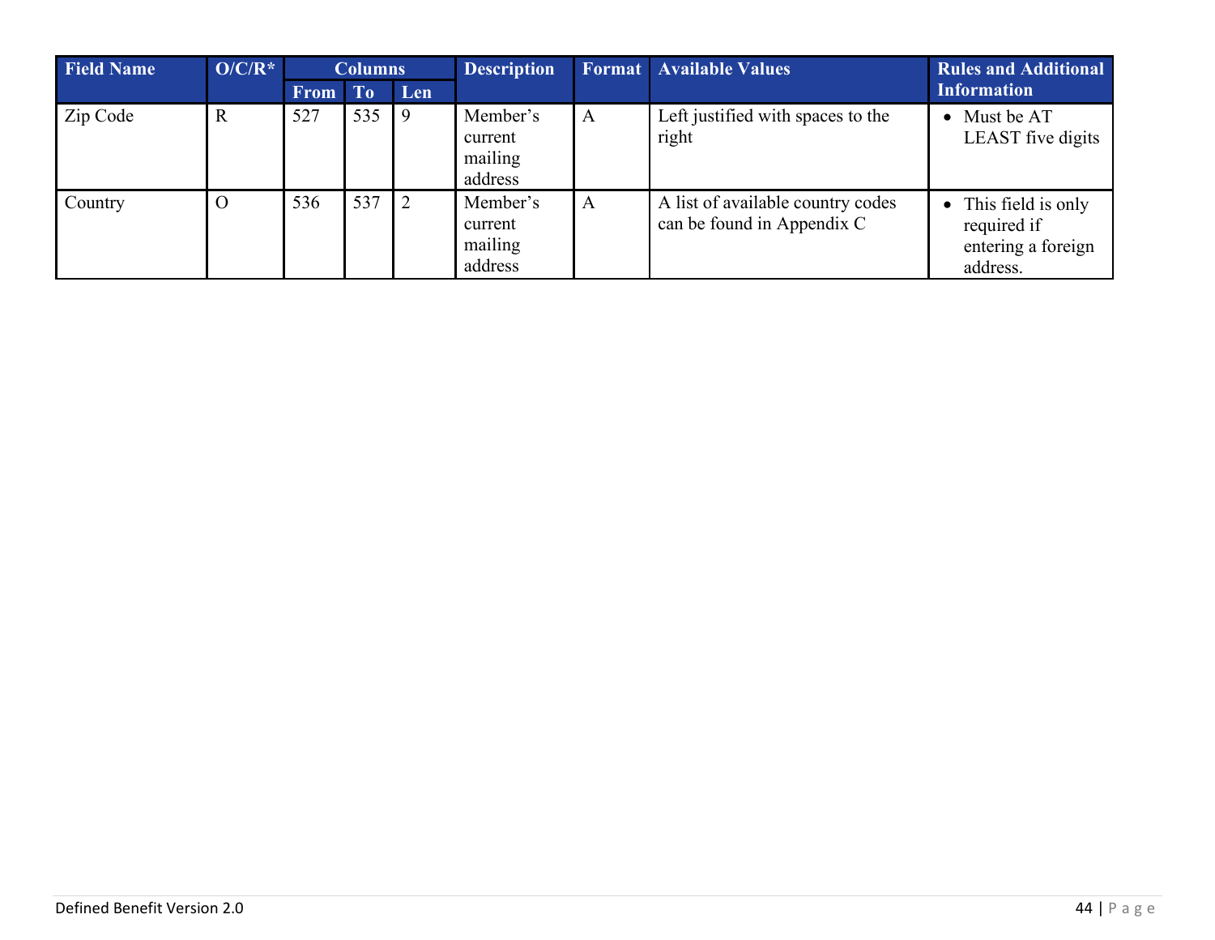| Field Name | O/C/R* | Columns | | | Description | Format | Available Values | Rules and Additional Information |
|---|---|---|---|---|---|---|---|---|
| | | From | To | Len | | | | |
| Zip Code | R | 527 | 535 | 9 | Member's current mailing address | A | Left justified with spaces to the right | • Must be AT LEAST five digits |
| Country | O | 536 | 537 | 2 | Member's current mailing address | A | A list of available country codes can be found in Appendix C | • This field is only required if entering a foreign address. |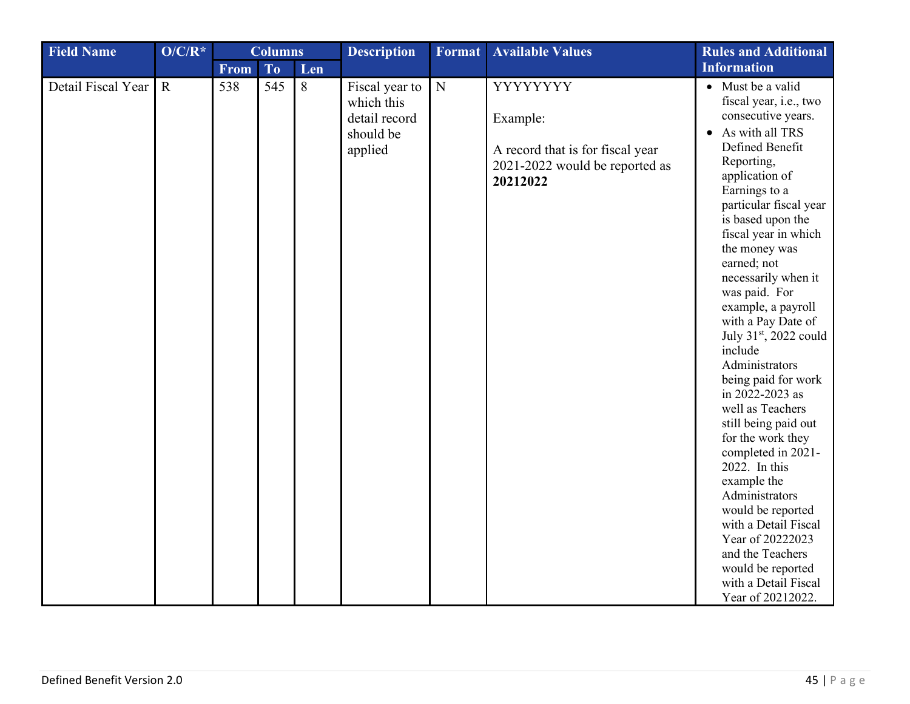| Field Name | O/C/R* | Columns | | | Description | Format | Available Values | Rules and Additional Information |
|---|---|---|---|---|---|---|---|---|
| | | From | To | Len | | | | |
| Detail Fiscal Year | R | 538 | 545 | 8 | Fiscal year to which this detail record should be applied | N | YYYYYYYY<br><br>Example:<br><br>A record that is for fiscal year 2021-2022 would be reported as **20212022** | • Must be a valid fiscal year, i.e., two consecutive years.<br>• As with all TRS Defined Benefit Reporting, application of Earnings to a particular fiscal year is based upon the fiscal year in which the money was earned; not necessarily when it was paid. For example, a payroll with a Pay Date of July 31st, 2022 could include Administrators being paid for work in 2022-2023 as well as Teachers still being paid out for the work they completed in 2021-2022. In this example the Administrators would be reported with a Detail Fiscal Year of 20222023 and the Teachers would be reported with a Detail Fiscal Year of 20212022. |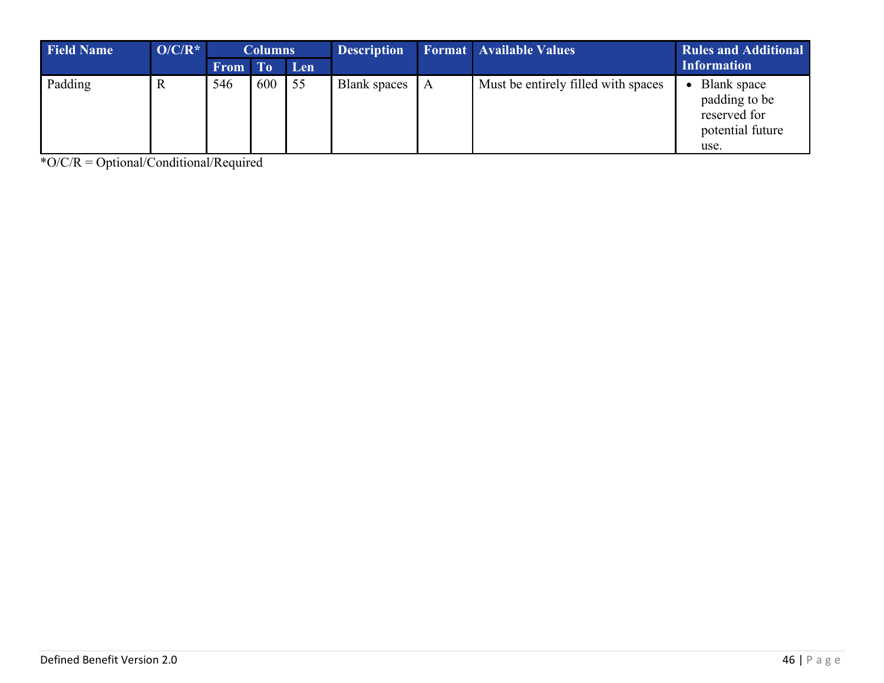| Field Name | O/C/R* | Columns | | | Description | Format | Available Values | Rules and Additional Information |
|---|---|---|---|---|---|---|---|---|
| | | From | To | Len | | | | |
| Padding | R | 546 | 600 | 55 | Blank spaces | A | Must be entirely filled with spaces | • Blank space padding to be reserved for potential future use. |

*O/C/R = Optional/Conditional/Required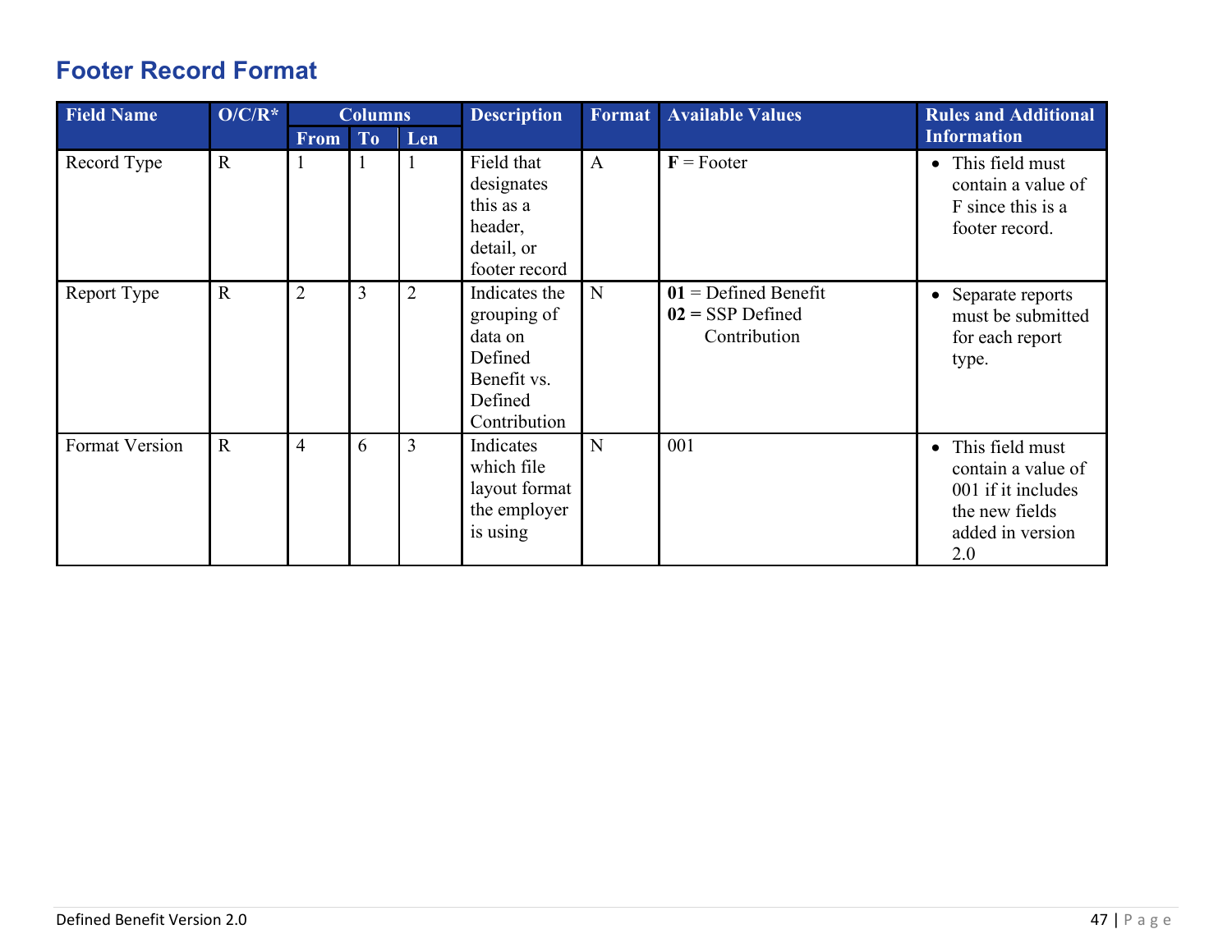## Footer Record Format

| Field Name | O/C/R* | Columns | | | Description | Format | Available Values | Rules and Additional Information |
|---|---|---|---|---|---|---|---|---|
| | | From | To | Len | | | | |
| Record Type | R | 1 | 1 | 1 | Field that designates this as a header, detail, or footer record | A | **F** = Footer | • This field must contain a value of F since this is a footer record. |
| Report Type | R | 2 | 3 | 2 | Indicates the grouping of data on Defined Benefit vs. Defined Contribution | N | **01** = Defined Benefit<br>**02 =** SSP Defined Contribution | • Separate reports must be submitted for each report type. |
| Format Version | R | 4 | 6 | 3 | Indicates which file layout format the employer is using | N | 001 | • This field must contain a value of 001 if it includes the new fields added in version 2.0 |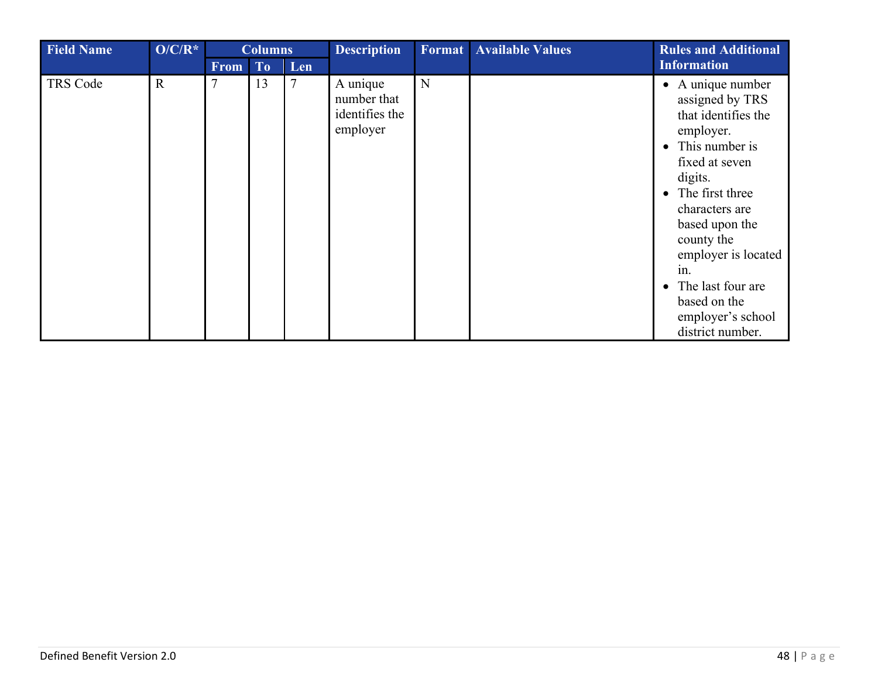| Field Name | O/C/R* | Columns | | | Description | Format | Available Values | Rules and Additional Information |
|---|---|---|---|---|---|---|---|---|
| | | From | To | Len | | | | |
| TRS Code | R | 7 | 13 | 7 | A unique number that identifies the employer | N | | • A unique number assigned by TRS that identifies the employer.<br>• This number is fixed at seven digits.<br>• The first three characters are based upon the county the employer is located in.<br>• The last four are based on the employer's school district number. |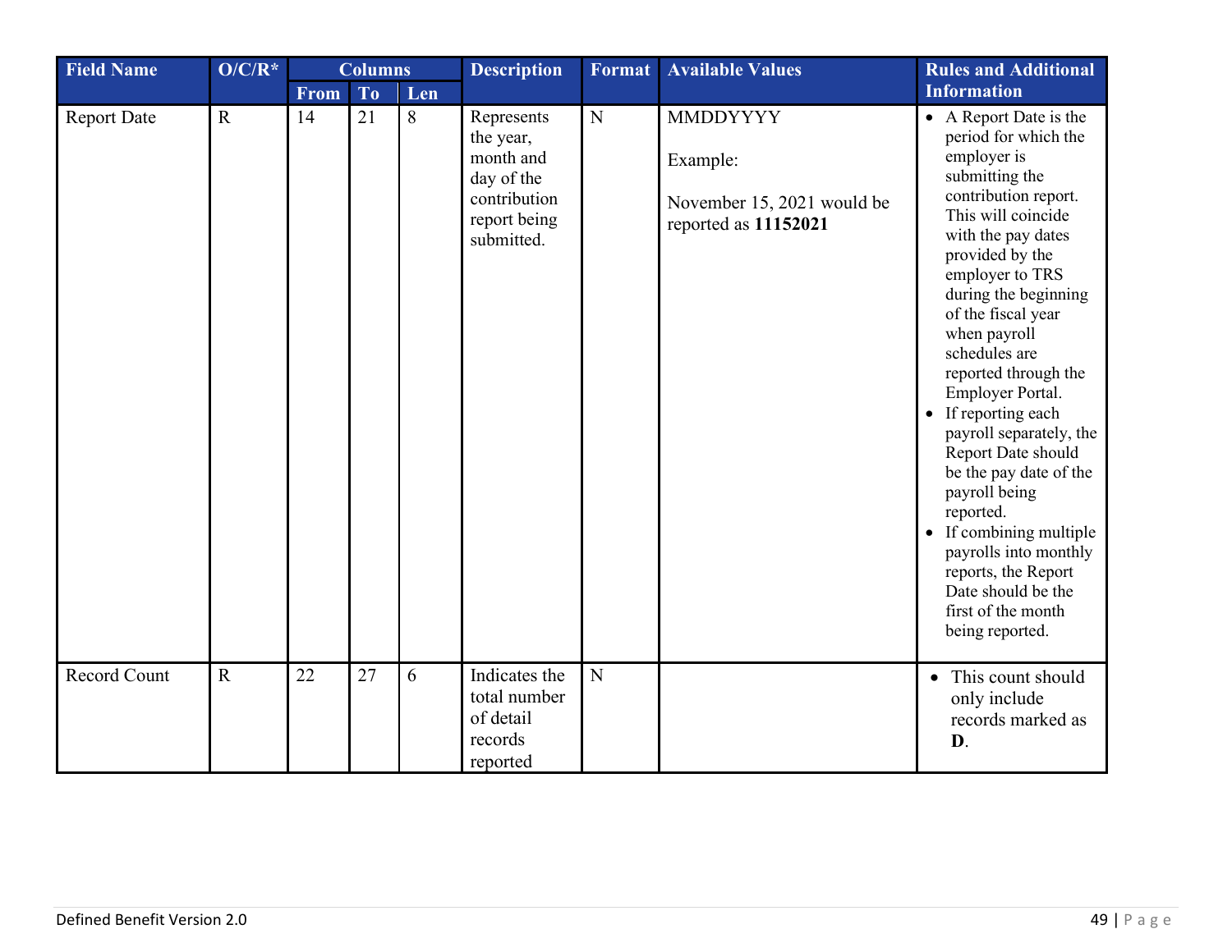| Field Name | O/C/R* | Columns | | | Description | Format | Available Values | Rules and Additional Information |
|---|---|---|---|---|---|---|---|---|
| | | From | To | Len | | | | |
| Report Date | R | 14 | 21 | 8 | Represents the year, month and day of the contribution report being submitted. | N | MMDDYYYY<br><br>Example:<br><br>November 15, 2021 would be reported as **11152021** | • A Report Date is the period for which the employer is submitting the contribution report. This will coincide with the pay dates provided by the employer to TRS during the beginning of the fiscal year when payroll schedules are reported through the Employer Portal.<br>• If reporting each payroll separately, the Report Date should be the pay date of the payroll being reported.<br>• If combining multiple payrolls into monthly reports, the Report Date should be the first of the month being reported. |
| Record Count | R | 22 | 27 | 6 | Indicates the total number of detail records reported | N | | • This count should only include records marked as **D**. |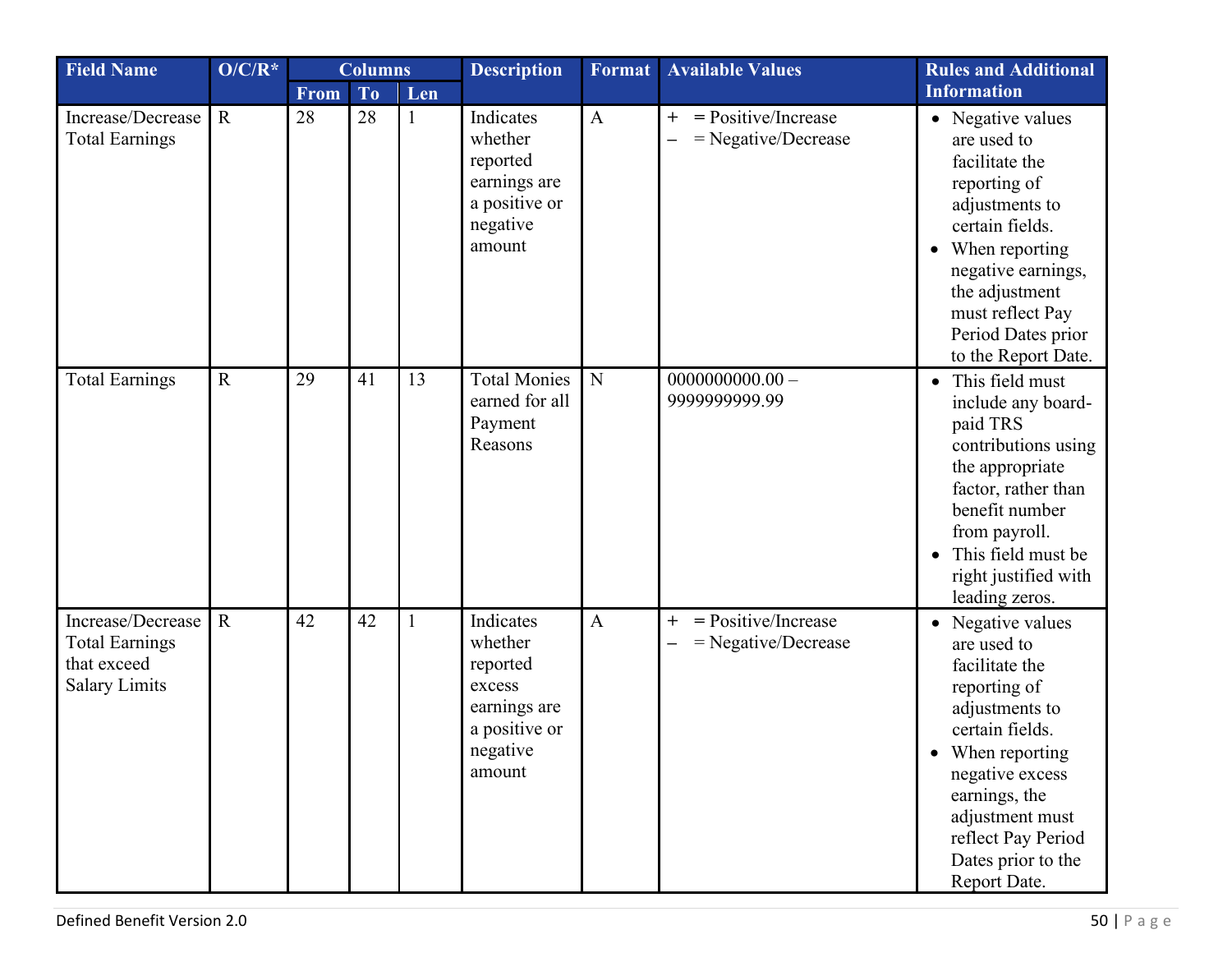| Field Name | O/C/R* | Columns | | | Description | Format | Available Values | Rules and Additional Information |
|---|---|---|---|---|---|---|---|---|
| | | From | To | Len | | | | |
| Increase/Decrease Total Earnings | R | 28 | 28 | 1 | Indicates whether reported earnings are a positive or negative amount | A | + = Positive/Increase<br>– = Negative/Decrease | • Negative values are used to facilitate the reporting of adjustments to certain fields.<br>• When reporting negative earnings, the adjustment must reflect Pay Period Dates prior to the Report Date. |
| Total Earnings | R | 29 | 41 | 13 | Total Monies earned for all Payment Reasons | N | 0000000000.00 – 9999999999.99 | • This field must include any board-paid TRS contributions using the appropriate factor, rather than benefit number from payroll.<br>• This field must be right justified with leading zeros. |
| Increase/Decrease Total Earnings that exceed Salary Limits | R | 42 | 42 | 1 | Indicates whether reported excess earnings are a positive or negative amount | A | + = Positive/Increase<br>– = Negative/Decrease | • Negative values are used to facilitate the reporting of adjustments to certain fields.<br>• When reporting negative excess earnings, the adjustment must reflect Pay Period Dates prior to the Report Date. |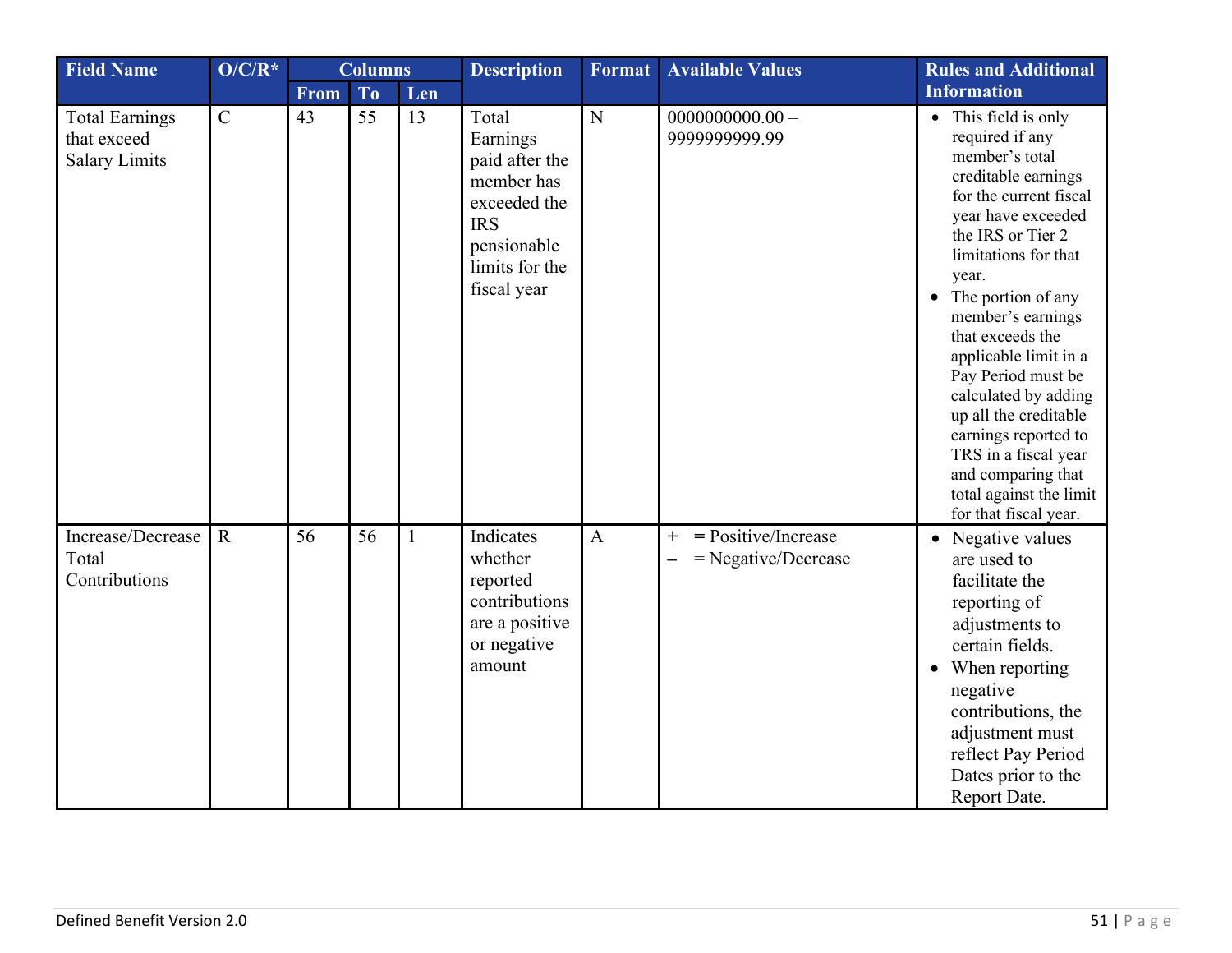| Field Name | O/C/R* | Columns | | | Description | Format | Available Values | Rules and Additional Information |
|---|---|---|---|---|---|---|---|---|
| | | From | To | Len | | | | |
| Total Earnings that exceed Salary Limits | C | 43 | 55 | 13 | Total Earnings paid after the member has exceeded the IRS pensionable limits for the fiscal year | N | 0000000000.00 – 9999999999.99 | • This field is only required if any member's total creditable earnings for the current fiscal year have exceeded the IRS or Tier 2 limitations for that year.<br>• The portion of any member's earnings that exceeds the applicable limit in a Pay Period must be calculated by adding up all the creditable earnings reported to TRS in a fiscal year and comparing that total against the limit for that fiscal year. |
| Increase/Decrease Total Contributions | R | 56 | 56 | 1 | Indicates whether reported contributions are a positive or negative amount | A | + = Positive/Increase<br>– = Negative/Decrease | • Negative values are used to facilitate the reporting of adjustments to certain fields.<br>• When reporting negative contributions, the adjustment must reflect Pay Period Dates prior to the Report Date. |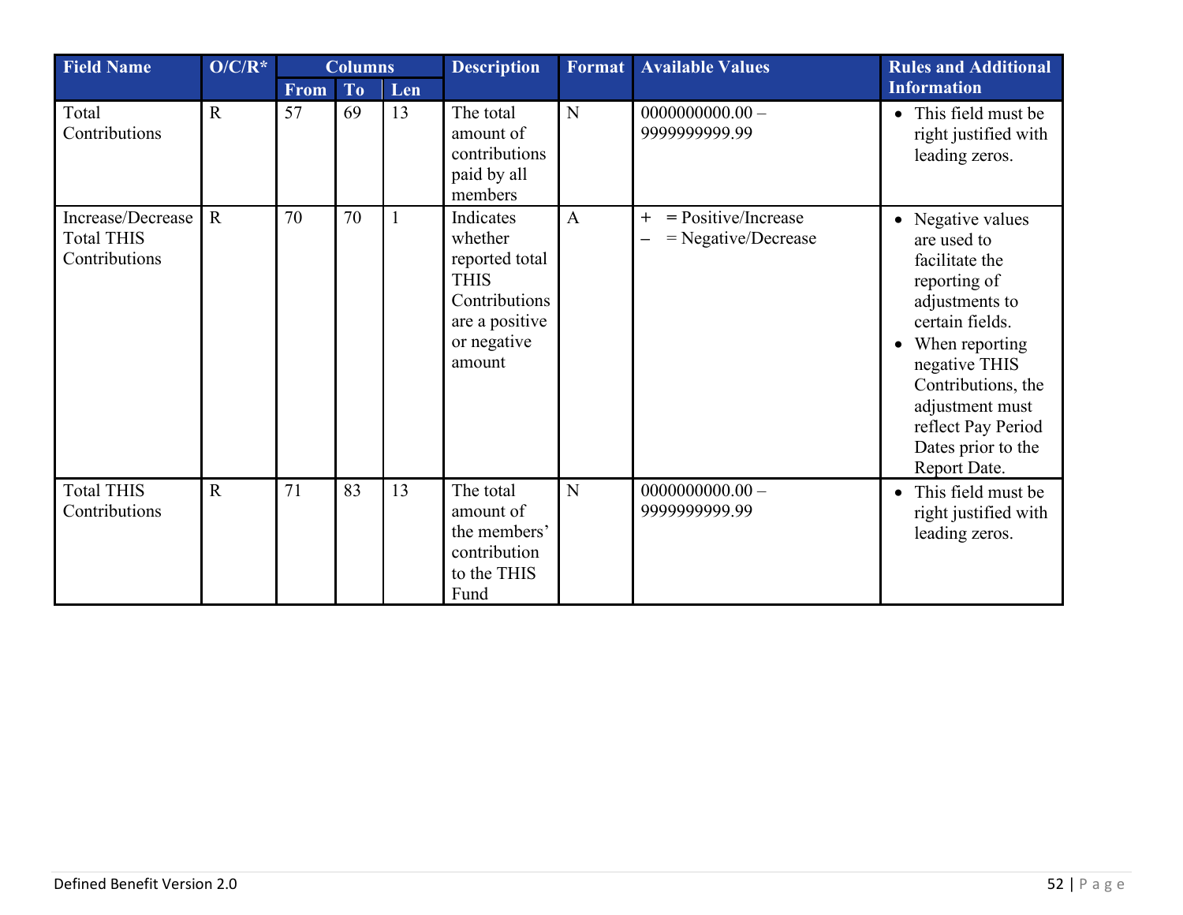| Field Name | O/C/R* | Columns | | | Description | Format | Available Values | Rules and Additional Information |
|---|---|---|---|---|---|---|---|---|
| | | From | To | Len | | | | |
| Total Contributions | R | 57 | 69 | 13 | The total amount of contributions paid by all members | N | 0000000000.00 – 9999999999.99 | • This field must be right justified with leading zeros. |
| Increase/Decrease Total THIS Contributions | R | 70 | 70 | 1 | Indicates whether reported total THIS Contributions are a positive or negative amount | A | + = Positive/Increase<br>– = Negative/Decrease | • Negative values are used to facilitate the reporting of adjustments to certain fields.<br>• When reporting negative THIS Contributions, the adjustment must reflect Pay Period Dates prior to the Report Date. |
| Total THIS Contributions | R | 71 | 83 | 13 | The total amount of the members' contribution to the THIS Fund | N | 0000000000.00 – 9999999999.99 | • This field must be right justified with leading zeros. |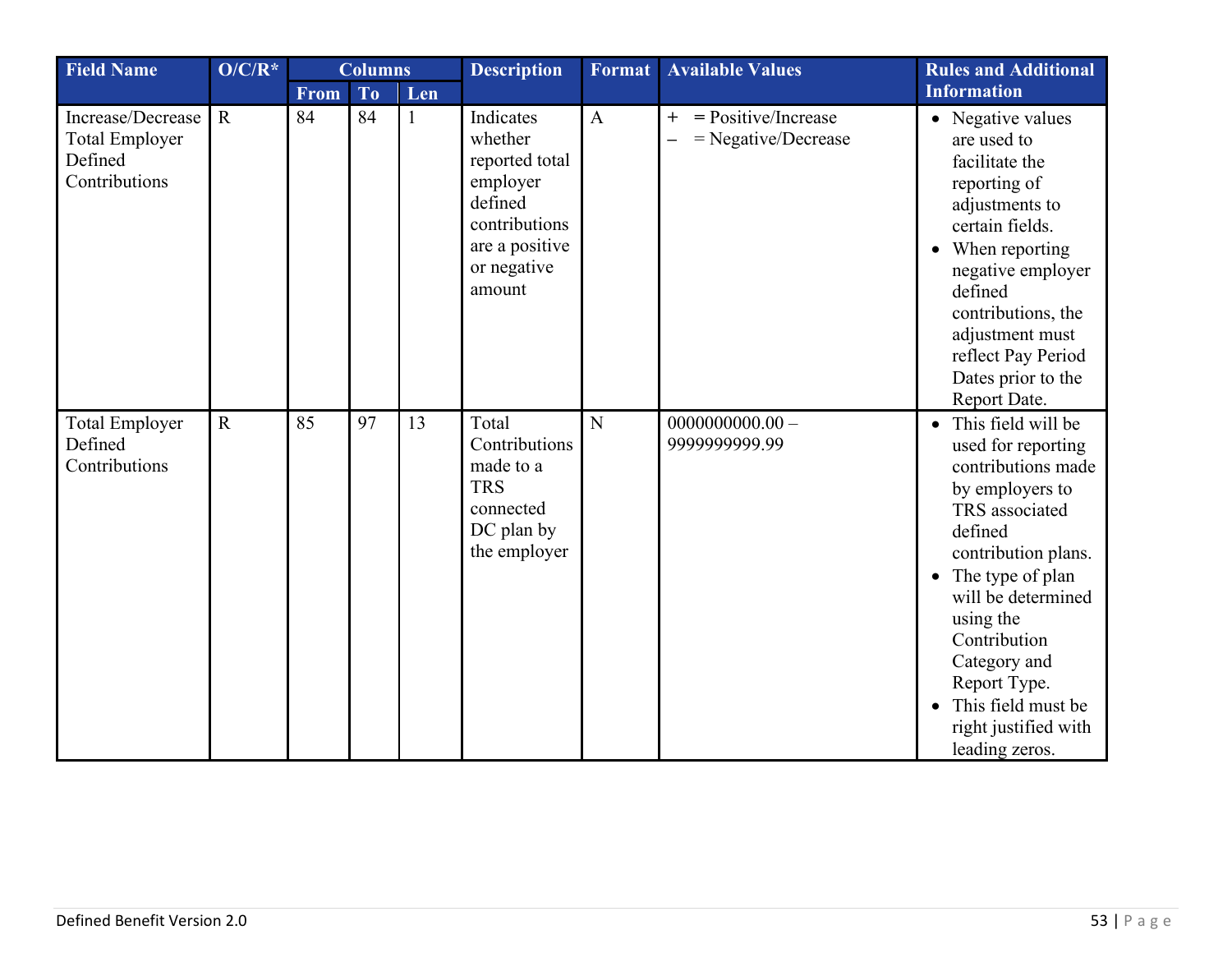| Field Name | O/C/R* | Columns | | | Description | Format | Available Values | Rules and Additional Information |
|---|---|---|---|---|---|---|---|---|
| | | From | To | Len | | | | |
| Increase/Decrease Total Employer Defined Contributions | R | 84 | 84 | 1 | Indicates whether reported total employer defined contributions are a positive or negative amount | A | + = Positive/Increase<br>– = Negative/Decrease | • Negative values are used to facilitate the reporting of adjustments to certain fields.<br>• When reporting negative employer defined contributions, the adjustment must reflect Pay Period Dates prior to the Report Date. |
| Total Employer Defined Contributions | R | 85 | 97 | 13 | Total Contributions made to a TRS connected DC plan by the employer | N | 0000000000.00 – 9999999999.99 | • This field will be used for reporting contributions made by employers to TRS associated defined contribution plans.<br>• The type of plan will be determined using the Contribution Category and Report Type.<br>• This field must be right justified with leading zeros. |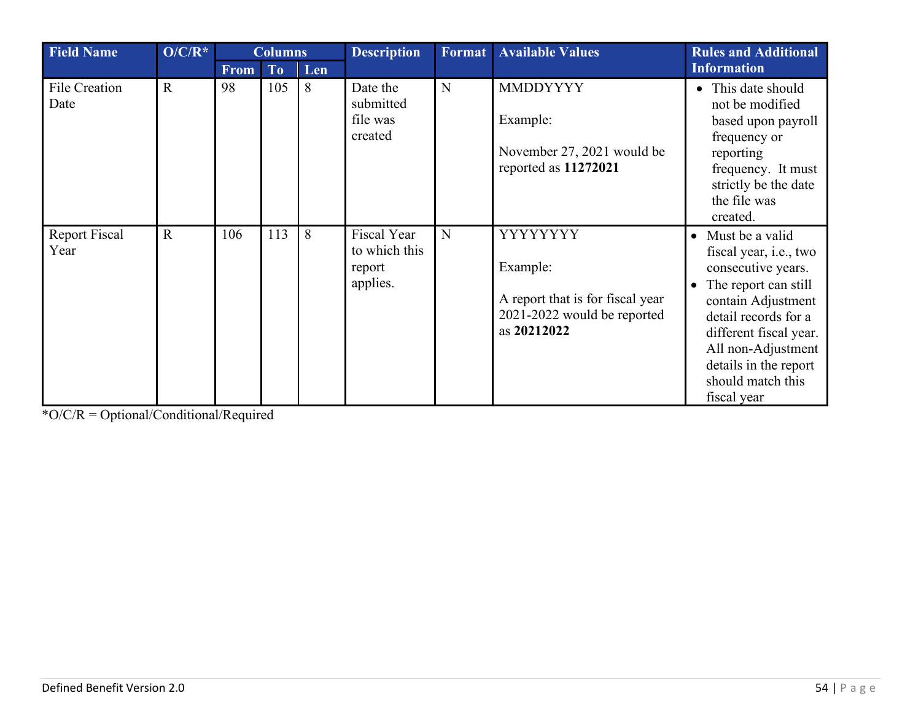| Field Name | O/C/R* | Columns | | | Description | Format | Available Values | Rules and Additional Information |
|---|---|---|---|---|---|---|---|---|
| | | From | To | Len | | | | |
| File Creation Date | R | 98 | 105 | 8 | Date the submitted file was created | N | MMDDYYYY<br><br>Example:<br><br>November 27, 2021 would be reported as **11272021** | • This date should not be modified based upon payroll frequency or reporting frequency. It must strictly be the date the file was created. |
| Report Fiscal Year | R | 106 | 113 | 8 | Fiscal Year to which this report applies. | N | YYYYYYYY<br><br>Example:<br><br>A report that is for fiscal year 2021-2022 would be reported as **20212022** | • Must be a valid fiscal year, i.e., two consecutive years.<br>• The report can still contain Adjustment detail records for a different fiscal year. All non-Adjustment details in the report should match this fiscal year |

*O/C/R = Optional/Conditional/Required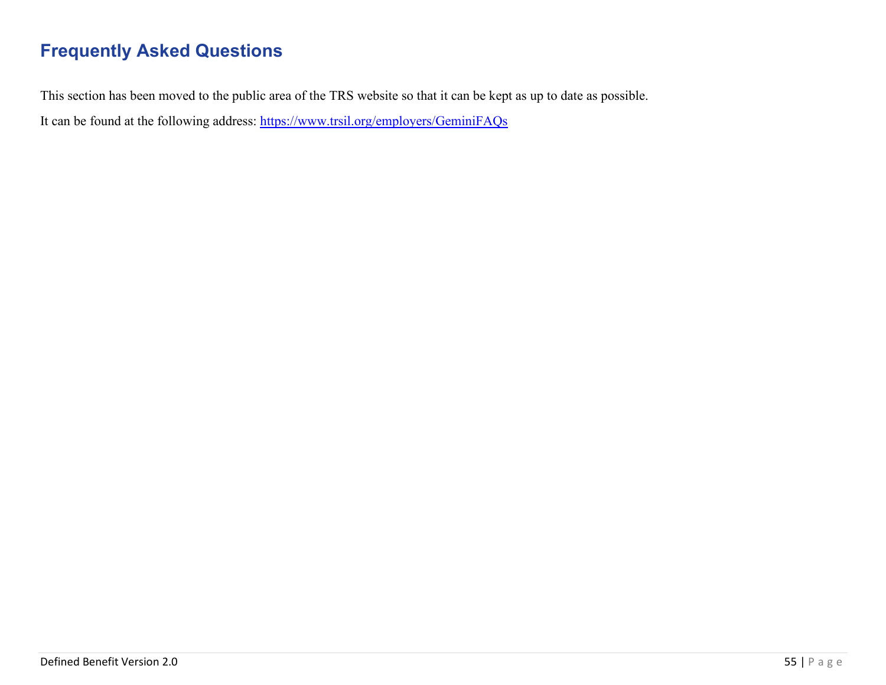## Frequently Asked Questions

This section has been moved to the public area of the TRS website so that it can be kept as up to date as possible.

It can be found at the following address: [https://www.trsil.org/employers/GeminiFAQs](https://www.trsil.org/employers/GeminiFAQs)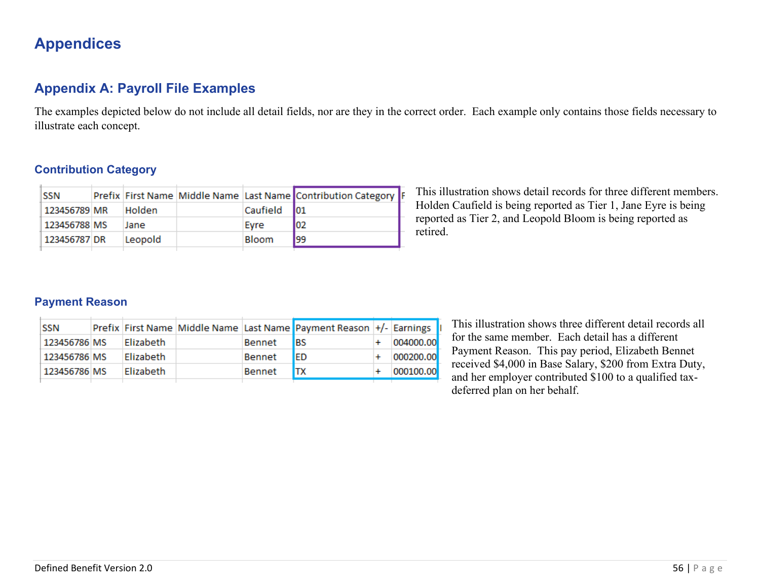# Appendices

## Appendix A: Payroll File Examples

The examples depicted below do not include all detail fields, nor are they in the correct order. Each example only contains those fields necessary to illustrate each concept.

### Contribution Category

| SSN | Prefix | First Name | Middle Name | Last Name | Contribution Category |
|---|---|---|---|---|---|
| 123456789 | MR | Holden | | Caufield | 01 |
| 123456788 | MS | Jane | | Eyre | 02 |
| 123456787 | DR | Leopold | | Bloom | 99 |

This illustration shows detail records for three different members. Holden Caufield is being reported as Tier 1, Jane Eyre is being reported as Tier 2, and Leopold Bloom is being reported as retired.

### Payment Reason

| SSN | Prefix | First Name | Middle Name | Last Name | Payment Reason | +/- | Earnings |
|---|---|---|---|---|---|---|---|
| 123456786 | MS | Elizabeth | | Bennet | BS | + | 004000.00 |
| 123456786 | MS | Elizabeth | | Bennet | ED | + | 000200.00 |
| 123456786 | MS | Elizabeth | | Bennet | TX | + | 000100.00 |

This illustration shows three different detail records all for the same member. Each detail has a different Payment Reason. This pay period, Elizabeth Bennet received $4,000 in Base Salary, $200 from Extra Duty, and her employer contributed $100 to a qualified tax-deferred plan on her behalf.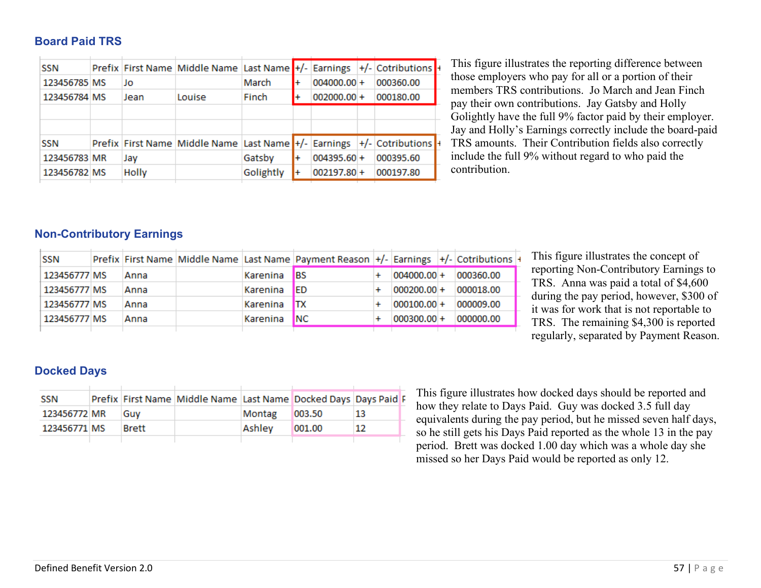## Board Paid TRS

| SSN | Prefix | First Name | Middle Name | Last Name | +/- | Earnings | +/- | Cotributions |
|---|---|---|---|---|---|---|---|---|
| 123456785 | MS | Jo | | March | + | 004000.00 | + | 000360.00 |
| 123456784 | MS | Jean | Louise | Finch | + | 002000.00 | + | 000180.00 |

| SSN | Prefix | First Name | Middle Name | Last Name | +/- | Earnings | +/- | Cotributions |
|---|---|---|---|---|---|---|---|---|
| 123456783 | MR | Jay | | Gatsby | + | 004395.60 | + | 000395.60 |
| 123456782 | MS | Holly | | Golightly | + | 002197.80 | + | 000197.80 |

This figure illustrates the reporting difference between those employers who pay for all or a portion of their members TRS contributions. Jo March and Jean Finch pay their own contributions. Jay Gatsby and Holly Golightly have the full 9% factor paid by their employer. Jay and Holly's Earnings correctly include the board-paid TRS amounts. Their Contribution fields also correctly include the full 9% without regard to who paid the contribution.

## Non-Contributory Earnings

| SSN | Prefix | First Name | Middle Name | Last Name | Payment Reason | +/- | Earnings | +/- | Cotributions |
|---|---|---|---|---|---|---|---|---|---|
| 123456777 | MS | Anna | | Karenina | BS | + | 004000.00 | + | 000360.00 |
| 123456777 | MS | Anna | | Karenina | ED | + | 000200.00 | + | 000018.00 |
| 123456777 | MS | Anna | | Karenina | TX | + | 000100.00 | + | 000009.00 |
| 123456777 | MS | Anna | | Karenina | NC | + | 000300.00 | + | 000000.00 |

This figure illustrates the concept of reporting Non-Contributory Earnings to TRS. Anna was paid a total of $4,600 during the pay period, however, $300 of it was for work that is not reportable to TRS. The remaining $4,300 is reported regularly, separated by Payment Reason.

## Docked Days

| SSN | Prefix | First Name | Middle Name | Last Name | Docked Days | Days Paid |
|---|---|---|---|---|---|---|
| 123456772 | MR | Guy | | Montag | 003.50 | 13 |
| 123456771 | MS | Brett | | Ashley | 001.00 | 12 |

This figure illustrates how docked days should be reported and how they relate to Days Paid. Guy was docked 3.5 full day equivalents during the pay period, but he missed seven half days, so he still gets his Days Paid reported as the whole 13 in the pay period. Brett was docked 1.00 day which was a whole day she missed so her Days Paid would be reported as only 12.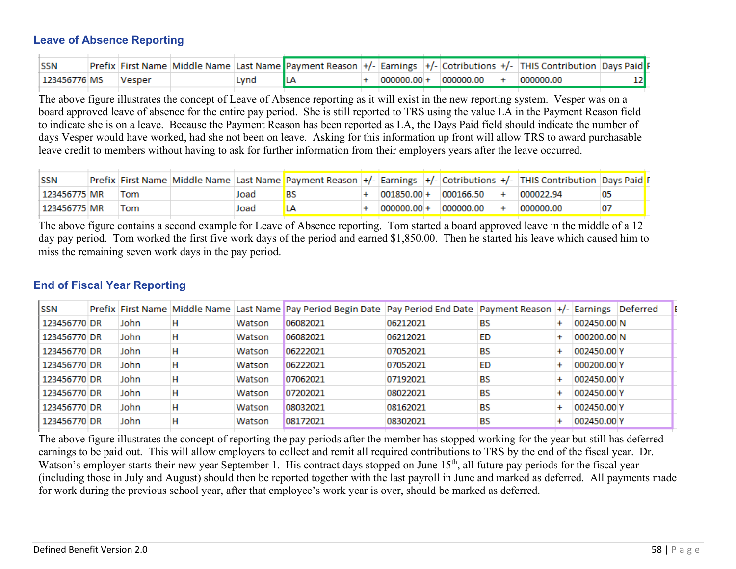## Leave of Absence Reporting

| SSN | Prefix | First Name | Middle Name | Last Name | Payment Reason | +/- | Earnings | +/- | Cotributions | +/- | THIS Contribution | Days Paid |
|---|---|---|---|---|---|---|---|---|---|---|---|---|
| 123456776 | MS | Vesper | | Lynd | LA | + | 000000.00 | + | 000000.00 | + | 000000.00 | 12 |

The above figure illustrates the concept of Leave of Absence reporting as it will exist in the new reporting system. Vesper was on a board approved leave of absence for the entire pay period. She is still reported to TRS using the value LA in the Payment Reason field to indicate she is on a leave. Because the Payment Reason has been reported as LA, the Days Paid field should indicate the number of days Vesper would have worked, had she not been on leave. Asking for this information up front will allow TRS to award purchasable leave credit to members without having to ask for further information from their employers years after the leave occurred.

| SSN | Prefix | First Name | Middle Name | Last Name | Payment Reason | +/- | Earnings | +/- | Cotributions | +/- | THIS Contribution | Days Paid |
|---|---|---|---|---|---|---|---|---|---|---|---|---|
| 123456775 | MR | Tom | | Joad | BS | + | 001850.00 | + | 000166.50 | + | 000022.94 | 05 |
| 123456775 | MR | Tom | | Joad | LA | + | 000000.00 | + | 000000.00 | + | 000000.00 | 07 |

The above figure contains a second example for Leave of Absence reporting. Tom started a board approved leave in the middle of a 12 day pay period. Tom worked the first five work days of the period and earned $1,850.00. Then he started his leave which caused him to miss the remaining seven work days in the pay period.

## End of Fiscal Year Reporting

| SSN | Prefix | First Name | Middle Name | Last Name | Pay Period Begin Date | Pay Period End Date | Payment Reason | +/- | Earnings | Deferred |
|---|---|---|---|---|---|---|---|---|---|---|
| 123456770 | DR | John | H | Watson | 06082021 | 06212021 | BS | + | 002450.00 | N |
| 123456770 | DR | John | H | Watson | 06082021 | 06212021 | ED | + | 000200.00 | N |
| 123456770 | DR | John | H | Watson | 06222021 | 07052021 | BS | + | 002450.00 | Y |
| 123456770 | DR | John | H | Watson | 06222021 | 07052021 | ED | + | 000200.00 | Y |
| 123456770 | DR | John | H | Watson | 07062021 | 07192021 | BS | + | 002450.00 | Y |
| 123456770 | DR | John | H | Watson | 07202021 | 08022021 | BS | + | 002450.00 | Y |
| 123456770 | DR | John | H | Watson | 08032021 | 08162021 | BS | + | 002450.00 | Y |
| 123456770 | DR | John | H | Watson | 08172021 | 08302021 | BS | + | 002450.00 | Y |

The above figure illustrates the concept of reporting the pay periods after the member has stopped working for the year but still has deferred earnings to be paid out. This will allow employers to collect and remit all required contributions to TRS by the end of the fiscal year. Dr. Watson's employer starts their new year September 1. His contract days stopped on June 15th, all future pay periods for the fiscal year (including those in July and August) should then be reported together with the last payroll in June and marked as deferred. All payments made for work during the previous school year, after that employee's work year is over, should be marked as deferred.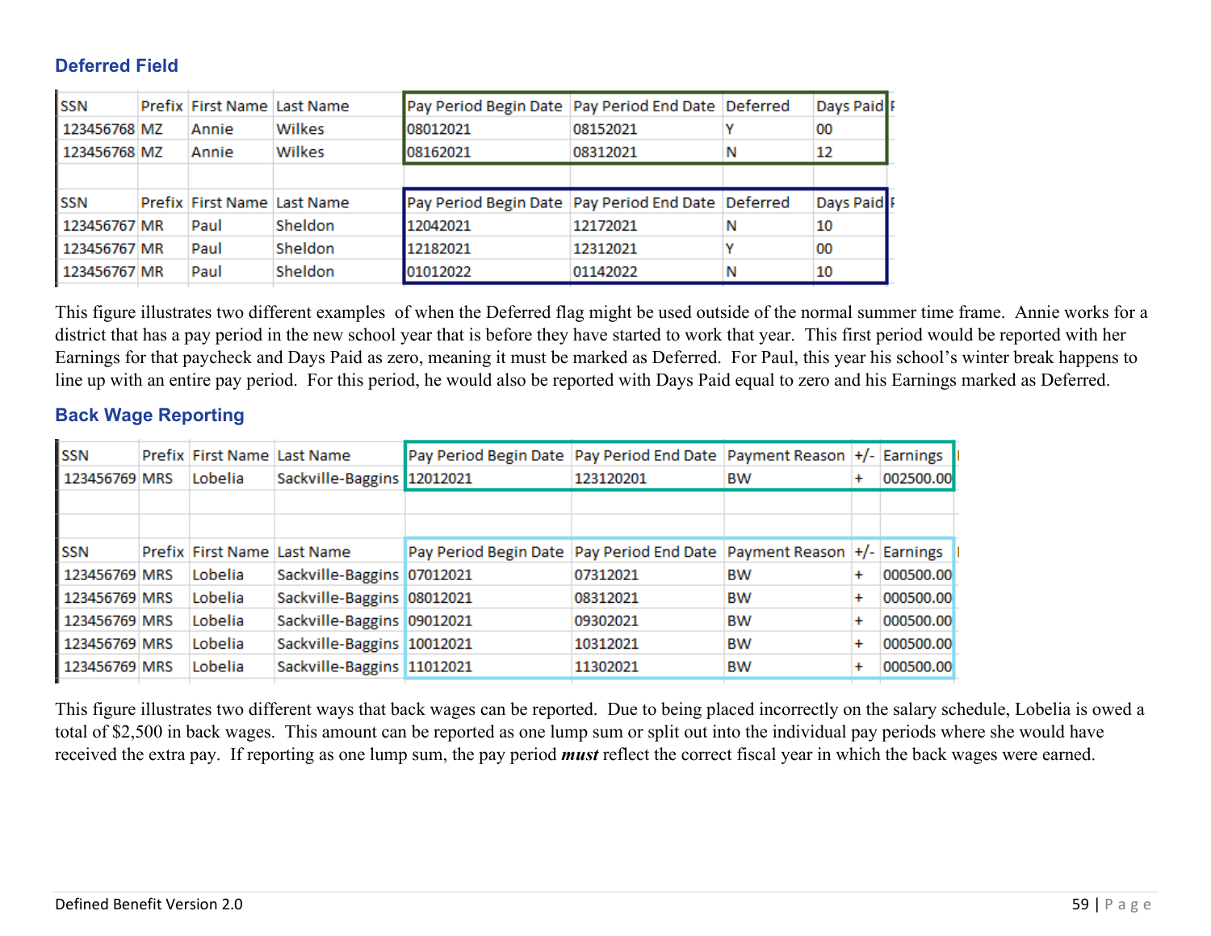### Deferred Field

| SSN | Prefix | First Name | Last Name | Pay Period Begin Date | Pay Period End Date | Deferred | Days Paid |
|---|---|---|---|---|---|---|---|
| 123456768 | MZ | Annie | Wilkes | 08012021 | 08152021 | Y | 00 |
| 123456768 | MZ | Annie | Wilkes | 08162021 | 08312021 | N | 12 |

| SSN | Prefix | First Name | Last Name | Pay Period Begin Date | Pay Period End Date | Deferred | Days Paid |
|---|---|---|---|---|---|---|---|
| 123456767 | MR | Paul | Sheldon | 12042021 | 12172021 | N | 10 |
| 123456767 | MR | Paul | Sheldon | 12182021 | 12312021 | Y | 00 |
| 123456767 | MR | Paul | Sheldon | 01012022 | 01142022 | N | 10 |

This figure illustrates two different examples of when the Deferred flag might be used outside of the normal summer time frame. Annie works for a district that has a pay period in the new school year that is before they have started to work that year. This first period would be reported with her Earnings for that paycheck and Days Paid as zero, meaning it must be marked as Deferred. For Paul, this year his school's winter break happens to line up with an entire pay period. For this period, he would also be reported with Days Paid equal to zero and his Earnings marked as Deferred.

### Back Wage Reporting

| SSN | Prefix | First Name | Last Name | Pay Period Begin Date | Pay Period End Date | Payment Reason | +/- | Earnings |
|---|---|---|---|---|---|---|---|---|
| 123456769 | MRS | Lobelia | Sackville-Baggins | 12012021 | 123120201 | BW | + | 002500.00 |

| SSN | Prefix | First Name | Last Name | Pay Period Begin Date | Pay Period End Date | Payment Reason | +/- | Earnings |
|---|---|---|---|---|---|---|---|---|
| 123456769 | MRS | Lobelia | Sackville-Baggins | 07012021 | 07312021 | BW | + | 000500.00 |
| 123456769 | MRS | Lobelia | Sackville-Baggins | 08012021 | 08312021 | BW | + | 000500.00 |
| 123456769 | MRS | Lobelia | Sackville-Baggins | 09012021 | 09302021 | BW | + | 000500.00 |
| 123456769 | MRS | Lobelia | Sackville-Baggins | 10012021 | 10312021 | BW | + | 000500.00 |
| 123456769 | MRS | Lobelia | Sackville-Baggins | 11012021 | 11302021 | BW | + | 000500.00 |

This figure illustrates two different ways that back wages can be reported. Due to being placed incorrectly on the salary schedule, Lobelia is owed a total of $2,500 in back wages. This amount can be reported as one lump sum or split out into the individual pay periods where she would have received the extra pay. If reporting as one lump sum, the pay period ***must*** reflect the correct fiscal year in which the back wages were earned.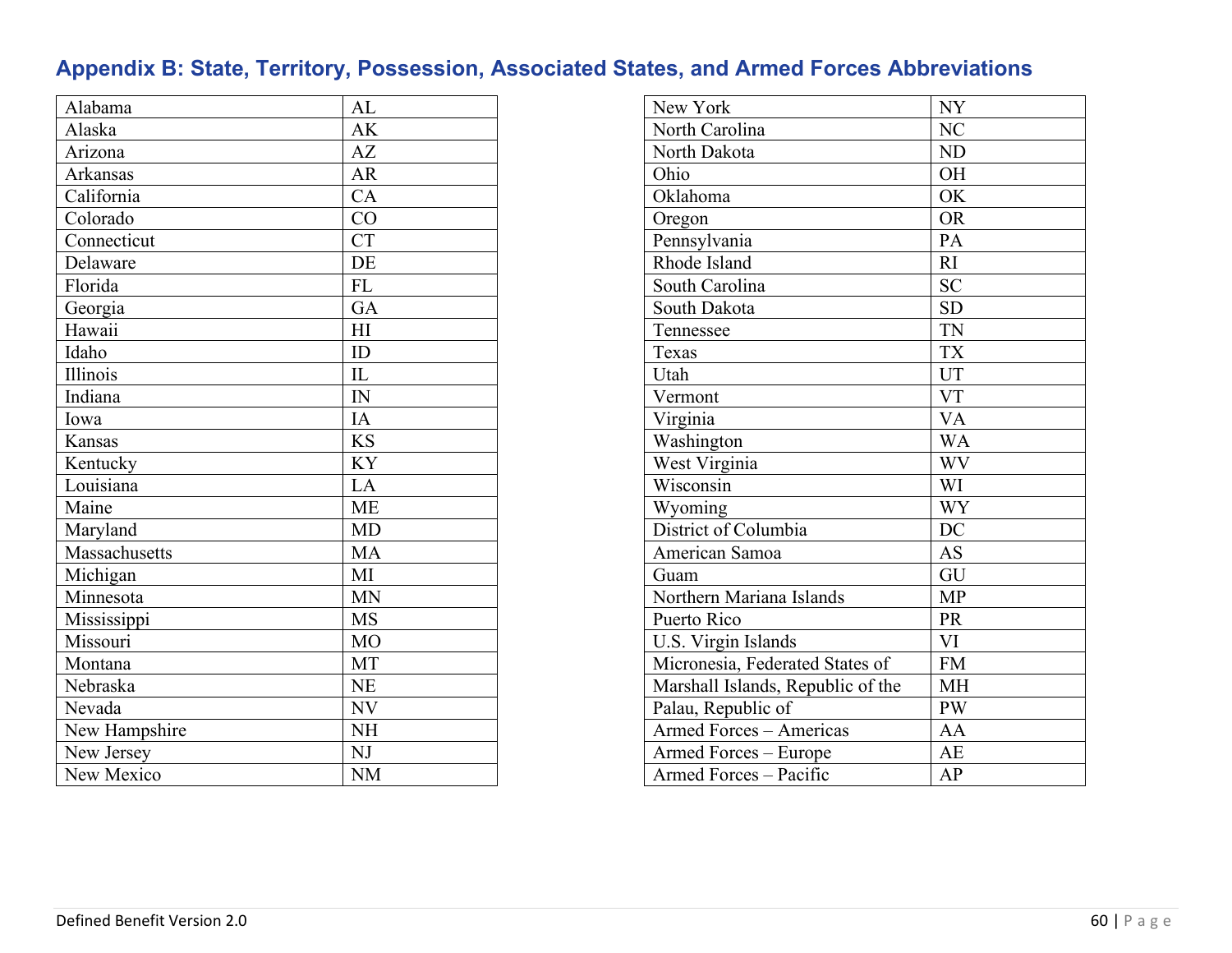## Appendix B: State, Territory, Possession, Associated States, and Armed Forces Abbreviations

| | |
|---|---|
| Alabama | AL |
| Alaska | AK |
| Arizona | AZ |
| Arkansas | AR |
| California | CA |
| Colorado | CO |
| Connecticut | CT |
| Delaware | DE |
| Florida | FL |
| Georgia | GA |
| Hawaii | HI |
| Idaho | ID |
| Illinois | IL |
| Indiana | IN |
| Iowa | IA |
| Kansas | KS |
| Kentucky | KY |
| Louisiana | LA |
| Maine | ME |
| Maryland | MD |
| Massachusetts | MA |
| Michigan | MI |
| Minnesota | MN |
| Mississippi | MS |
| Missouri | MO |
| Montana | MT |
| Nebraska | NE |
| Nevada | NV |
| New Hampshire | NH |
| New Jersey | NJ |
| New Mexico | NM |
| New York | NY |
| North Carolina | NC |
| North Dakota | ND |
| Ohio | OH |
| Oklahoma | OK |
| Oregon | OR |
| Pennsylvania | PA |
| Rhode Island | RI |
| South Carolina | SC |
| South Dakota | SD |
| Tennessee | TN |
| Texas | TX |
| Utah | UT |
| Vermont | VT |
| Virginia | VA |
| Washington | WA |
| West Virginia | WV |
| Wisconsin | WI |
| Wyoming | WY |
| District of Columbia | DC |
| American Samoa | AS |
| Guam | GU |
| Northern Mariana Islands | MP |
| Puerto Rico | PR |
| U.S. Virgin Islands | VI |
| Micronesia, Federated States of | FM |
| Marshall Islands, Republic of the | MH |
| Palau, Republic of | PW |
| Armed Forces – Americas | AA |
| Armed Forces – Europe | AE |
| Armed Forces – Pacific | AP |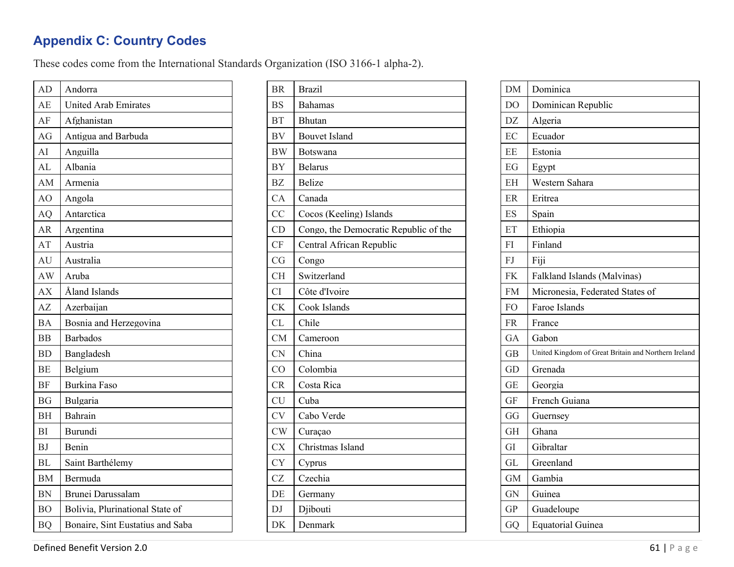## Appendix C: Country Codes

These codes come from the International Standards Organization (ISO 3166-1 alpha-2).

| Code | Country |
|---|---|
| AD | Andorra |
| AE | United Arab Emirates |
| AF | Afghanistan |
| AG | Antigua and Barbuda |
| AI | Anguilla |
| AL | Albania |
| AM | Armenia |
| AO | Angola |
| AQ | Antarctica |
| AR | Argentina |
| AT | Austria |
| AU | Australia |
| AW | Aruba |
| AX | Åland Islands |
| AZ | Azerbaijan |
| BA | Bosnia and Herzegovina |
| BB | Barbados |
| BD | Bangladesh |
| BE | Belgium |
| BF | Burkina Faso |
| BG | Bulgaria |
| BH | Bahrain |
| BI | Burundi |
| BJ | Benin |
| BL | Saint Barthélemy |
| BM | Bermuda |
| BN | Brunei Darussalam |
| BO | Bolivia, Plurinational State of |
| BQ | Bonaire, Sint Eustatius and Saba |
| BR | Brazil |
| BS | Bahamas |
| BT | Bhutan |
| BV | Bouvet Island |
| BW | Botswana |
| BY | Belarus |
| BZ | Belize |
| CA | Canada |
| CC | Cocos (Keeling) Islands |
| CD | Congo, the Democratic Republic of the |
| CF | Central African Republic |
| CG | Congo |
| CH | Switzerland |
| CI | Côte d'Ivoire |
| CK | Cook Islands |
| CL | Chile |
| CM | Cameroon |
| CN | China |
| CO | Colombia |
| CR | Costa Rica |
| CU | Cuba |
| CV | Cabo Verde |
| CW | Curaçao |
| CX | Christmas Island |
| CY | Cyprus |
| CZ | Czechia |
| DE | Germany |
| DJ | Djibouti |
| DK | Denmark |
| DM | Dominica |
| DO | Dominican Republic |
| DZ | Algeria |
| EC | Ecuador |
| EE | Estonia |
| EG | Egypt |
| EH | Western Sahara |
| ER | Eritrea |
| ES | Spain |
| ET | Ethiopia |
| FI | Finland |
| FJ | Fiji |
| FK | Falkland Islands (Malvinas) |
| FM | Micronesia, Federated States of |
| FO | Faroe Islands |
| FR | France |
| GA | Gabon |
| GB | United Kingdom of Great Britain and Northern Ireland |
| GD | Grenada |
| GE | Georgia |
| GF | French Guiana |
| GG | Guernsey |
| GH | Ghana |
| GI | Gibraltar |
| GL | Greenland |
| GM | Gambia |
| GN | Guinea |
| GP | Guadeloupe |
| GQ | Equatorial Guinea |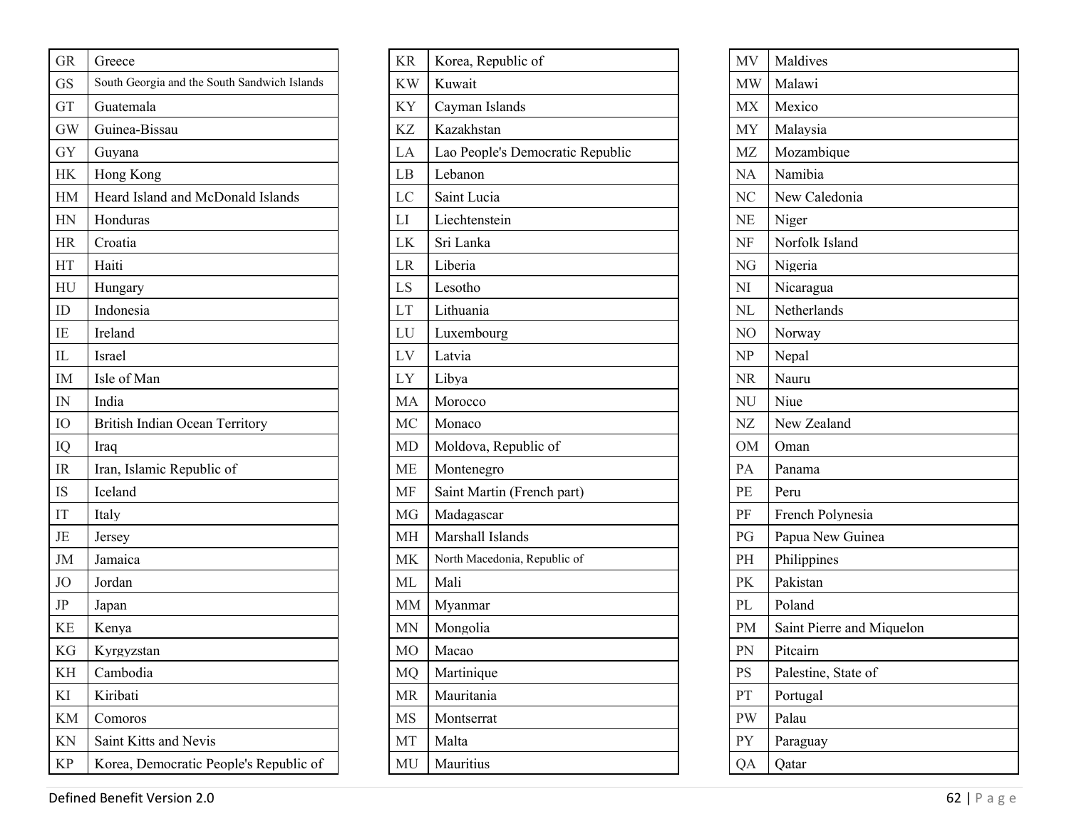| GR | Greece |
|---|---|
| GS | South Georgia and the South Sandwich Islands |
| GT | Guatemala |
| GW | Guinea-Bissau |
| GY | Guyana |
| HK | Hong Kong |
| HM | Heard Island and McDonald Islands |
| HN | Honduras |
| HR | Croatia |
| HT | Haiti |
| HU | Hungary |
| ID | Indonesia |
| IE | Ireland |
| IL | Israel |
| IM | Isle of Man |
| IN | India |
| IO | British Indian Ocean Territory |
| IQ | Iraq |
| IR | Iran, Islamic Republic of |
| IS | Iceland |
| IT | Italy |
| JE | Jersey |
| JM | Jamaica |
| JO | Jordan |
| JP | Japan |
| KE | Kenya |
| KG | Kyrgyzstan |
| KH | Cambodia |
| KI | Kiribati |
| KM | Comoros |
| KN | Saint Kitts and Nevis |
| KP | Korea, Democratic People's Republic of |

| KR | Korea, Republic of |
|---|---|
| KW | Kuwait |
| KY | Cayman Islands |
| KZ | Kazakhstan |
| LA | Lao People's Democratic Republic |
| LB | Lebanon |
| LC | Saint Lucia |
| LI | Liechtenstein |
| LK | Sri Lanka |
| LR | Liberia |
| LS | Lesotho |
| LT | Lithuania |
| LU | Luxembourg |
| LV | Latvia |
| LY | Libya |
| MA | Morocco |
| MC | Monaco |
| MD | Moldova, Republic of |
| ME | Montenegro |
| MF | Saint Martin (French part) |
| MG | Madagascar |
| MH | Marshall Islands |
| MK | North Macedonia, Republic of |
| ML | Mali |
| MM | Myanmar |
| MN | Mongolia |
| MO | Macao |
| MQ | Martinique |
| MR | Mauritania |
| MS | Montserrat |
| MT | Malta |
| MU | Mauritius |

| MV | Maldives |
|---|---|
| MW | Malawi |
| MX | Mexico |
| MY | Malaysia |
| MZ | Mozambique |
| NA | Namibia |
| NC | New Caledonia |
| NE | Niger |
| NF | Norfolk Island |
| NG | Nigeria |
| NI | Nicaragua |
| NL | Netherlands |
| NO | Norway |
| NP | Nepal |
| NR | Nauru |
| NU | Niue |
| NZ | New Zealand |
| OM | Oman |
| PA | Panama |
| PE | Peru |
| PF | French Polynesia |
| PG | Papua New Guinea |
| PH | Philippines |
| PK | Pakistan |
| PL | Poland |
| PM | Saint Pierre and Miquelon |
| PN | Pitcairn |
| PS | Palestine, State of |
| PT | Portugal |
| PW | Palau |
| PY | Paraguay |
| QA | Qatar |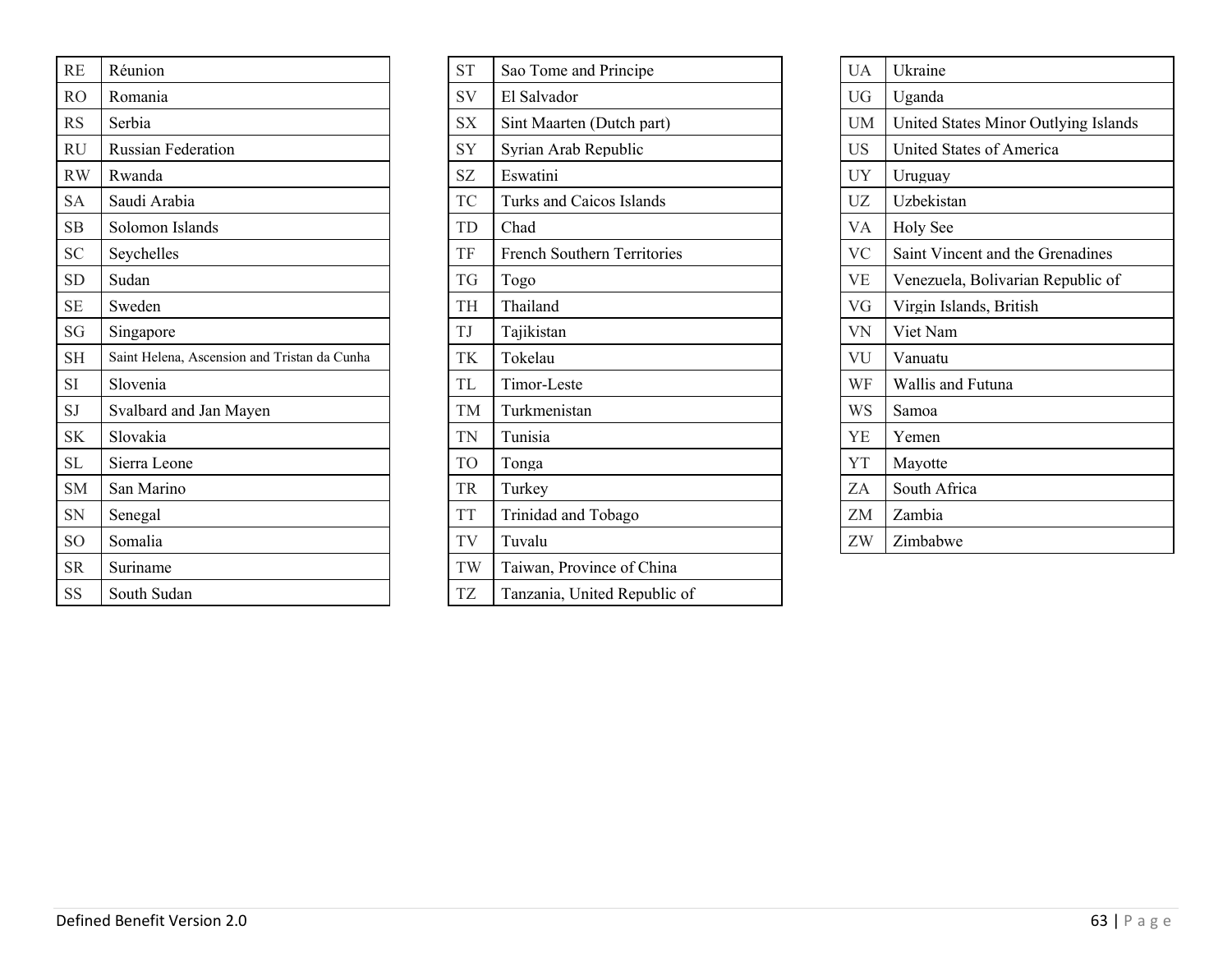| | |
|---|---|
| RE | Réunion |
| RO | Romania |
| RS | Serbia |
| RU | Russian Federation |
| RW | Rwanda |
| SA | Saudi Arabia |
| SB | Solomon Islands |
| SC | Seychelles |
| SD | Sudan |
| SE | Sweden |
| SG | Singapore |
| SH | Saint Helena, Ascension and Tristan da Cunha |
| SI | Slovenia |
| SJ | Svalbard and Jan Mayen |
| SK | Slovakia |
| SL | Sierra Leone |
| SM | San Marino |
| SN | Senegal |
| SO | Somalia |
| SR | Suriname |
| SS | South Sudan |
| ST | Sao Tome and Principe |
| SV | El Salvador |
| SX | Sint Maarten (Dutch part) |
| SY | Syrian Arab Republic |
| SZ | Eswatini |
| TC | Turks and Caicos Islands |
| TD | Chad |
| TF | French Southern Territories |
| TG | Togo |
| TH | Thailand |
| TJ | Tajikistan |
| TK | Tokelau |
| TL | Timor-Leste |
| TM | Turkmenistan |
| TN | Tunisia |
| TO | Tonga |
| TR | Turkey |
| TT | Trinidad and Tobago |
| TV | Tuvalu |
| TW | Taiwan, Province of China |
| TZ | Tanzania, United Republic of |
| UA | Ukraine |
| UG | Uganda |
| UM | United States Minor Outlying Islands |
| US | United States of America |
| UY | Uruguay |
| UZ | Uzbekistan |
| VA | Holy See |
| VC | Saint Vincent and the Grenadines |
| VE | Venezuela, Bolivarian Republic of |
| VG | Virgin Islands, British |
| VN | Viet Nam |
| VU | Vanuatu |
| WF | Wallis and Futuna |
| WS | Samoa |
| YE | Yemen |
| YT | Mayotte |
| ZA | South Africa |
| ZM | Zambia |
| ZW | Zimbabwe |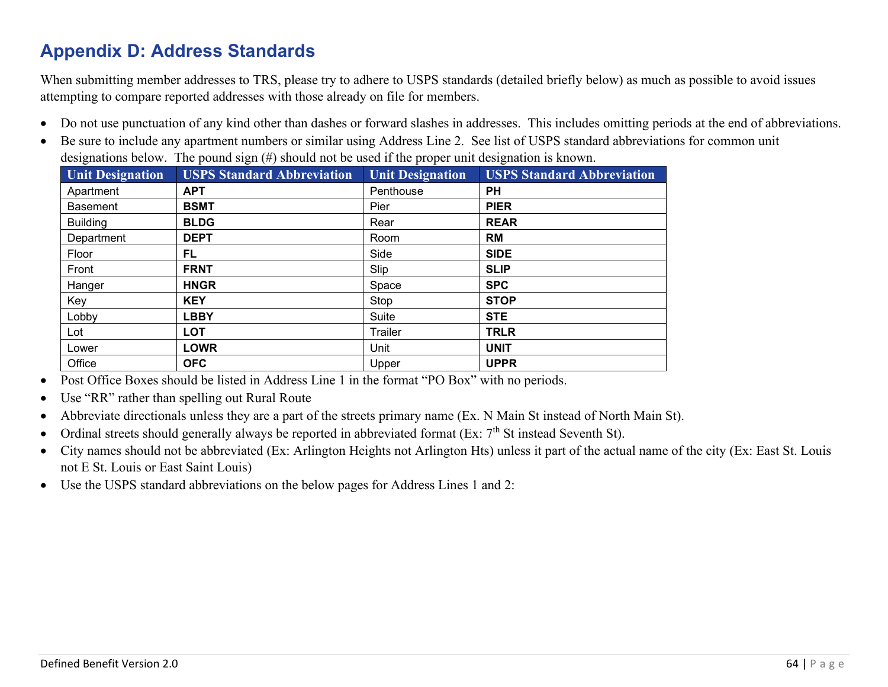# Appendix D: Address Standards

When submitting member addresses to TRS, please try to adhere to USPS standards (detailed briefly below) as much as possible to avoid issues attempting to compare reported addresses with those already on file for members.

- Do not use punctuation of any kind other than dashes or forward slashes in addresses. This includes omitting periods at the end of abbreviations.
- Be sure to include any apartment numbers or similar using Address Line 2. See list of USPS standard abbreviations for common unit designations below. The pound sign (#) should not be used if the proper unit designation is known.

| Unit Designation | USPS Standard Abbreviation | Unit Designation | USPS Standard Abbreviation |
|---|---|---|---|
| Apartment | **APT** | Penthouse | **PH** |
| Basement | **BSMT** | Pier | **PIER** |
| Building | **BLDG** | Rear | **REAR** |
| Department | **DEPT** | Room | **RM** |
| Floor | **FL** | Side | **SIDE** |
| Front | **FRNT** | Slip | **SLIP** |
| Hanger | **HNGR** | Space | **SPC** |
| Key | **KEY** | Stop | **STOP** |
| Lobby | **LBBY** | Suite | **STE** |
| Lot | **LOT** | Trailer | **TRLR** |
| Lower | **LOWR** | Unit | **UNIT** |
| Office | **OFC** | Upper | **UPPR** |

- Post Office Boxes should be listed in Address Line 1 in the format “PO Box” with no periods.
- Use “RR” rather than spelling out Rural Route
- Abbreviate directionals unless they are a part of the streets primary name (Ex. N Main St instead of North Main St).
- Ordinal streets should generally always be reported in abbreviated format (Ex: 7th St instead Seventh St).
- City names should not be abbreviated (Ex: Arlington Heights not Arlington Hts) unless it part of the actual name of the city (Ex: East St. Louis not E St. Louis or East Saint Louis)
- Use the USPS standard abbreviations on the below pages for Address Lines 1 and 2: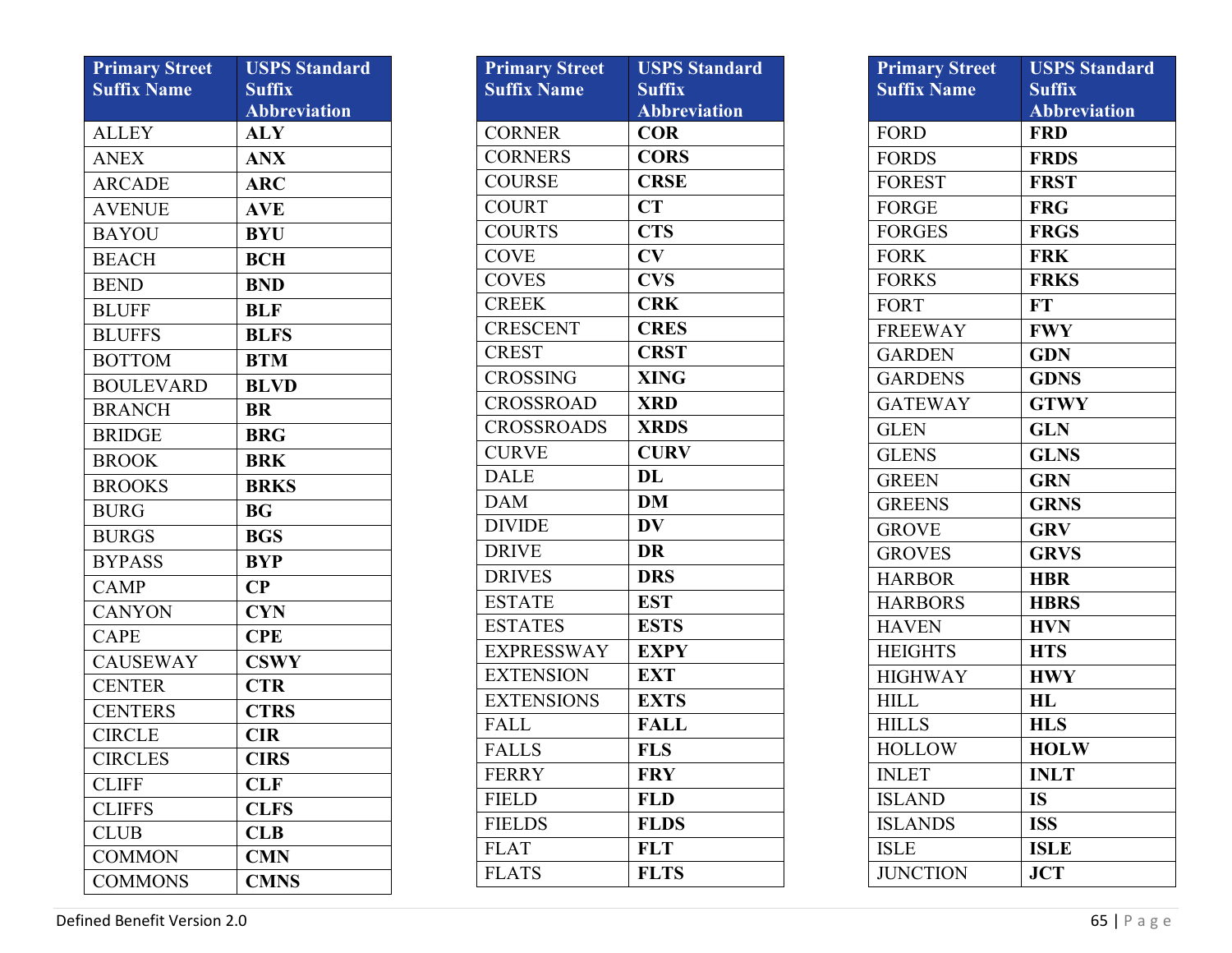| Primary Street Suffix Name | USPS Standard Suffix Abbreviation |
|---|---|
| ALLEY | **ALY** |
| ANEX | **ANX** |
| ARCADE | **ARC** |
| AVENUE | **AVE** |
| BAYOU | **BYU** |
| BEACH | **BCH** |
| BEND | **BND** |
| BLUFF | **BLF** |
| BLUFFS | **BLFS** |
| BOTTOM | **BTM** |
| BOULEVARD | **BLVD** |
| BRANCH | **BR** |
| BRIDGE | **BRG** |
| BROOK | **BRK** |
| BROOKS | **BRKS** |
| BURG | **BG** |
| BURGS | **BGS** |
| BYPASS | **BYP** |
| CAMP | **CP** |
| CANYON | **CYN** |
| CAPE | **CPE** |
| CAUSEWAY | **CSWY** |
| CENTER | **CTR** |
| CENTERS | **CTRS** |
| CIRCLE | **CIR** |
| CIRCLES | **CIRS** |
| CLIFF | **CLF** |
| CLIFFS | **CLFS** |
| CLUB | **CLB** |
| COMMON | **CMN** |
| COMMONS | **CMNS** |

| Primary Street Suffix Name | USPS Standard Suffix Abbreviation |
|---|---|
| CORNER | **COR** |
| CORNERS | **CORS** |
| COURSE | **CRSE** |
| COURT | **CT** |
| COURTS | **CTS** |
| COVE | **CV** |
| COVES | **CVS** |
| CREEK | **CRK** |
| CRESCENT | **CRES** |
| CREST | **CRST** |
| CROSSING | **XING** |
| CROSSROAD | **XRD** |
| CROSSROADS | **XRDS** |
| CURVE | **CURV** |
| DALE | **DL** |
| DAM | **DM** |
| DIVIDE | **DV** |
| DRIVE | **DR** |
| DRIVES | **DRS** |
| ESTATE | **EST** |
| ESTATES | **ESTS** |
| EXPRESSWAY | **EXPY** |
| EXTENSION | **EXT** |
| EXTENSIONS | **EXTS** |
| FALL | **FALL** |
| FALLS | **FLS** |
| FERRY | **FRY** |
| FIELD | **FLD** |
| FIELDS | **FLDS** |
| FLAT | **FLT** |
| FLATS | **FLTS** |

| Primary Street Suffix Name | USPS Standard Suffix Abbreviation |
|---|---|
| FORD | **FRD** |
| FORDS | **FRDS** |
| FOREST | **FRST** |
| FORGE | **FRG** |
| FORGES | **FRGS** |
| FORK | **FRK** |
| FORKS | **FRKS** |
| FORT | **FT** |
| FREEWAY | **FWY** |
| GARDEN | **GDN** |
| GARDENS | **GDNS** |
| GATEWAY | **GTWY** |
| GLEN | **GLN** |
| GLENS | **GLNS** |
| GREEN | **GRN** |
| GREENS | **GRNS** |
| GROVE | **GRV** |
| GROVES | **GRVS** |
| HARBOR | **HBR** |
| HARBORS | **HBRS** |
| HAVEN | **HVN** |
| HEIGHTS | **HTS** |
| HIGHWAY | **HWY** |
| HILL | **HL** |
| HILLS | **HLS** |
| HOLLOW | **HOLW** |
| INLET | **INLT** |
| ISLAND | **IS** |
| ISLANDS | **ISS** |
| ISLE | **ISLE** |
| JUNCTION | **JCT** |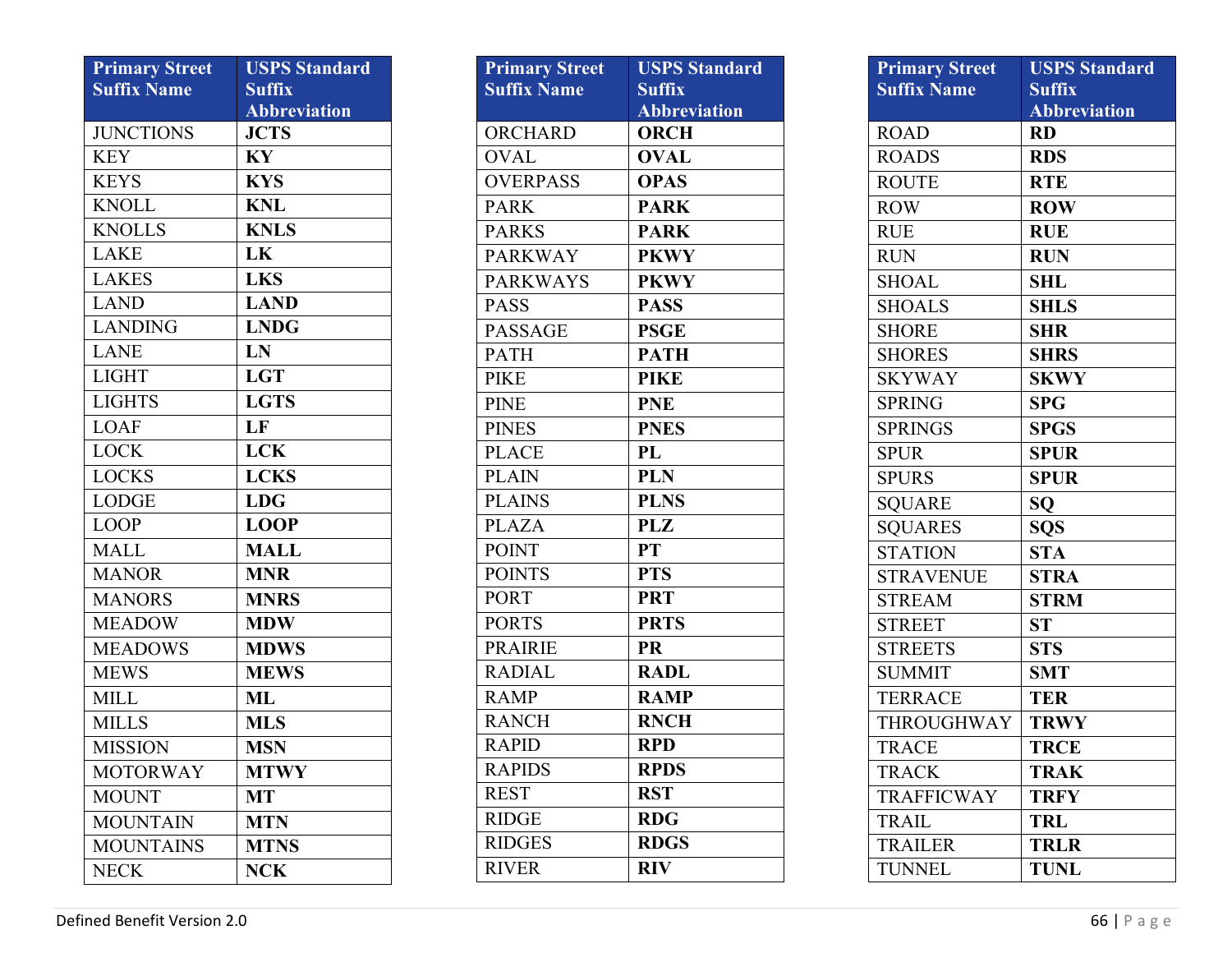| Primary Street Suffix Name | USPS Standard Suffix Abbreviation |
|---|---|
| JUNCTIONS | **JCTS** |
| KEY | **KY** |
| KEYS | **KYS** |
| KNOLL | **KNL** |
| KNOLLS | **KNLS** |
| LAKE | **LK** |
| LAKES | **LKS** |
| LAND | **LAND** |
| LANDING | **LNDG** |
| LANE | **LN** |
| LIGHT | **LGT** |
| LIGHTS | **LGTS** |
| LOAF | **LF** |
| LOCK | **LCK** |
| LOCKS | **LCKS** |
| LODGE | **LDG** |
| LOOP | **LOOP** |
| MALL | **MALL** |
| MANOR | **MNR** |
| MANORS | **MNRS** |
| MEADOW | **MDW** |
| MEADOWS | **MDWS** |
| MEWS | **MEWS** |
| MILL | **ML** |
| MILLS | **MLS** |
| MISSION | **MSN** |
| MOTORWAY | **MTWY** |
| MOUNT | **MT** |
| MOUNTAIN | **MTN** |
| MOUNTAINS | **MTNS** |
| NECK | **NCK** |

| Primary Street Suffix Name | USPS Standard Suffix Abbreviation |
|---|---|
| ORCHARD | **ORCH** |
| OVAL | **OVAL** |
| OVERPASS | **OPAS** |
| PARK | **PARK** |
| PARKS | **PARK** |
| PARKWAY | **PKWY** |
| PARKWAYS | **PKWY** |
| PASS | **PASS** |
| PASSAGE | **PSGE** |
| PATH | **PATH** |
| PIKE | **PIKE** |
| PINE | **PNE** |
| PINES | **PNES** |
| PLACE | **PL** |
| PLAIN | **PLN** |
| PLAINS | **PLNS** |
| PLAZA | **PLZ** |
| POINT | **PT** |
| POINTS | **PTS** |
| PORT | **PRT** |
| PORTS | **PRTS** |
| PRAIRIE | **PR** |
| RADIAL | **RADL** |
| RAMP | **RAMP** |
| RANCH | **RNCH** |
| RAPID | **RPD** |
| RAPIDS | **RPDS** |
| REST | **RST** |
| RIDGE | **RDG** |
| RIDGES | **RDGS** |
| RIVER | **RIV** |

| Primary Street Suffix Name | USPS Standard Suffix Abbreviation |
|---|---|
| ROAD | **RD** |
| ROADS | **RDS** |
| ROUTE | **RTE** |
| ROW | **ROW** |
| RUE | **RUE** |
| RUN | **RUN** |
| SHOAL | **SHL** |
| SHOALS | **SHLS** |
| SHORE | **SHR** |
| SHORES | **SHRS** |
| SKYWAY | **SKWY** |
| SPRING | **SPG** |
| SPRINGS | **SPGS** |
| SPUR | **SPUR** |
| SPURS | **SPUR** |
| SQUARE | **SQ** |
| SQUARES | **SQS** |
| STATION | **STA** |
| STRAVENUE | **STRA** |
| STREAM | **STRM** |
| STREET | **ST** |
| STREETS | **STS** |
| SUMMIT | **SMT** |
| TERRACE | **TER** |
| THROUGHWAY | **TRWY** |
| TRACE | **TRCE** |
| TRACK | **TRAK** |
| TRAFFICWAY | **TRFY** |
| TRAIL | **TRL** |
| TRAILER | **TRLR** |
| TUNNEL | **TUNL** |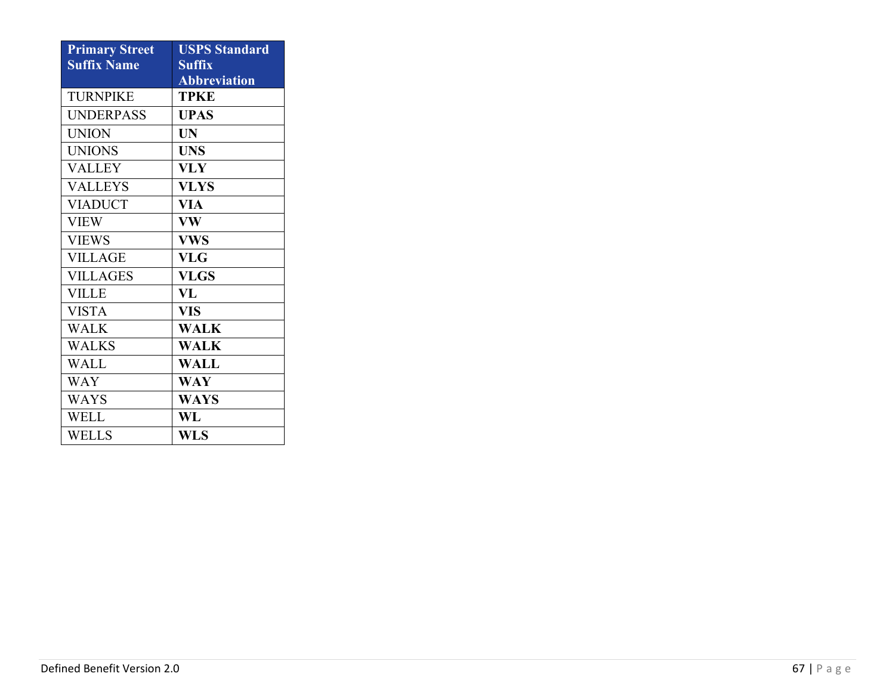| Primary Street Suffix Name | USPS Standard Suffix Abbreviation |
|---|---|
| TURNPIKE | **TPKE** |
| UNDERPASS | **UPAS** |
| UNION | **UN** |
| UNIONS | **UNS** |
| VALLEY | **VLY** |
| VALLEYS | **VLYS** |
| VIADUCT | **VIA** |
| VIEW | **VW** |
| VIEWS | **VWS** |
| VILLAGE | **VLG** |
| VILLAGES | **VLGS** |
| VILLE | **VL** |
| VISTA | **VIS** |
| WALK | **WALK** |
| WALKS | **WALK** |
| WALL | **WALL** |
| WAY | **WAY** |
| WAYS | **WAYS** |
| WELL | **WL** |
| WELLS | **WLS** |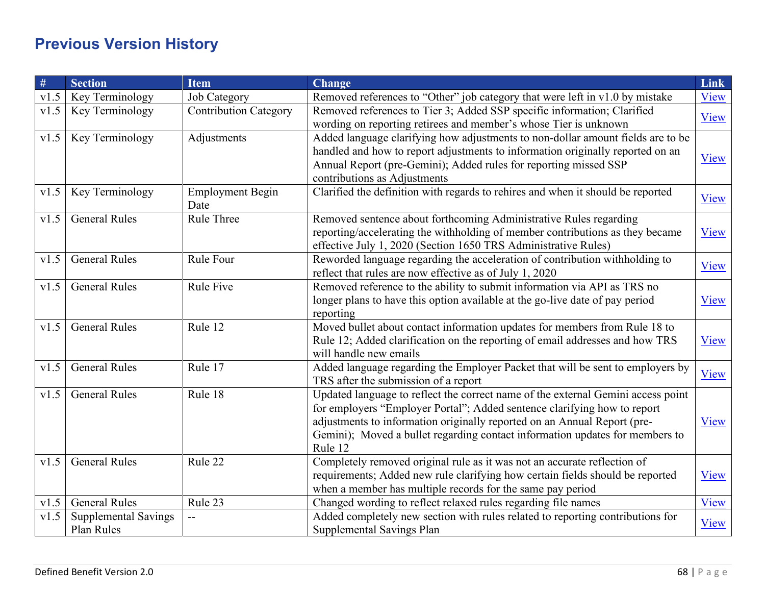## Previous Version History

| # | Section | Item | Change | Link |
|---|---|---|---|---|
| v1.5 | Key Terminology | Job Category | Removed references to “Other” job category that were left in v1.0 by mistake | View |
| v1.5 | Key Terminology | Contribution Category | Removed references to Tier 3; Added SSP specific information; Clarified wording on reporting retirees and member’s whose Tier is unknown | View |
| v1.5 | Key Terminology | Adjustments | Added language clarifying how adjustments to non-dollar amount fields are to be handled and how to report adjustments to information originally reported on an Annual Report (pre-Gemini); Added rules for reporting missed SSP contributions as Adjustments | View |
| v1.5 | Key Terminology | Employment Begin Date | Clarified the definition with regards to rehires and when it should be reported | View |
| v1.5 | General Rules | Rule Three | Removed sentence about forthcoming Administrative Rules regarding reporting/accelerating the withholding of member contributions as they became effective July 1, 2020 (Section 1650 TRS Administrative Rules) | View |
| v1.5 | General Rules | Rule Four | Reworded language regarding the acceleration of contribution withholding to reflect that rules are now effective as of July 1, 2020 | View |
| v1.5 | General Rules | Rule Five | Removed reference to the ability to submit information via API as TRS no longer plans to have this option available at the go-live date of pay period reporting | View |
| v1.5 | General Rules | Rule 12 | Moved bullet about contact information updates for members from Rule 18 to Rule 12; Added clarification on the reporting of email addresses and how TRS will handle new emails | View |
| v1.5 | General Rules | Rule 17 | Added language regarding the Employer Packet that will be sent to employers by TRS after the submission of a report | View |
| v1.5 | General Rules | Rule 18 | Updated language to reflect the correct name of the external Gemini access point for employers “Employer Portal”; Added sentence clarifying how to report adjustments to information originally reported on an Annual Report (pre-Gemini); Moved a bullet regarding contact information updates for members to Rule 12 | View |
| v1.5 | General Rules | Rule 22 | Completely removed original rule as it was not an accurate reflection of requirements; Added new rule clarifying how certain fields should be reported when a member has multiple records for the same pay period | View |
| v1.5 | General Rules | Rule 23 | Changed wording to reflect relaxed rules regarding file names | View |
| v1.5 | Supplemental Savings Plan Rules | -- | Added completely new section with rules related to reporting contributions for Supplemental Savings Plan | View |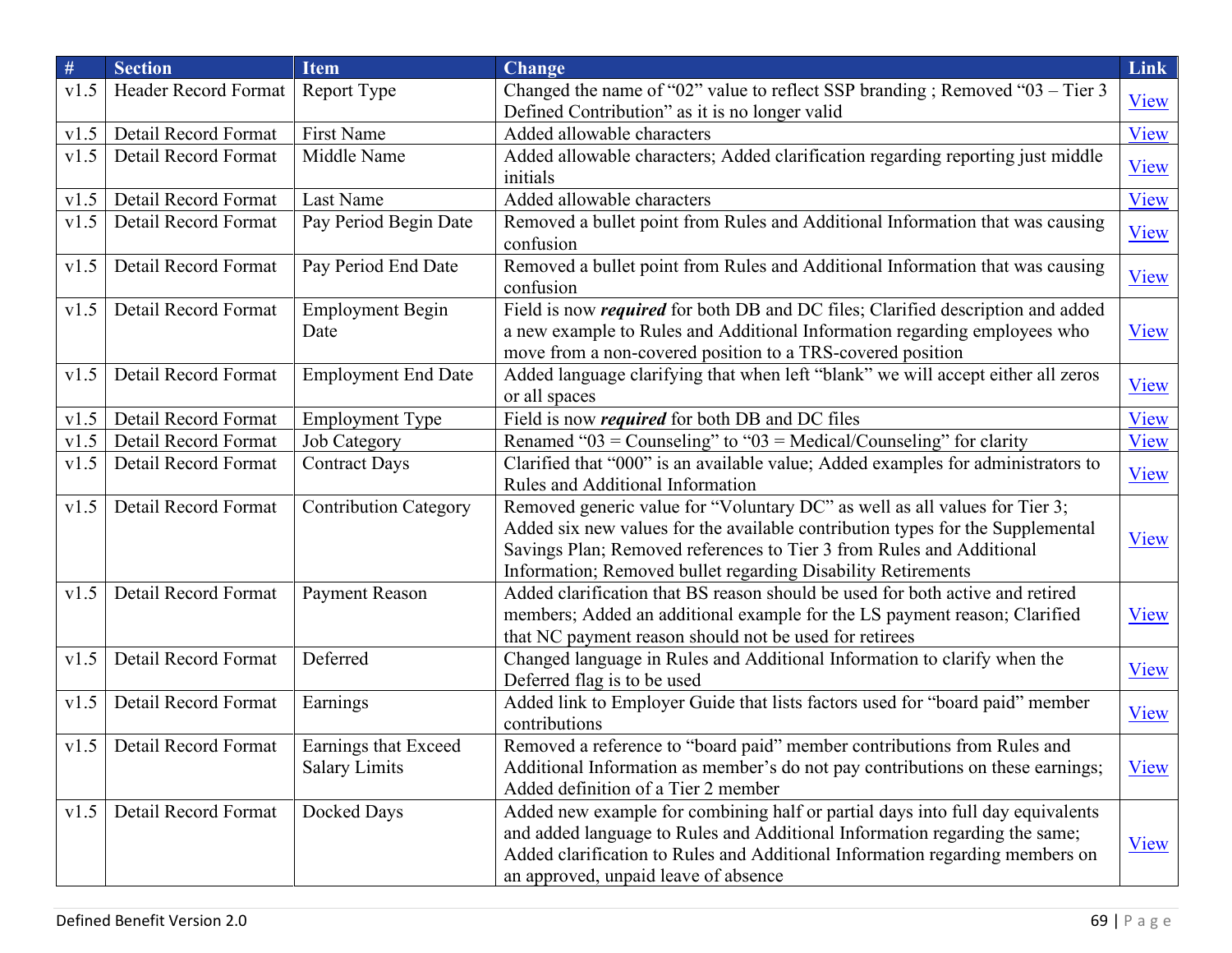| # | Section | Item | Change | Link |
|---|---|---|---|---|
| v1.5 | Header Record Format | Report Type | Changed the name of "02" value to reflect SSP branding ; Removed "03 – Tier 3 Defined Contribution" as it is no longer valid | View |
| v1.5 | Detail Record Format | First Name | Added allowable characters | View |
| v1.5 | Detail Record Format | Middle Name | Added allowable characters; Added clarification regarding reporting just middle initials | View |
| v1.5 | Detail Record Format | Last Name | Added allowable characters | View |
| v1.5 | Detail Record Format | Pay Period Begin Date | Removed a bullet point from Rules and Additional Information that was causing confusion | View |
| v1.5 | Detail Record Format | Pay Period End Date | Removed a bullet point from Rules and Additional Information that was causing confusion | View |
| v1.5 | Detail Record Format | Employment Begin Date | Field is now ***required*** for both DB and DC files; Clarified description and added a new example to Rules and Additional Information regarding employees who move from a non-covered position to a TRS-covered position | View |
| v1.5 | Detail Record Format | Employment End Date | Added language clarifying that when left "blank" we will accept either all zeros or all spaces | View |
| v1.5 | Detail Record Format | Employment Type | Field is now ***required*** for both DB and DC files | View |
| v1.5 | Detail Record Format | Job Category | Renamed "03 = Counseling" to "03 = Medical/Counseling" for clarity | View |
| v1.5 | Detail Record Format | Contract Days | Clarified that "000" is an available value; Added examples for administrators to Rules and Additional Information | View |
| v1.5 | Detail Record Format | Contribution Category | Removed generic value for "Voluntary DC" as well as all values for Tier 3; Added six new values for the available contribution types for the Supplemental Savings Plan; Removed references to Tier 3 from Rules and Additional Information; Removed bullet regarding Disability Retirements | View |
| v1.5 | Detail Record Format | Payment Reason | Added clarification that BS reason should be used for both active and retired members; Added an additional example for the LS payment reason; Clarified that NC payment reason should not be used for retirees | View |
| v1.5 | Detail Record Format | Deferred | Changed language in Rules and Additional Information to clarify when the Deferred flag is to be used | View |
| v1.5 | Detail Record Format | Earnings | Added link to Employer Guide that lists factors used for "board paid" member contributions | View |
| v1.5 | Detail Record Format | Earnings that Exceed Salary Limits | Removed a reference to "board paid" member contributions from Rules and Additional Information as member's do not pay contributions on these earnings; Added definition of a Tier 2 member | View |
| v1.5 | Detail Record Format | Docked Days | Added new example for combining half or partial days into full day equivalents and added language to Rules and Additional Information regarding the same; Added clarification to Rules and Additional Information regarding members on an approved, unpaid leave of absence | View |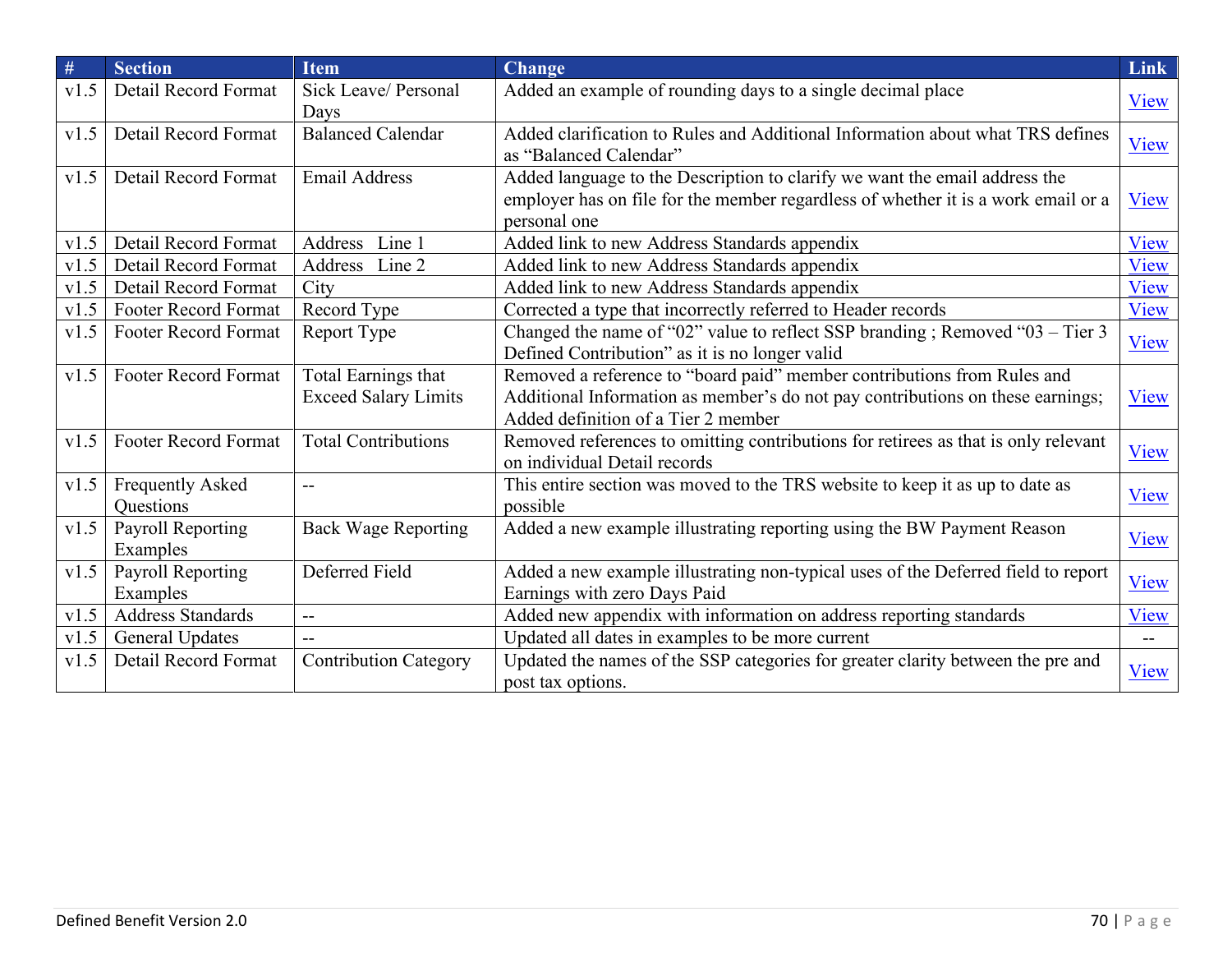| # | Section | Item | Change | Link |
|---|---|---|---|---|
| v1.5 | Detail Record Format | Sick Leave/ Personal Days | Added an example of rounding days to a single decimal place | View |
| v1.5 | Detail Record Format | Balanced Calendar | Added clarification to Rules and Additional Information about what TRS defines as "Balanced Calendar" | View |
| v1.5 | Detail Record Format | Email Address | Added language to the Description to clarify we want the email address the employer has on file for the member regardless of whether it is a work email or a personal one | View |
| v1.5 | Detail Record Format | Address Line 1 | Added link to new Address Standards appendix | View |
| v1.5 | Detail Record Format | Address Line 2 | Added link to new Address Standards appendix | View |
| v1.5 | Detail Record Format | City | Added link to new Address Standards appendix | View |
| v1.5 | Footer Record Format | Record Type | Corrected a type that incorrectly referred to Header records | View |
| v1.5 | Footer Record Format | Report Type | Changed the name of "02" value to reflect SSP branding ; Removed "03 – Tier 3 Defined Contribution" as it is no longer valid | View |
| v1.5 | Footer Record Format | Total Earnings that Exceed Salary Limits | Removed a reference to "board paid" member contributions from Rules and Additional Information as member's do not pay contributions on these earnings; Added definition of a Tier 2 member | View |
| v1.5 | Footer Record Format | Total Contributions | Removed references to omitting contributions for retirees as that is only relevant on individual Detail records | View |
| v1.5 | Frequently Asked Questions | -- | This entire section was moved to the TRS website to keep it as up to date as possible | View |
| v1.5 | Payroll Reporting Examples | Back Wage Reporting | Added a new example illustrating reporting using the BW Payment Reason | View |
| v1.5 | Payroll Reporting Examples | Deferred Field | Added a new example illustrating non-typical uses of the Deferred field to report Earnings with zero Days Paid | View |
| v1.5 | Address Standards | -- | Added new appendix with information on address reporting standards | View |
| v1.5 | General Updates | -- | Updated all dates in examples to be more current | -- |
| v1.5 | Detail Record Format | Contribution Category | Updated the names of the SSP categories for greater clarity between the pre and post tax options. | View |